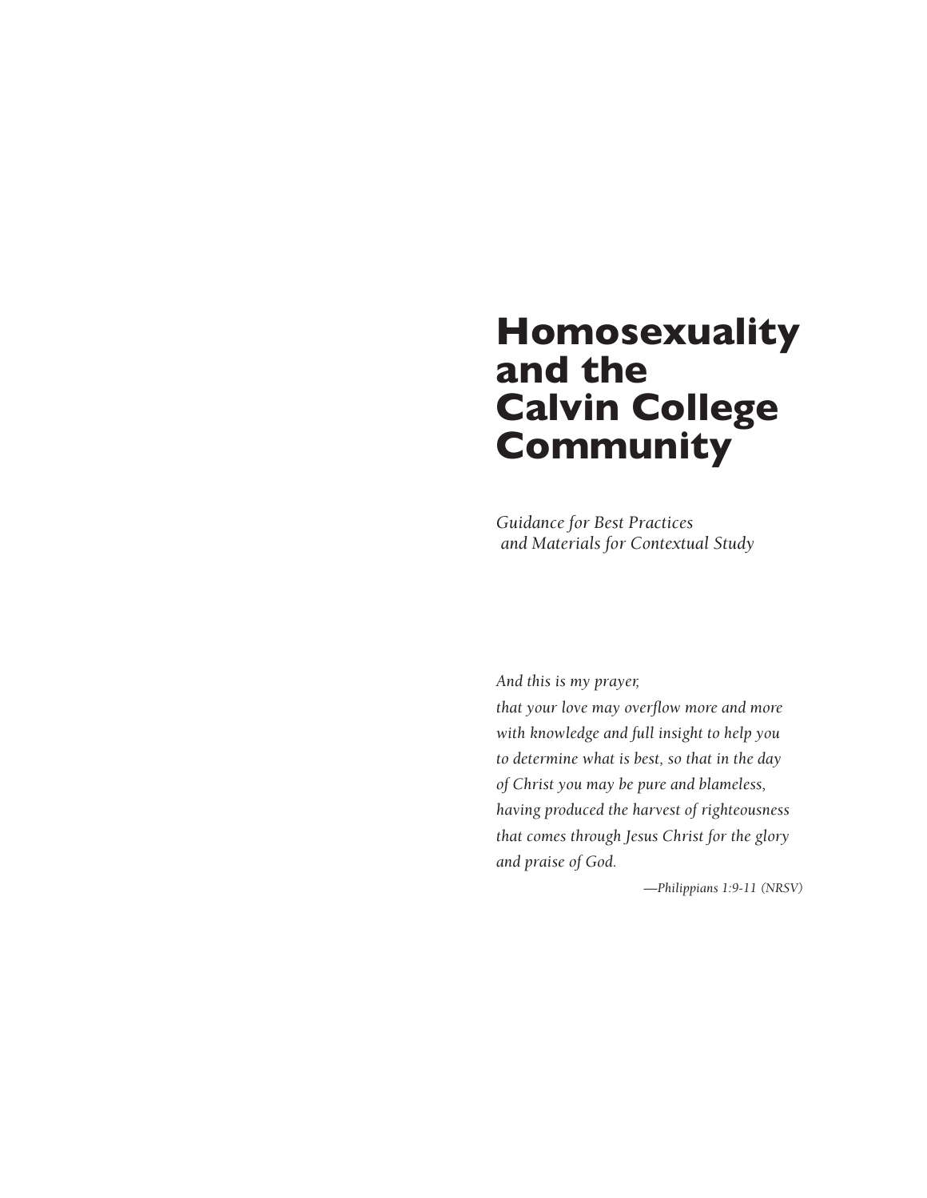# Homosexuality and the Calvin College Community

*Guidance for Best Practices and Materials for Contextual Study*

*And this is my prayer,*
*that your love may overflow more and more*
*with knowledge and full insight to help you*
*to determine what is best, so that in the day*
*of Christ you may be pure and blameless,*
*having produced the harvest of righteousness*
*that comes through Jesus Christ for the glory*
*and praise of God.*

*—Philippians 1:9-11 (NRSV)*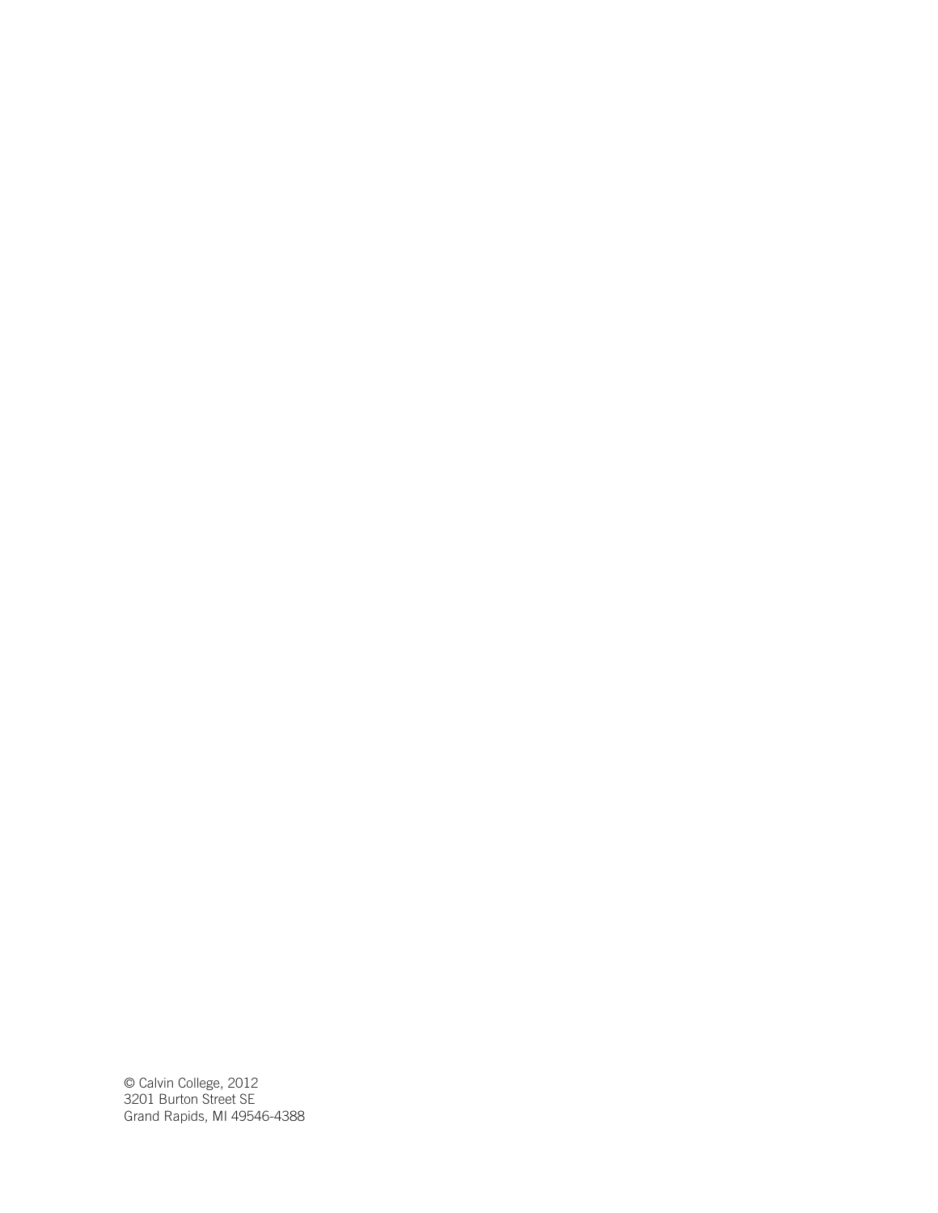© Calvin College, 2012
3201 Burton Street SE
Grand Rapids, MI 49546-4388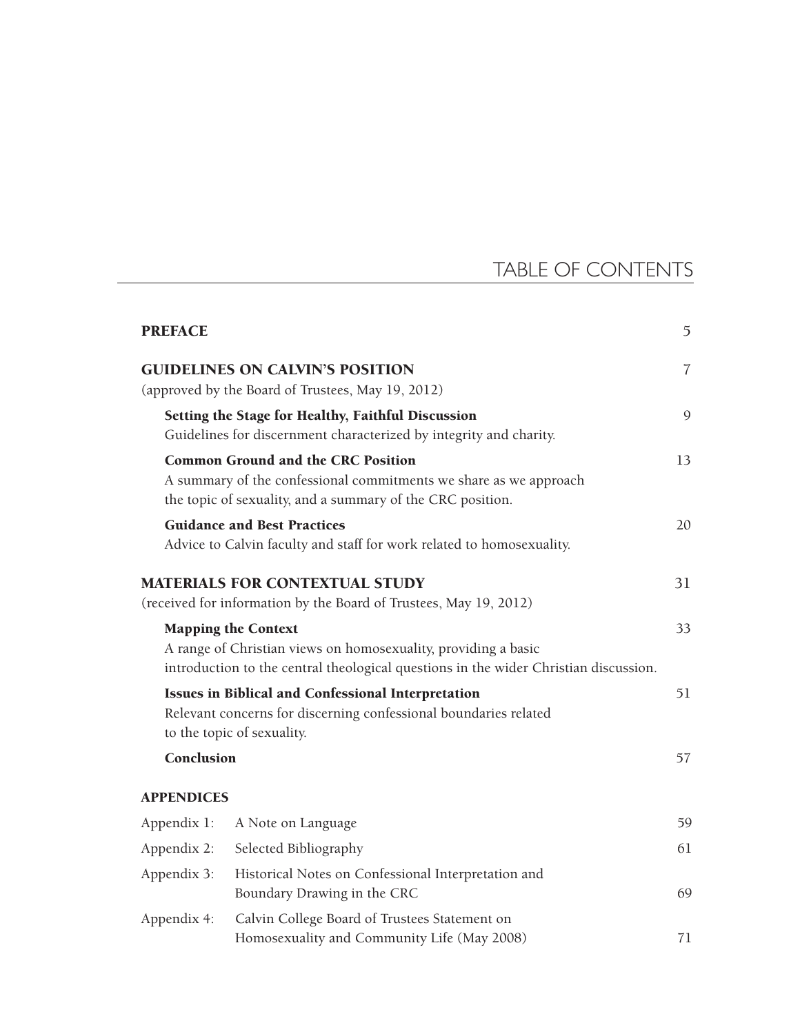# TABLE OF CONTENTS

**PREFACE** 5

**GUIDELINES ON CALVIN'S POSITION** 7
(approved by the Board of Trustees, May 19, 2012)

**Setting the Stage for Healthy, Faithful Discussion** 9
Guidelines for discernment characterized by integrity and charity.

**Common Ground and the CRC Position** 13
A summary of the confessional commitments we share as we approach the topic of sexuality, and a summary of the CRC position.

**Guidance and Best Practices** 20
Advice to Calvin faculty and staff for work related to homosexuality.

**MATERIALS FOR CONTEXTUAL STUDY** 31
(received for information by the Board of Trustees, May 19, 2012)

**Mapping the Context** 33
A range of Christian views on homosexuality, providing a basic introduction to the central theological questions in the wider Christian discussion.

**Issues in Biblical and Confessional Interpretation** 51
Relevant concerns for discerning confessional boundaries related to the topic of sexuality.

**Conclusion** 57

**APPENDICES**

| | | |
|---|---|---|
| Appendix 1: | A Note on Language | 59 |
| Appendix 2: | Selected Bibliography | 61 |
| Appendix 3: | Historical Notes on Confessional Interpretation and Boundary Drawing in the CRC | 69 |
| Appendix 4: | Calvin College Board of Trustees Statement on Homosexuality and Community Life (May 2008) | 71 |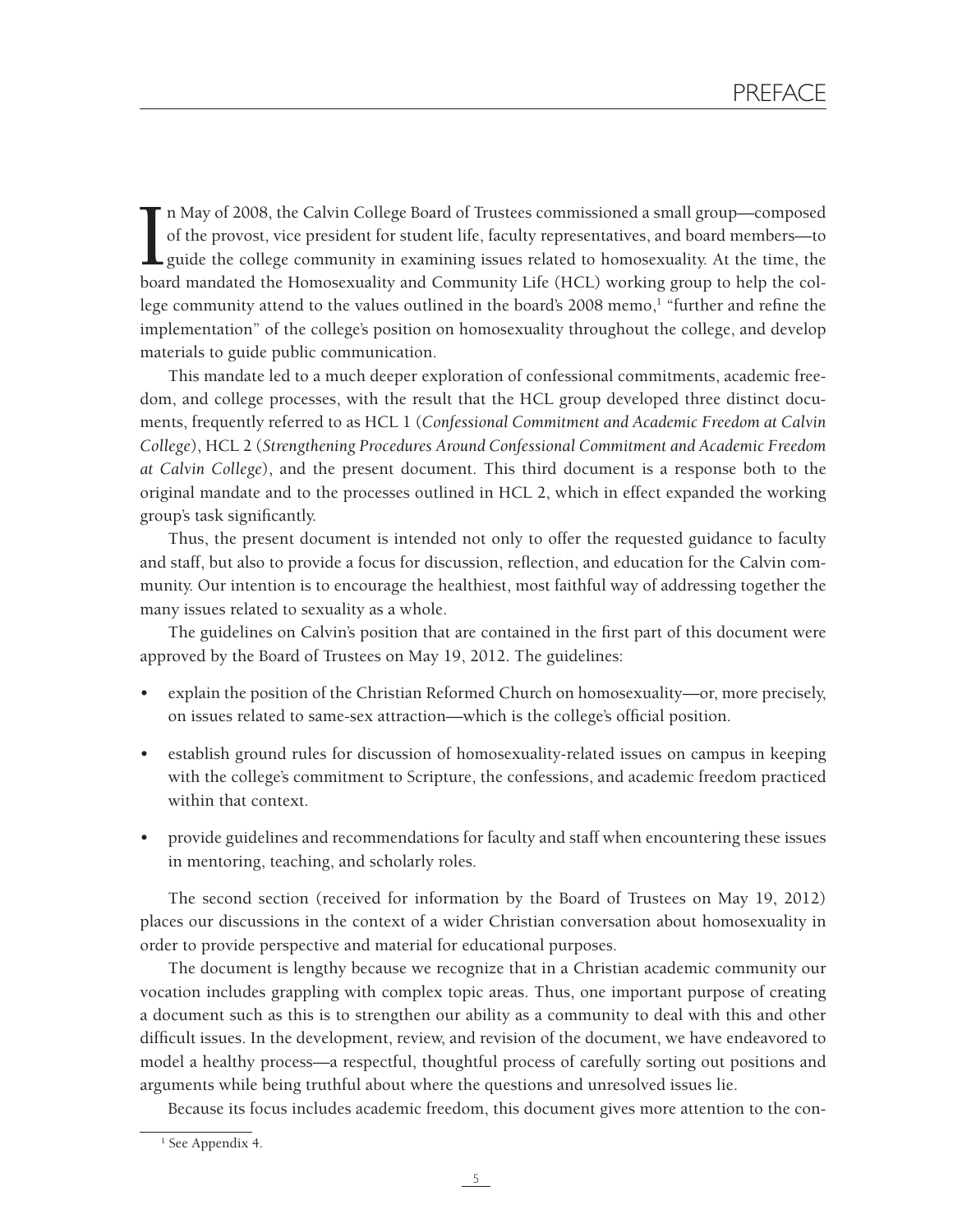# PREFACE

In May of 2008, the Calvin College Board of Trustees commissioned a small group—composed of the provost, vice president for student life, faculty representatives, and board members—to guide the college community in examining issues related to homosexuality. At the time, the board mandated the Homosexuality and Community Life (HCL) working group to help the college community attend to the values outlined in the board's 2008 memo,[1] "further and refine the implementation" of the college's position on homosexuality throughout the college, and develop materials to guide public communication.

This mandate led to a much deeper exploration of confessional commitments, academic freedom, and college processes, with the result that the HCL group developed three distinct documents, frequently referred to as HCL 1 (*Confessional Commitment and Academic Freedom at Calvin College*), HCL 2 (*Strengthening Procedures Around Confessional Commitment and Academic Freedom at Calvin College*), and the present document. This third document is a response both to the original mandate and to the processes outlined in HCL 2, which in effect expanded the working group's task significantly.

Thus, the present document is intended not only to offer the requested guidance to faculty and staff, but also to provide a focus for discussion, reflection, and education for the Calvin community. Our intention is to encourage the healthiest, most faithful way of addressing together the many issues related to sexuality as a whole.

The guidelines on Calvin's position that are contained in the first part of this document were approved by the Board of Trustees on May 19, 2012. The guidelines:

- explain the position of the Christian Reformed Church on homosexuality—or, more precisely, on issues related to same-sex attraction—which is the college's official position.
- establish ground rules for discussion of homosexuality-related issues on campus in keeping with the college's commitment to Scripture, the confessions, and academic freedom practiced within that context.
- provide guidelines and recommendations for faculty and staff when encountering these issues in mentoring, teaching, and scholarly roles.

The second section (received for information by the Board of Trustees on May 19, 2012) places our discussions in the context of a wider Christian conversation about homosexuality in order to provide perspective and material for educational purposes.

The document is lengthy because we recognize that in a Christian academic community our vocation includes grappling with complex topic areas. Thus, one important purpose of creating a document such as this is to strengthen our ability as a community to deal with this and other difficult issues. In the development, review, and revision of the document, we have endeavored to model a healthy process—a respectful, thoughtful process of carefully sorting out positions and arguments while being truthful about where the questions and unresolved issues lie.

Because its focus includes academic freedom, this document gives more attention to the con-

[1] See Appendix 4.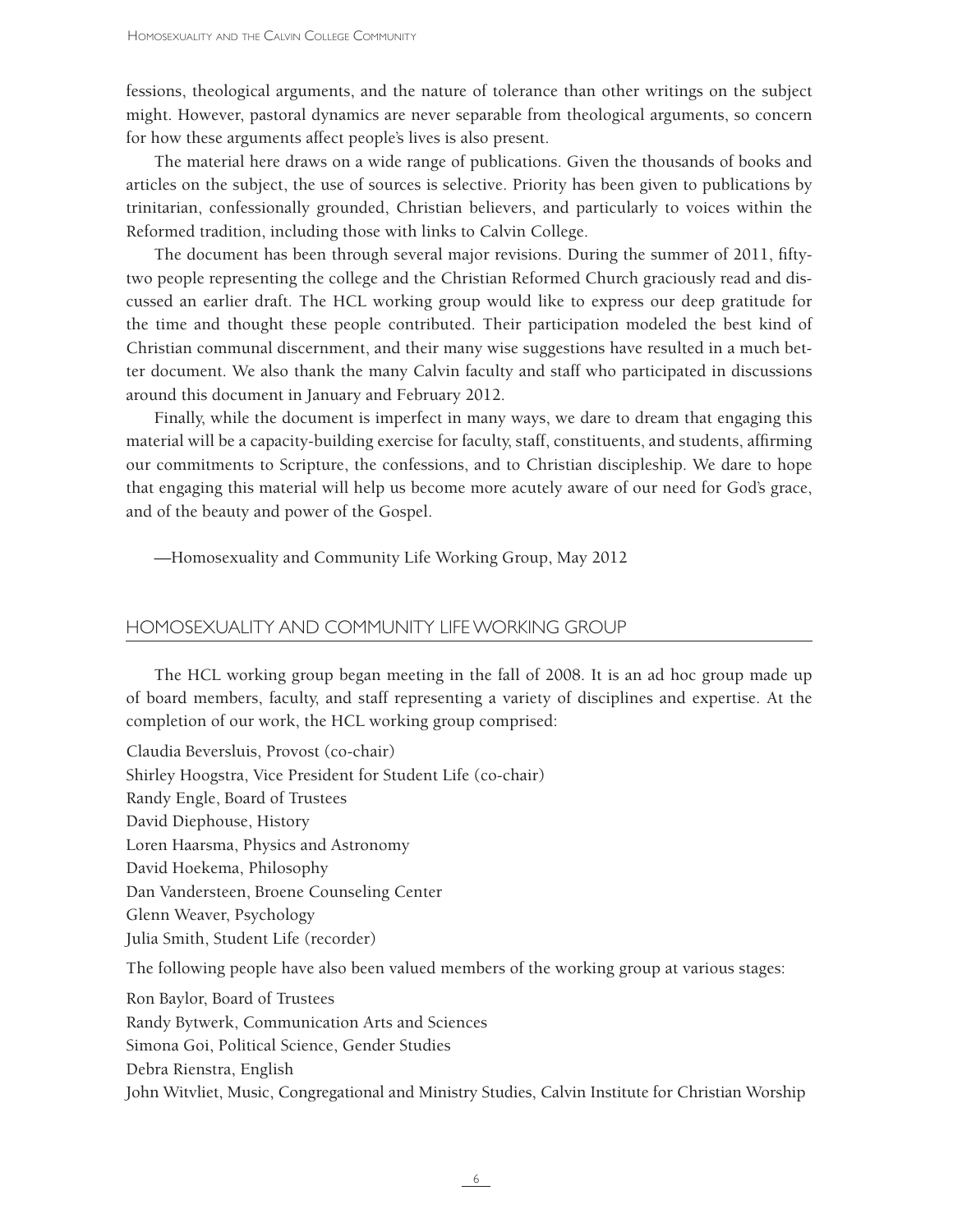fessions, theological arguments, and the nature of tolerance than other writings on the subject might. However, pastoral dynamics are never separable from theological arguments, so concern for how these arguments affect people's lives is also present.

The material here draws on a wide range of publications. Given the thousands of books and articles on the subject, the use of sources is selective. Priority has been given to publications by trinitarian, confessionally grounded, Christian believers, and particularly to voices within the Reformed tradition, including those with links to Calvin College.

The document has been through several major revisions. During the summer of 2011, fifty-two people representing the college and the Christian Reformed Church graciously read and discussed an earlier draft. The HCL working group would like to express our deep gratitude for the time and thought these people contributed. Their participation modeled the best kind of Christian communal discernment, and their many wise suggestions have resulted in a much better document. We also thank the many Calvin faculty and staff who participated in discussions around this document in January and February 2012.

Finally, while the document is imperfect in many ways, we dare to dream that engaging this material will be a capacity-building exercise for faculty, staff, constituents, and students, affirming our commitments to Scripture, the confessions, and to Christian discipleship. We dare to hope that engaging this material will help us become more acutely aware of our need for God's grace, and of the beauty and power of the Gospel.

—Homosexuality and Community Life Working Group, May 2012

## HOMOSEXUALITY AND COMMUNITY LIFE WORKING GROUP

The HCL working group began meeting in the fall of 2008. It is an ad hoc group made up of board members, faculty, and staff representing a variety of disciplines and expertise. At the completion of our work, the HCL working group comprised:

Claudia Beversluis, Provost (co-chair)
Shirley Hoogstra, Vice President for Student Life (co-chair)
Randy Engle, Board of Trustees
David Diephouse, History
Loren Haarsma, Physics and Astronomy
David Hoekema, Philosophy
Dan Vandersteen, Broene Counseling Center
Glenn Weaver, Psychology
Julia Smith, Student Life (recorder)

The following people have also been valued members of the working group at various stages:

Ron Baylor, Board of Trustees
Randy Bytwerk, Communication Arts and Sciences
Simona Goi, Political Science, Gender Studies
Debra Rienstra, English
John Witvliet, Music, Congregational and Ministry Studies, Calvin Institute for Christian Worship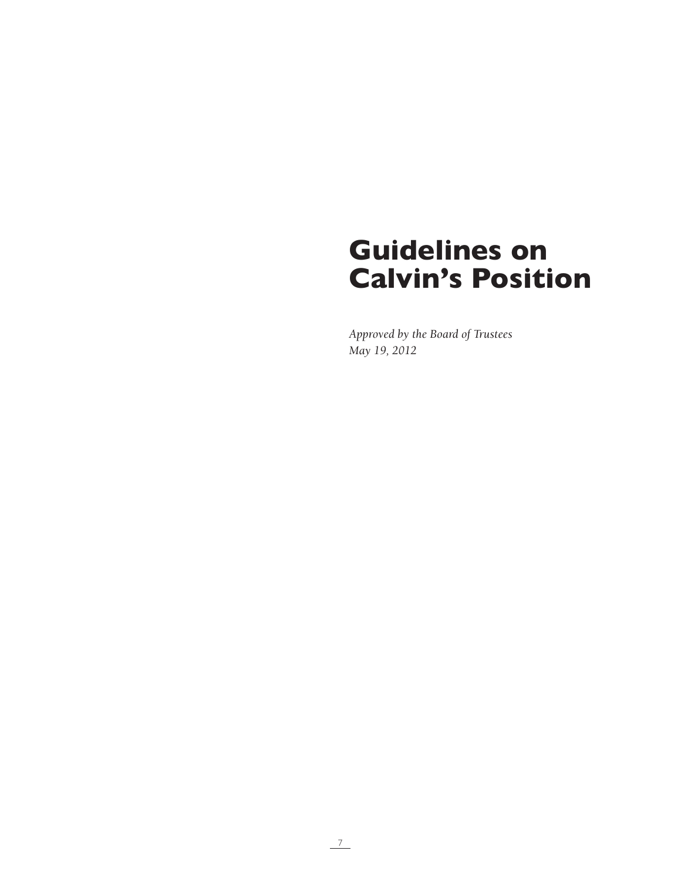# Guidelines on Calvin's Position

*Approved by the Board of Trustees*
*May 19, 2012*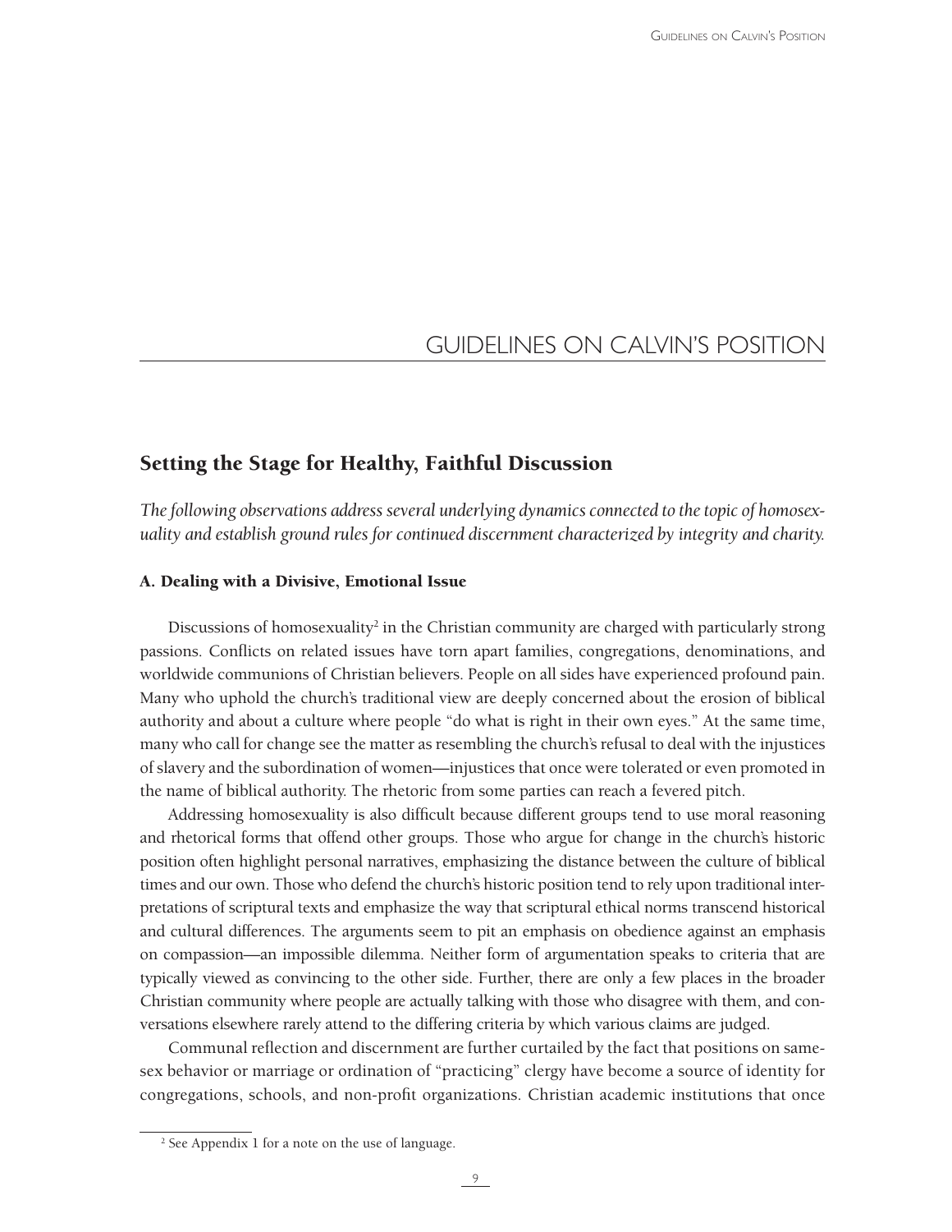# GUIDELINES ON CALVIN'S POSITION

## Setting the Stage for Healthy, Faithful Discussion

*The following observations address several underlying dynamics connected to the topic of homosexuality and establish ground rules for continued discernment characterized by integrity and charity.*

### A. Dealing with a Divisive, Emotional Issue

Discussions of homosexuality[2] in the Christian community are charged with particularly strong passions. Conflicts on related issues have torn apart families, congregations, denominations, and worldwide communions of Christian believers. People on all sides have experienced profound pain. Many who uphold the church's traditional view are deeply concerned about the erosion of biblical authority and about a culture where people "do what is right in their own eyes." At the same time, many who call for change see the matter as resembling the church's refusal to deal with the injustices of slavery and the subordination of women—injustices that once were tolerated or even promoted in the name of biblical authority. The rhetoric from some parties can reach a fevered pitch.

Addressing homosexuality is also difficult because different groups tend to use moral reasoning and rhetorical forms that offend other groups. Those who argue for change in the church's historic position often highlight personal narratives, emphasizing the distance between the culture of biblical times and our own. Those who defend the church's historic position tend to rely upon traditional interpretations of scriptural texts and emphasize the way that scriptural ethical norms transcend historical and cultural differences. The arguments seem to pit an emphasis on obedience against an emphasis on compassion—an impossible dilemma. Neither form of argumentation speaks to criteria that are typically viewed as convincing to the other side. Further, there are only a few places in the broader Christian community where people are actually talking with those who disagree with them, and conversations elsewhere rarely attend to the differing criteria by which various claims are judged.

Communal reflection and discernment are further curtailed by the fact that positions on same-sex behavior or marriage or ordination of "practicing" clergy have become a source of identity for congregations, schools, and non-profit organizations. Christian academic institutions that once

[2] See Appendix 1 for a note on the use of language.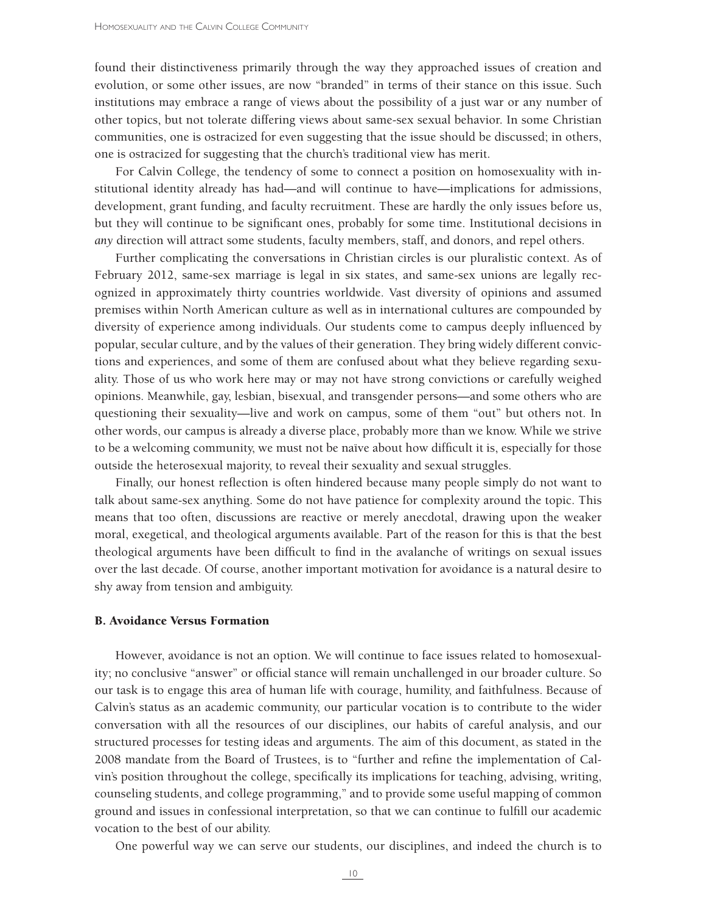found their distinctiveness primarily through the way they approached issues of creation and evolution, or some other issues, are now "branded" in terms of their stance on this issue. Such institutions may embrace a range of views about the possibility of a just war or any number of other topics, but not tolerate differing views about same-sex sexual behavior. In some Christian communities, one is ostracized for even suggesting that the issue should be discussed; in others, one is ostracized for suggesting that the church's traditional view has merit.

For Calvin College, the tendency of some to connect a position on homosexuality with institutional identity already has had—and will continue to have—implications for admissions, development, grant funding, and faculty recruitment. These are hardly the only issues before us, but they will continue to be significant ones, probably for some time. Institutional decisions in *any* direction will attract some students, faculty members, staff, and donors, and repel others.

Further complicating the conversations in Christian circles is our pluralistic context. As of February 2012, same-sex marriage is legal in six states, and same-sex unions are legally recognized in approximately thirty countries worldwide. Vast diversity of opinions and assumed premises within North American culture as well as in international cultures are compounded by diversity of experience among individuals. Our students come to campus deeply influenced by popular, secular culture, and by the values of their generation. They bring widely different convictions and experiences, and some of them are confused about what they believe regarding sexuality. Those of us who work here may or may not have strong convictions or carefully weighed opinions. Meanwhile, gay, lesbian, bisexual, and transgender persons—and some others who are questioning their sexuality—live and work on campus, some of them "out" but others not. In other words, our campus is already a diverse place, probably more than we know. While we strive to be a welcoming community, we must not be naïve about how difficult it is, especially for those outside the heterosexual majority, to reveal their sexuality and sexual struggles.

Finally, our honest reflection is often hindered because many people simply do not want to talk about same-sex anything. Some do not have patience for complexity around the topic. This means that too often, discussions are reactive or merely anecdotal, drawing upon the weaker moral, exegetical, and theological arguments available. Part of the reason for this is that the best theological arguments have been difficult to find in the avalanche of writings on sexual issues over the last decade. Of course, another important motivation for avoidance is a natural desire to shy away from tension and ambiguity.

### B. Avoidance Versus Formation

However, avoidance is not an option. We will continue to face issues related to homosexuality; no conclusive "answer" or official stance will remain unchallenged in our broader culture. So our task is to engage this area of human life with courage, humility, and faithfulness. Because of Calvin's status as an academic community, our particular vocation is to contribute to the wider conversation with all the resources of our disciplines, our habits of careful analysis, and our structured processes for testing ideas and arguments. The aim of this document, as stated in the 2008 mandate from the Board of Trustees, is to "further and refine the implementation of Calvin's position throughout the college, specifically its implications for teaching, advising, writing, counseling students, and college programming," and to provide some useful mapping of common ground and issues in confessional interpretation, so that we can continue to fulfill our academic vocation to the best of our ability.

One powerful way we can serve our students, our disciplines, and indeed the church is to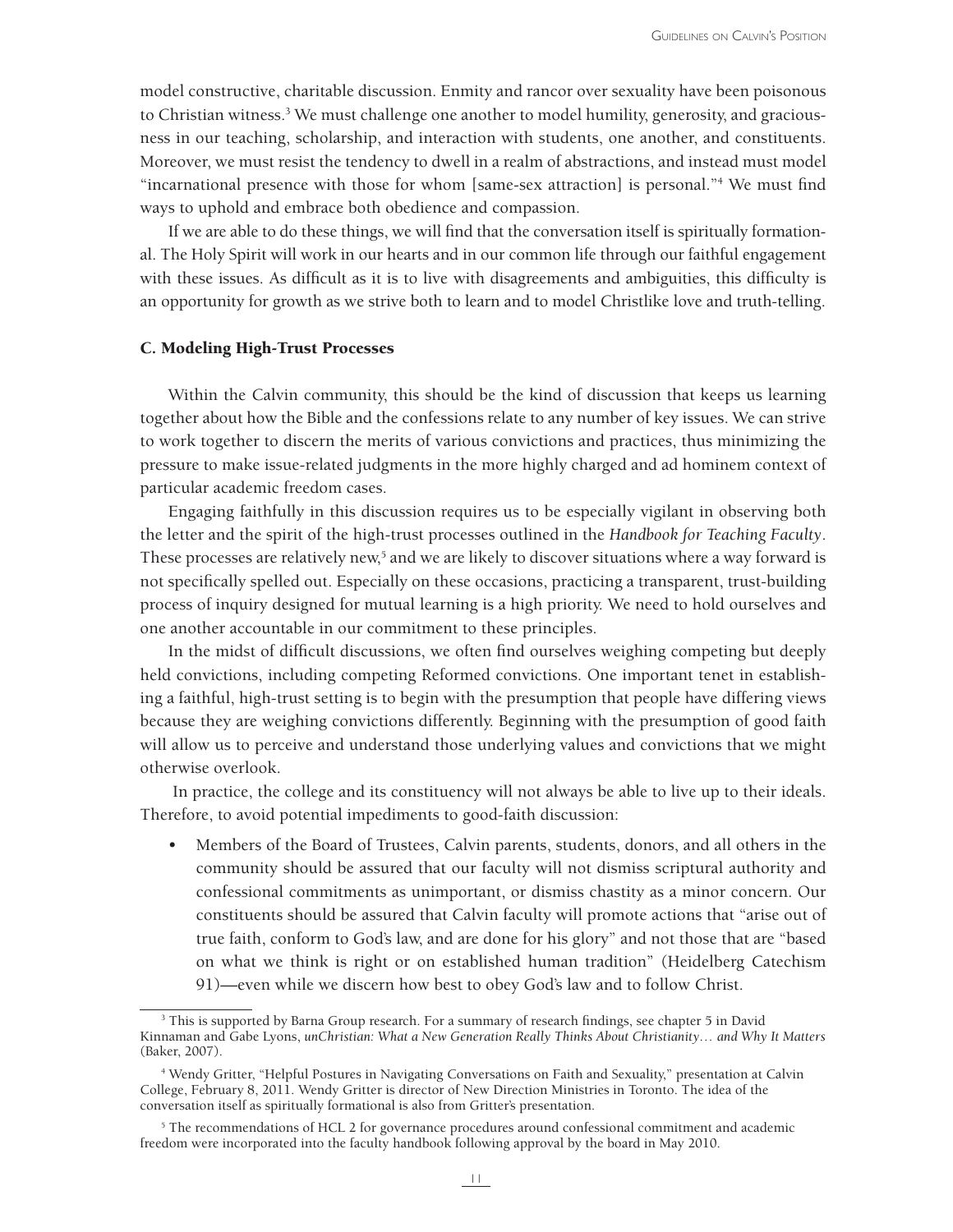model constructive, charitable discussion. Enmity and rancor over sexuality have been poisonous to Christian witness.[3] We must challenge one another to model humility, generosity, and graciousness in our teaching, scholarship, and interaction with students, one another, and constituents. Moreover, we must resist the tendency to dwell in a realm of abstractions, and instead must model "incarnational presence with those for whom [same-sex attraction] is personal."[4] We must find ways to uphold and embrace both obedience and compassion.

If we are able to do these things, we will find that the conversation itself is spiritually formational. The Holy Spirit will work in our hearts and in our common life through our faithful engagement with these issues. As difficult as it is to live with disagreements and ambiguities, this difficulty is an opportunity for growth as we strive both to learn and to model Christlike love and truth-telling.

### C. Modeling High-Trust Processes

Within the Calvin community, this should be the kind of discussion that keeps us learning together about how the Bible and the confessions relate to any number of key issues. We can strive to work together to discern the merits of various convictions and practices, thus minimizing the pressure to make issue-related judgments in the more highly charged and ad hominem context of particular academic freedom cases.

Engaging faithfully in this discussion requires us to be especially vigilant in observing both the letter and the spirit of the high-trust processes outlined in the *Handbook for Teaching Faculty*. These processes are relatively new,[5] and we are likely to discover situations where a way forward is not specifically spelled out. Especially on these occasions, practicing a transparent, trust-building process of inquiry designed for mutual learning is a high priority. We need to hold ourselves and one another accountable in our commitment to these principles.

In the midst of difficult discussions, we often find ourselves weighing competing but deeply held convictions, including competing Reformed convictions. One important tenet in establishing a faithful, high-trust setting is to begin with the presumption that people have differing views because they are weighing convictions differently. Beginning with the presumption of good faith will allow us to perceive and understand those underlying values and convictions that we might otherwise overlook.

In practice, the college and its constituency will not always be able to live up to their ideals. Therefore, to avoid potential impediments to good-faith discussion:

- Members of the Board of Trustees, Calvin parents, students, donors, and all others in the community should be assured that our faculty will not dismiss scriptural authority and confessional commitments as unimportant, or dismiss chastity as a minor concern. Our constituents should be assured that Calvin faculty will promote actions that "arise out of true faith, conform to God's law, and are done for his glory" and not those that are "based on what we think is right or on established human tradition" (Heidelberg Catechism 91)—even while we discern how best to obey God's law and to follow Christ.

---

[3] This is supported by Barna Group research. For a summary of research findings, see chapter 5 in David Kinnaman and Gabe Lyons, *unChristian: What a New Generation Really Thinks About Christianity… and Why It Matters* (Baker, 2007).

[4] Wendy Gritter, "Helpful Postures in Navigating Conversations on Faith and Sexuality," presentation at Calvin College, February 8, 2011. Wendy Gritter is director of New Direction Ministries in Toronto. The idea of the conversation itself as spiritually formational is also from Gritter's presentation.

[5] The recommendations of HCL 2 for governance procedures around confessional commitment and academic freedom were incorporated into the faculty handbook following approval by the board in May 2010.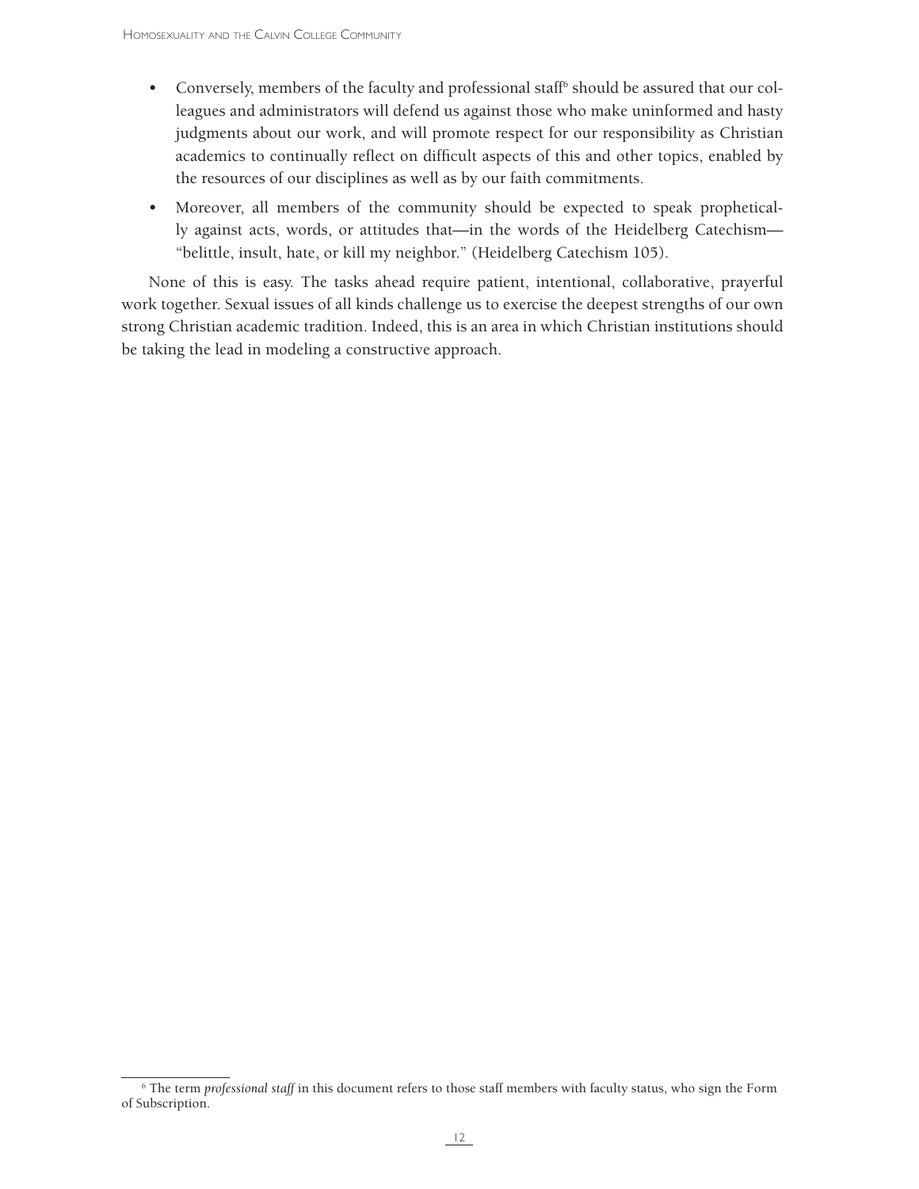- Conversely, members of the faculty and professional staff[6] should be assured that our colleagues and administrators will defend us against those who make uninformed and hasty judgments about our work, and will promote respect for our responsibility as Christian academics to continually reflect on difficult aspects of this and other topics, enabled by the resources of our disciplines as well as by our faith commitments.
- Moreover, all members of the community should be expected to speak prophetically against acts, words, or attitudes that—in the words of the Heidelberg Catechism—"belittle, insult, hate, or kill my neighbor." (Heidelberg Catechism 105).

None of this is easy. The tasks ahead require patient, intentional, collaborative, prayerful work together. Sexual issues of all kinds challenge us to exercise the deepest strengths of our own strong Christian academic tradition. Indeed, this is an area in which Christian institutions should be taking the lead in modeling a constructive approach.

[6] The term *professional staff* in this document refers to those staff members with faculty status, who sign the Form of Subscription.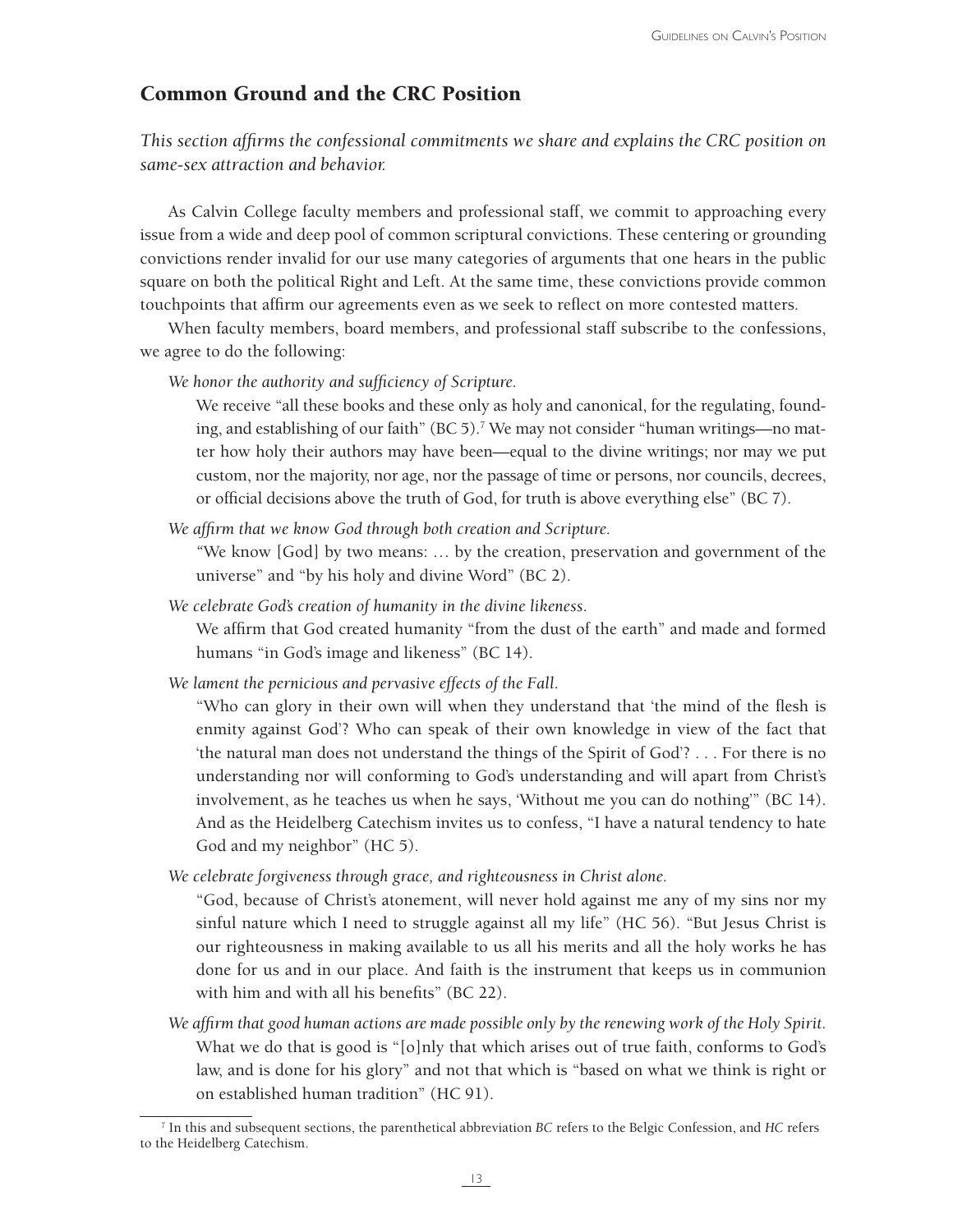## Common Ground and the CRC Position

*This section affirms the confessional commitments we share and explains the CRC position on same-sex attraction and behavior.*

As Calvin College faculty members and professional staff, we commit to approaching every issue from a wide and deep pool of common scriptural convictions. These centering or grounding convictions render invalid for our use many categories of arguments that one hears in the public square on both the political Right and Left. At the same time, these convictions provide common touchpoints that affirm our agreements even as we seek to reflect on more contested matters.

When faculty members, board members, and professional staff subscribe to the confessions, we agree to do the following:

*We honor the authority and sufficiency of Scripture.*

We receive "all these books and these only as holy and canonical, for the regulating, founding, and establishing of our faith" (BC 5).[7] We may not consider "human writings—no matter how holy their authors may have been—equal to the divine writings; nor may we put custom, nor the majority, nor age, nor the passage of time or persons, nor councils, decrees, or official decisions above the truth of God, for truth is above everything else" (BC 7).

*We affirm that we know God through both creation and Scripture.*

"We know [God] by two means: … by the creation, preservation and government of the universe" and "by his holy and divine Word" (BC 2).

*We celebrate God's creation of humanity in the divine likeness.*

We affirm that God created humanity "from the dust of the earth" and made and formed humans "in God's image and likeness" (BC 14).

*We lament the pernicious and pervasive effects of the Fall.*

"Who can glory in their own will when they understand that 'the mind of the flesh is enmity against God'? Who can speak of their own knowledge in view of the fact that 'the natural man does not understand the things of the Spirit of God'? . . . For there is no understanding nor will conforming to God's understanding and will apart from Christ's involvement, as he teaches us when he says, 'Without me you can do nothing'" (BC 14). And as the Heidelberg Catechism invites us to confess, "I have a natural tendency to hate God and my neighbor" (HC 5).

*We celebrate forgiveness through grace, and righteousness in Christ alone.*

"God, because of Christ's atonement, will never hold against me any of my sins nor my sinful nature which I need to struggle against all my life" (HC 56). "But Jesus Christ is our righteousness in making available to us all his merits and all the holy works he has done for us and in our place. And faith is the instrument that keeps us in communion with him and with all his benefits" (BC 22).

*We affirm that good human actions are made possible only by the renewing work of the Holy Spirit.*

What we do that is good is "[o]nly that which arises out of true faith, conforms to God's law, and is done for his glory" and not that which is "based on what we think is right or on established human tradition" (HC 91).

---

[7] In this and subsequent sections, the parenthetical abbreviation *BC* refers to the Belgic Confession, and *HC* refers to the Heidelberg Catechism.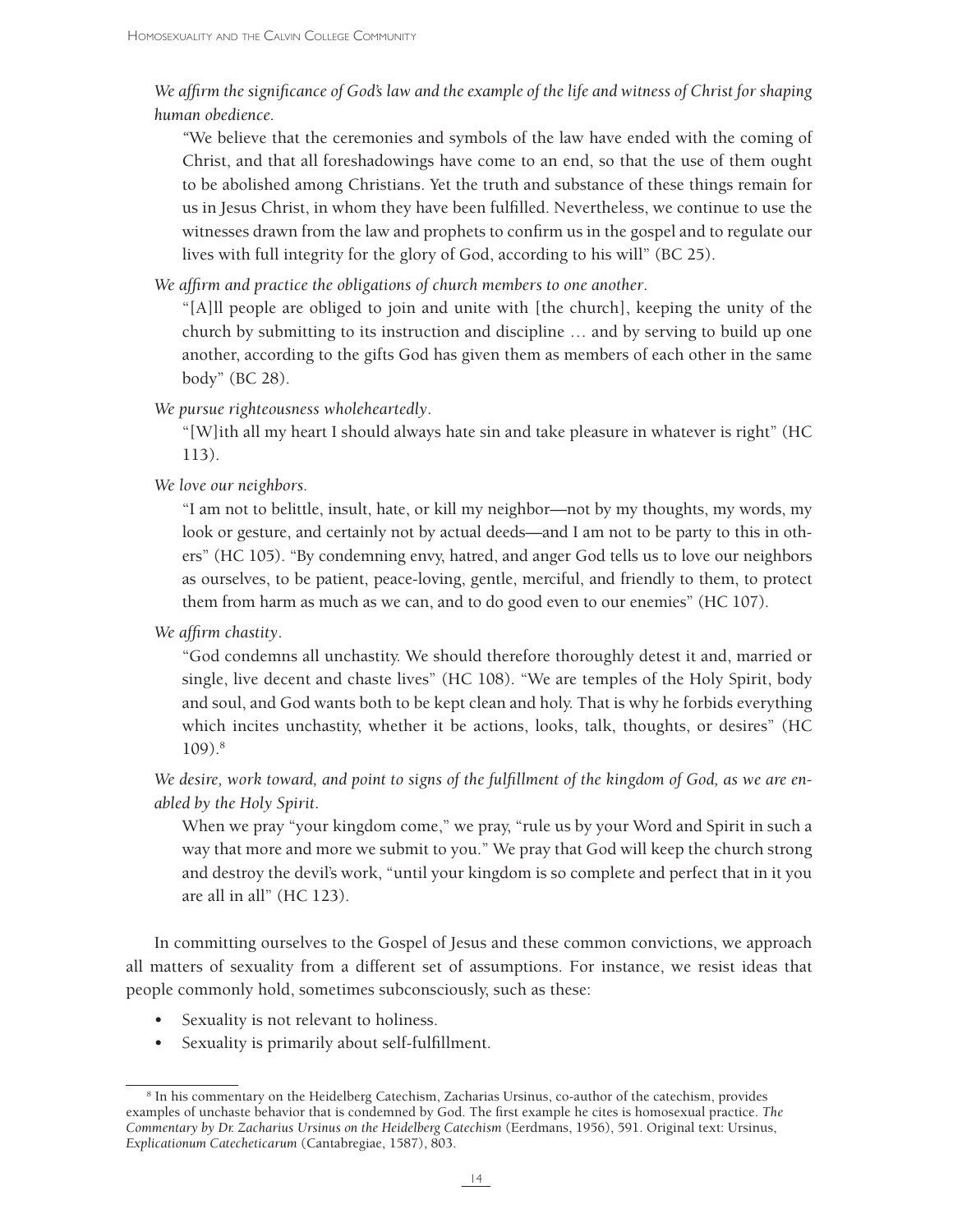*We affirm the significance of God's law and the example of the life and witness of Christ for shaping human obedience.*

"We believe that the ceremonies and symbols of the law have ended with the coming of Christ, and that all foreshadowings have come to an end, so that the use of them ought to be abolished among Christians. Yet the truth and substance of these things remain for us in Jesus Christ, in whom they have been fulfilled. Nevertheless, we continue to use the witnesses drawn from the law and prophets to confirm us in the gospel and to regulate our lives with full integrity for the glory of God, according to his will" (BC 25).

*We affirm and practice the obligations of church members to one another.*

"[A]ll people are obliged to join and unite with [the church], keeping the unity of the church by submitting to its instruction and discipline … and by serving to build up one another, according to the gifts God has given them as members of each other in the same body" (BC 28).

*We pursue righteousness wholeheartedly.*

"[W]ith all my heart I should always hate sin and take pleasure in whatever is right" (HC 113).

*We love our neighbors.*

"I am not to belittle, insult, hate, or kill my neighbor—not by my thoughts, my words, my look or gesture, and certainly not by actual deeds—and I am not to be party to this in others" (HC 105). "By condemning envy, hatred, and anger God tells us to love our neighbors as ourselves, to be patient, peace-loving, gentle, merciful, and friendly to them, to protect them from harm as much as we can, and to do good even to our enemies" (HC 107).

*We affirm chastity.*

"God condemns all unchastity. We should therefore thoroughly detest it and, married or single, live decent and chaste lives" (HC 108). "We are temples of the Holy Spirit, body and soul, and God wants both to be kept clean and holy. That is why he forbids everything which incites unchastity, whether it be actions, looks, talk, thoughts, or desires" (HC 109).[8]

*We desire, work toward, and point to signs of the fulfillment of the kingdom of God, as we are enabled by the Holy Spirit.*

When we pray "your kingdom come," we pray, "rule us by your Word and Spirit in such a way that more and more we submit to you." We pray that God will keep the church strong and destroy the devil's work, "until your kingdom is so complete and perfect that in it you are all in all" (HC 123).

In committing ourselves to the Gospel of Jesus and these common convictions, we approach all matters of sexuality from a different set of assumptions. For instance, we resist ideas that people commonly hold, sometimes subconsciously, such as these:

- Sexuality is not relevant to holiness.
- Sexuality is primarily about self-fulfillment.

---

[8] In his commentary on the Heidelberg Catechism, Zacharias Ursinus, co-author of the catechism, provides examples of unchaste behavior that is condemned by God. The first example he cites is homosexual practice. *The Commentary by Dr. Zacharius Ursinus on the Heidelberg Catechism* (Eerdmans, 1956), 591. Original text: Ursinus, *Explicationum Catecheticarum* (Cantabregiae, 1587), 803.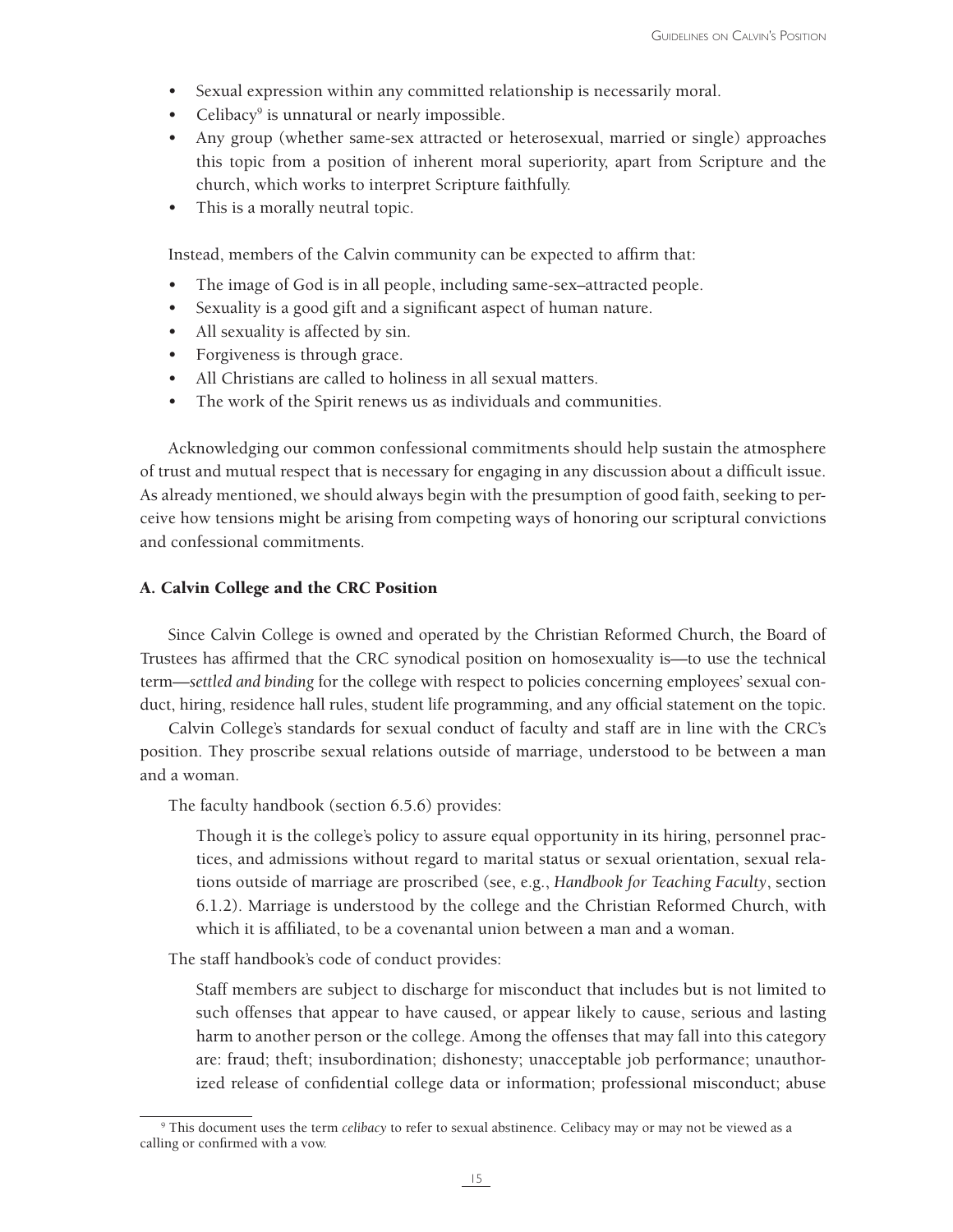- Sexual expression within any committed relationship is necessarily moral.
- Celibacy[9] is unnatural or nearly impossible.
- Any group (whether same-sex attracted or heterosexual, married or single) approaches this topic from a position of inherent moral superiority, apart from Scripture and the church, which works to interpret Scripture faithfully.
- This is a morally neutral topic.

Instead, members of the Calvin community can be expected to affirm that:

- The image of God is in all people, including same-sex–attracted people.
- Sexuality is a good gift and a significant aspect of human nature.
- All sexuality is affected by sin.
- Forgiveness is through grace.
- All Christians are called to holiness in all sexual matters.
- The work of the Spirit renews us as individuals and communities.

Acknowledging our common confessional commitments should help sustain the atmosphere of trust and mutual respect that is necessary for engaging in any discussion about a difficult issue. As already mentioned, we should always begin with the presumption of good faith, seeking to perceive how tensions might be arising from competing ways of honoring our scriptural convictions and confessional commitments.

### A. Calvin College and the CRC Position

Since Calvin College is owned and operated by the Christian Reformed Church, the Board of Trustees has affirmed that the CRC synodical position on homosexuality is—to use the technical term—*settled and binding* for the college with respect to policies concerning employees' sexual conduct, hiring, residence hall rules, student life programming, and any official statement on the topic.

Calvin College's standards for sexual conduct of faculty and staff are in line with the CRC's position. They proscribe sexual relations outside of marriage, understood to be between a man and a woman.

The faculty handbook (section 6.5.6) provides:

> Though it is the college's policy to assure equal opportunity in its hiring, personnel practices, and admissions without regard to marital status or sexual orientation, sexual relations outside of marriage are proscribed (see, e.g., *Handbook for Teaching Faculty*, section 6.1.2). Marriage is understood by the college and the Christian Reformed Church, with which it is affiliated, to be a covenantal union between a man and a woman.

The staff handbook's code of conduct provides:

> Staff members are subject to discharge for misconduct that includes but is not limited to such offenses that appear to have caused, or appear likely to cause, serious and lasting harm to another person or the college. Among the offenses that may fall into this category are: fraud; theft; insubordination; dishonesty; unacceptable job performance; unauthorized release of confidential college data or information; professional misconduct; abuse

[9] This document uses the term *celibacy* to refer to sexual abstinence. Celibacy may or may not be viewed as a calling or confirmed with a vow.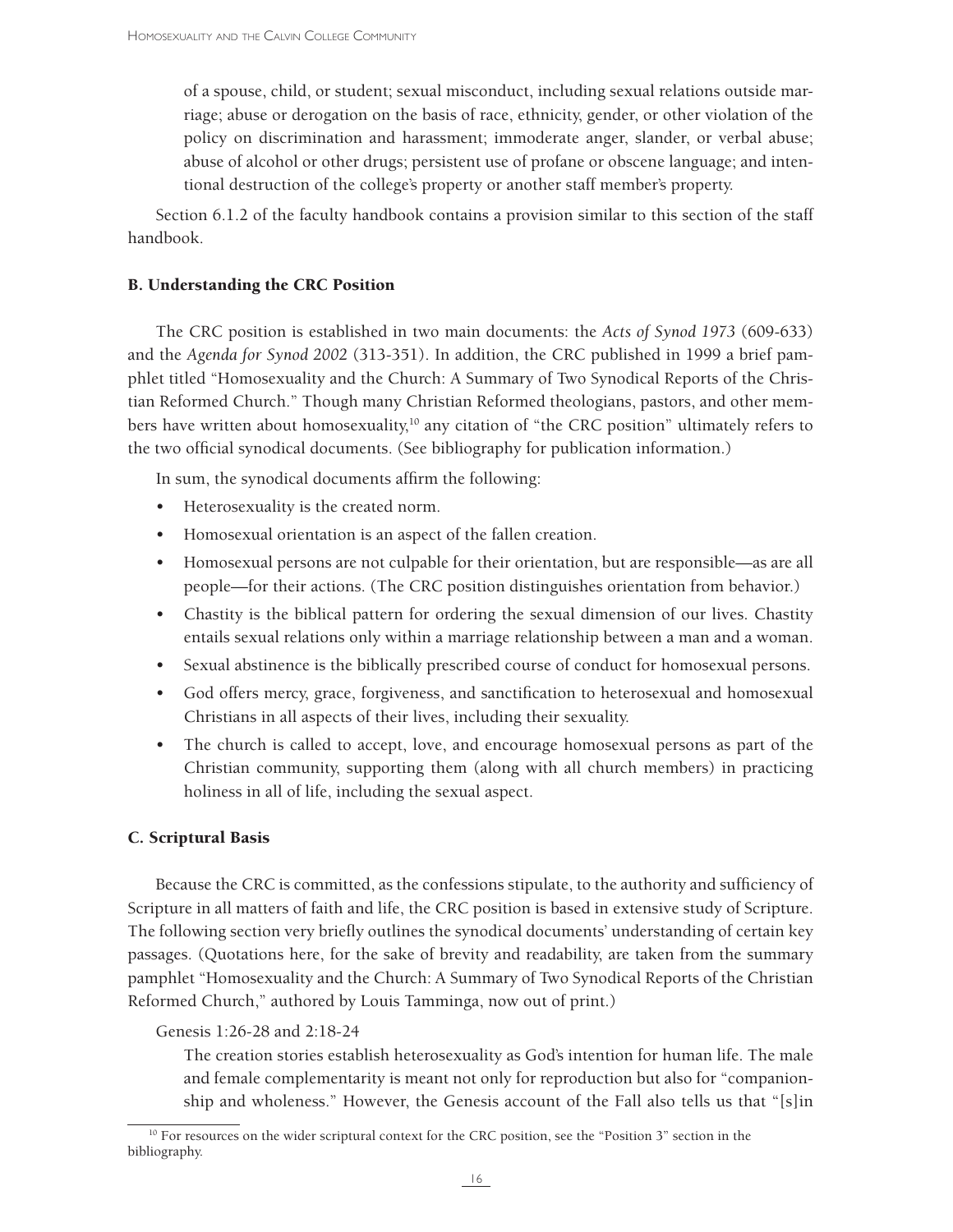of a spouse, child, or student; sexual misconduct, including sexual relations outside marriage; abuse or derogation on the basis of race, ethnicity, gender, or other violation of the policy on discrimination and harassment; immoderate anger, slander, or verbal abuse; abuse of alcohol or other drugs; persistent use of profane or obscene language; and intentional destruction of the college's property or another staff member's property.

Section 6.1.2 of the faculty handbook contains a provision similar to this section of the staff handbook.

### B. Understanding the CRC Position

The CRC position is established in two main documents: the *Acts of Synod 1973* (609-633) and the *Agenda for Synod 2002* (313-351). In addition, the CRC published in 1999 a brief pamphlet titled "Homosexuality and the Church: A Summary of Two Synodical Reports of the Christian Reformed Church." Though many Christian Reformed theologians, pastors, and other members have written about homosexuality,[10] any citation of "the CRC position" ultimately refers to the two official synodical documents. (See bibliography for publication information.)

In sum, the synodical documents affirm the following:

- Heterosexuality is the created norm.
- Homosexual orientation is an aspect of the fallen creation.
- Homosexual persons are not culpable for their orientation, but are responsible—as are all people—for their actions. (The CRC position distinguishes orientation from behavior.)
- Chastity is the biblical pattern for ordering the sexual dimension of our lives. Chastity entails sexual relations only within a marriage relationship between a man and a woman.
- Sexual abstinence is the biblically prescribed course of conduct for homosexual persons.
- God offers mercy, grace, forgiveness, and sanctification to heterosexual and homosexual Christians in all aspects of their lives, including their sexuality.
- The church is called to accept, love, and encourage homosexual persons as part of the Christian community, supporting them (along with all church members) in practicing holiness in all of life, including the sexual aspect.

### C. Scriptural Basis

Because the CRC is committed, as the confessions stipulate, to the authority and sufficiency of Scripture in all matters of faith and life, the CRC position is based in extensive study of Scripture. The following section very briefly outlines the synodical documents' understanding of certain key passages. (Quotations here, for the sake of brevity and readability, are taken from the summary pamphlet "Homosexuality and the Church: A Summary of Two Synodical Reports of the Christian Reformed Church," authored by Louis Tamminga, now out of print.)

Genesis 1:26-28 and 2:18-24

> The creation stories establish heterosexuality as God's intention for human life. The male and female complementarity is meant not only for reproduction but also for "companionship and wholeness." However, the Genesis account of the Fall also tells us that "[s]in

[10] For resources on the wider scriptural context for the CRC position, see the "Position 3" section in the bibliography.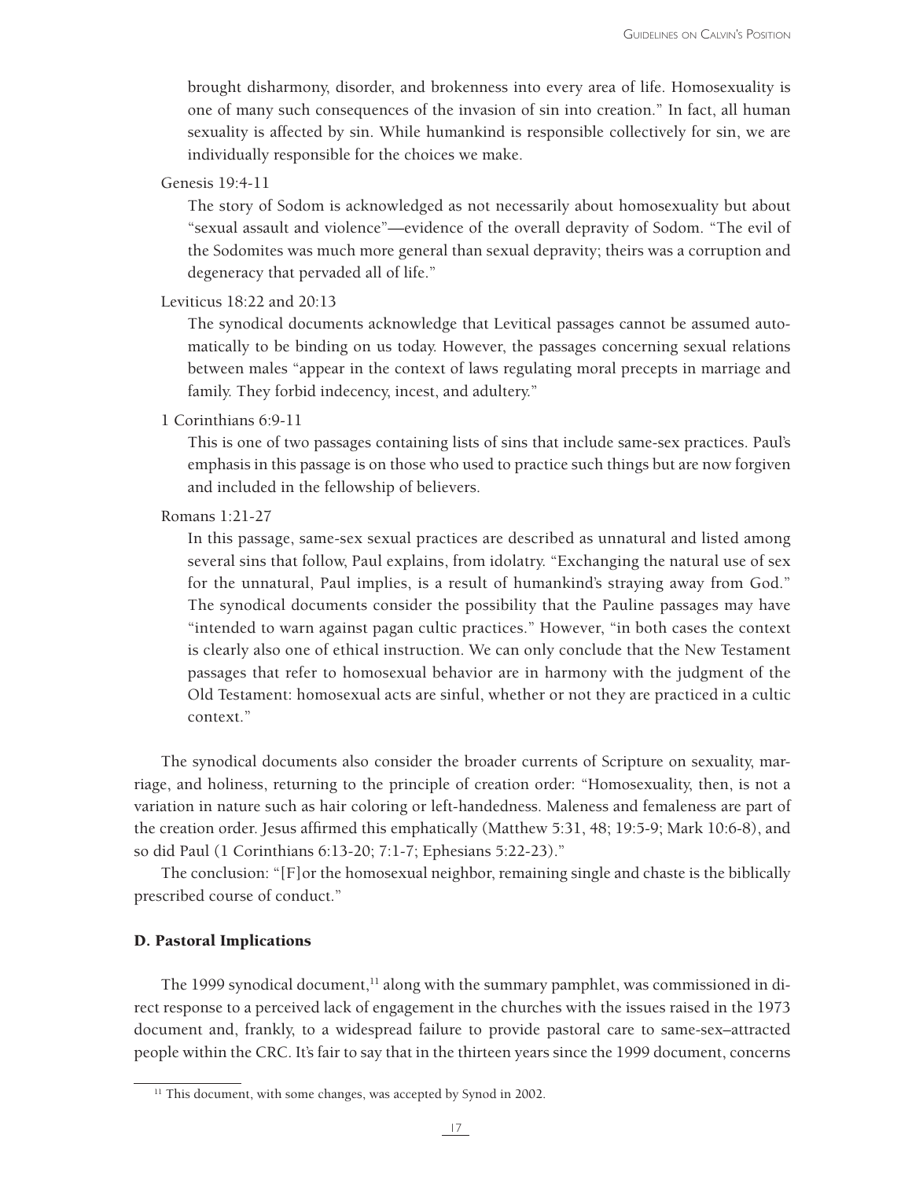brought disharmony, disorder, and brokenness into every area of life. Homosexuality is one of many such consequences of the invasion of sin into creation." In fact, all human sexuality is affected by sin. While humankind is responsible collectively for sin, we are individually responsible for the choices we make.

Genesis 19:4-11

The story of Sodom is acknowledged as not necessarily about homosexuality but about "sexual assault and violence"—evidence of the overall depravity of Sodom. "The evil of the Sodomites was much more general than sexual depravity; theirs was a corruption and degeneracy that pervaded all of life."

Leviticus 18:22 and 20:13

The synodical documents acknowledge that Levitical passages cannot be assumed automatically to be binding on us today. However, the passages concerning sexual relations between males "appear in the context of laws regulating moral precepts in marriage and family. They forbid indecency, incest, and adultery."

1 Corinthians 6:9-11

This is one of two passages containing lists of sins that include same-sex practices. Paul's emphasis in this passage is on those who used to practice such things but are now forgiven and included in the fellowship of believers.

Romans 1:21-27

In this passage, same-sex sexual practices are described as unnatural and listed among several sins that follow, Paul explains, from idolatry. "Exchanging the natural use of sex for the unnatural, Paul implies, is a result of humankind's straying away from God." The synodical documents consider the possibility that the Pauline passages may have "intended to warn against pagan cultic practices." However, "in both cases the context is clearly also one of ethical instruction. We can only conclude that the New Testament passages that refer to homosexual behavior are in harmony with the judgment of the Old Testament: homosexual acts are sinful, whether or not they are practiced in a cultic context."

The synodical documents also consider the broader currents of Scripture on sexuality, marriage, and holiness, returning to the principle of creation order: "Homosexuality, then, is not a variation in nature such as hair coloring or left-handedness. Maleness and femaleness are part of the creation order. Jesus affirmed this emphatically (Matthew 5:31, 48; 19:5-9; Mark 10:6-8), and so did Paul (1 Corinthians 6:13-20; 7:1-7; Ephesians 5:22-23)."

The conclusion: "[F]or the homosexual neighbor, remaining single and chaste is the biblically prescribed course of conduct."

### D. Pastoral Implications

The 1999 synodical document,[11] along with the summary pamphlet, was commissioned in direct response to a perceived lack of engagement in the churches with the issues raised in the 1973 document and, frankly, to a widespread failure to provide pastoral care to same-sex–attracted people within the CRC. It's fair to say that in the thirteen years since the 1999 document, concerns

[11] This document, with some changes, was accepted by Synod in 2002.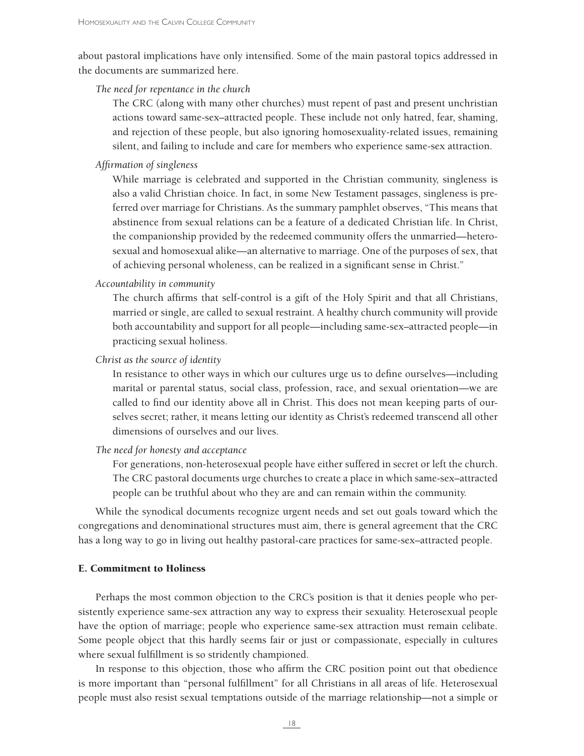about pastoral implications have only intensified. Some of the main pastoral topics addressed in the documents are summarized here.

*The need for repentance in the church*

The CRC (along with many other churches) must repent of past and present unchristian actions toward same-sex–attracted people. These include not only hatred, fear, shaming, and rejection of these people, but also ignoring homosexuality-related issues, remaining silent, and failing to include and care for members who experience same-sex attraction.

*Affirmation of singleness*

While marriage is celebrated and supported in the Christian community, singleness is also a valid Christian choice. In fact, in some New Testament passages, singleness is preferred over marriage for Christians. As the summary pamphlet observes, "This means that abstinence from sexual relations can be a feature of a dedicated Christian life. In Christ, the companionship provided by the redeemed community offers the unmarried—heterosexual and homosexual alike—an alternative to marriage. One of the purposes of sex, that of achieving personal wholeness, can be realized in a significant sense in Christ."

*Accountability in community*

The church affirms that self-control is a gift of the Holy Spirit and that all Christians, married or single, are called to sexual restraint. A healthy church community will provide both accountability and support for all people—including same-sex–attracted people—in practicing sexual holiness.

*Christ as the source of identity*

In resistance to other ways in which our cultures urge us to define ourselves—including marital or parental status, social class, profession, race, and sexual orientation—we are called to find our identity above all in Christ. This does not mean keeping parts of ourselves secret; rather, it means letting our identity as Christ's redeemed transcend all other dimensions of ourselves and our lives.

*The need for honesty and acceptance*

For generations, non-heterosexual people have either suffered in secret or left the church. The CRC pastoral documents urge churches to create a place in which same-sex–attracted people can be truthful about who they are and can remain within the community.

While the synodical documents recognize urgent needs and set out goals toward which the congregations and denominational structures must aim, there is general agreement that the CRC has a long way to go in living out healthy pastoral-care practices for same-sex–attracted people.

### E. Commitment to Holiness

Perhaps the most common objection to the CRC's position is that it denies people who persistently experience same-sex attraction any way to express their sexuality. Heterosexual people have the option of marriage; people who experience same-sex attraction must remain celibate. Some people object that this hardly seems fair or just or compassionate, especially in cultures where sexual fulfillment is so stridently championed.

In response to this objection, those who affirm the CRC position point out that obedience is more important than "personal fulfillment" for all Christians in all areas of life. Heterosexual people must also resist sexual temptations outside of the marriage relationship—not a simple or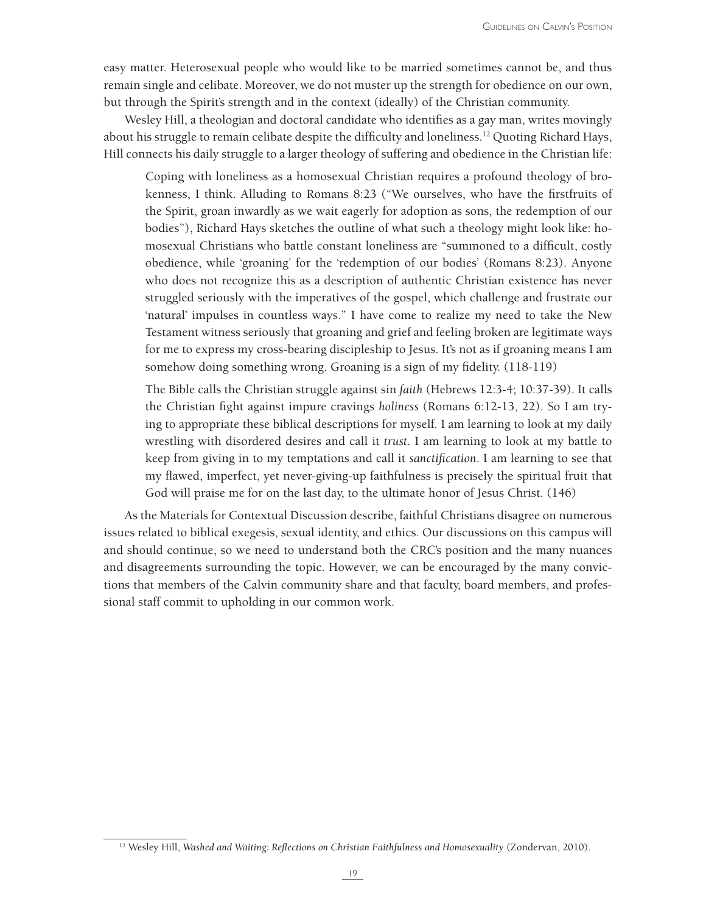easy matter. Heterosexual people who would like to be married sometimes cannot be, and thus remain single and celibate. Moreover, we do not muster up the strength for obedience on our own, but through the Spirit's strength and in the context (ideally) of the Christian community.

Wesley Hill, a theologian and doctoral candidate who identifies as a gay man, writes movingly about his struggle to remain celibate despite the difficulty and loneliness.[12] Quoting Richard Hays, Hill connects his daily struggle to a larger theology of suffering and obedience in the Christian life:

> Coping with loneliness as a homosexual Christian requires a profound theology of brokenness, I think. Alluding to Romans 8:23 ("We ourselves, who have the firstfruits of the Spirit, groan inwardly as we wait eagerly for adoption as sons, the redemption of our bodies"), Richard Hays sketches the outline of what such a theology might look like: homosexual Christians who battle constant loneliness are "summoned to a difficult, costly obedience, while 'groaning' for the 'redemption of our bodies' (Romans 8:23). Anyone who does not recognize this as a description of authentic Christian existence has never struggled seriously with the imperatives of the gospel, which challenge and frustrate our 'natural' impulses in countless ways." I have come to realize my need to take the New Testament witness seriously that groaning and grief and feeling broken are legitimate ways for me to express my cross-bearing discipleship to Jesus. It's not as if groaning means I am somehow doing something wrong. Groaning is a sign of my fidelity. (118-119)
>
> The Bible calls the Christian struggle against sin *faith* (Hebrews 12:3-4; 10:37-39). It calls the Christian fight against impure cravings *holiness* (Romans 6:12-13, 22). So I am trying to appropriate these biblical descriptions for myself. I am learning to look at my daily wrestling with disordered desires and call it *trust*. I am learning to look at my battle to keep from giving in to my temptations and call it *sanctification*. I am learning to see that my flawed, imperfect, yet never-giving-up faithfulness is precisely the spiritual fruit that God will praise me for on the last day, to the ultimate honor of Jesus Christ. (146)

As the Materials for Contextual Discussion describe, faithful Christians disagree on numerous issues related to biblical exegesis, sexual identity, and ethics. Our discussions on this campus will and should continue, so we need to understand both the CRC's position and the many nuances and disagreements surrounding the topic. However, we can be encouraged by the many convictions that members of the Calvin community share and that faculty, board members, and professional staff commit to upholding in our common work.

---

[12] Wesley Hill, *Washed and Waiting: Reflections on Christian Faithfulness and Homosexuality* (Zondervan, 2010).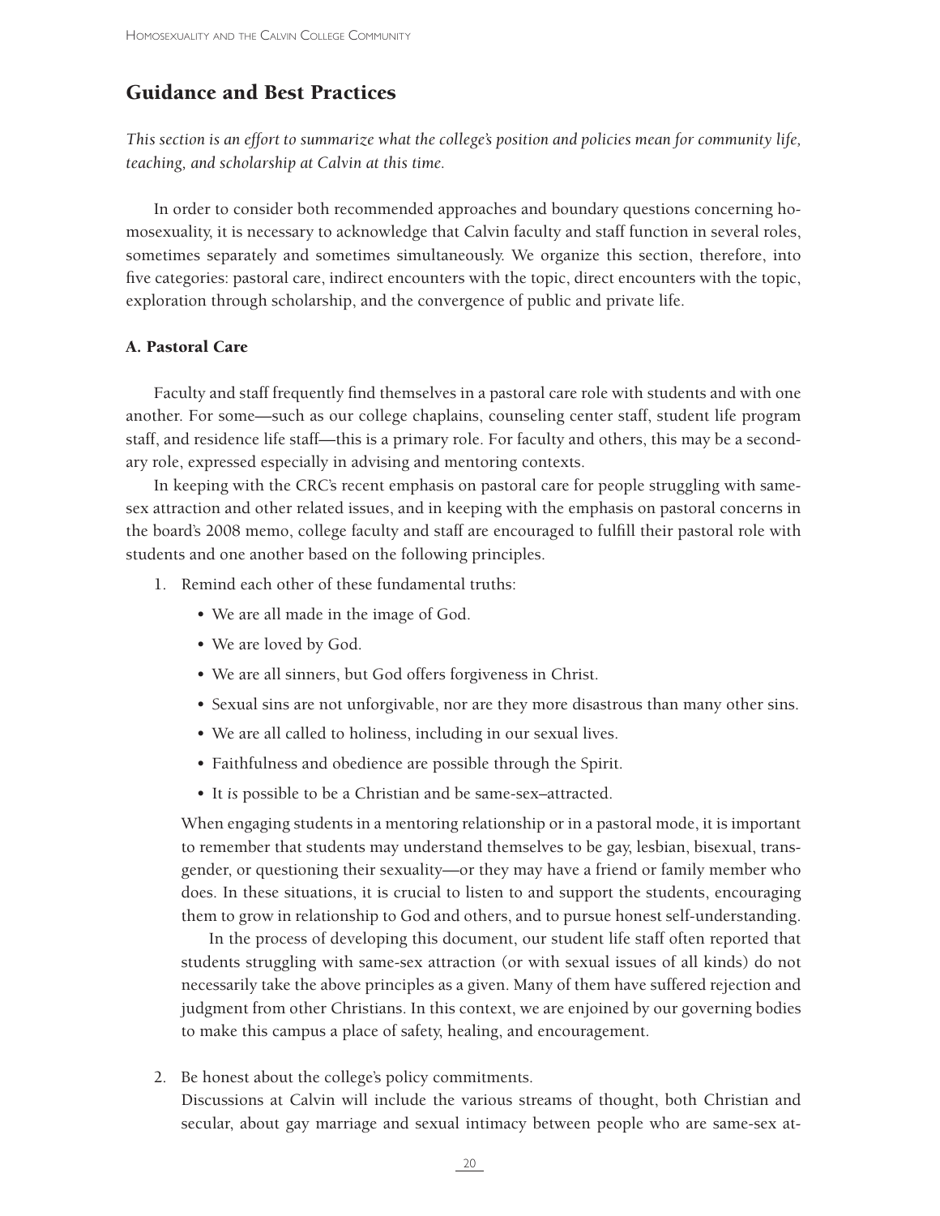## Guidance and Best Practices

*This section is an effort to summarize what the college's position and policies mean for community life, teaching, and scholarship at Calvin at this time.*

In order to consider both recommended approaches and boundary questions concerning homosexuality, it is necessary to acknowledge that Calvin faculty and staff function in several roles, sometimes separately and sometimes simultaneously. We organize this section, therefore, into five categories: pastoral care, indirect encounters with the topic, direct encounters with the topic, exploration through scholarship, and the convergence of public and private life.

### A. Pastoral Care

Faculty and staff frequently find themselves in a pastoral care role with students and with one another. For some—such as our college chaplains, counseling center staff, student life program staff, and residence life staff—this is a primary role. For faculty and others, this may be a secondary role, expressed especially in advising and mentoring contexts.

In keeping with the CRC's recent emphasis on pastoral care for people struggling with same-sex attraction and other related issues, and in keeping with the emphasis on pastoral concerns in the board's 2008 memo, college faculty and staff are encouraged to fulfill their pastoral role with students and one another based on the following principles.

1. Remind each other of these fundamental truths:
   - We are all made in the image of God.
   - We are loved by God.
   - We are all sinners, but God offers forgiveness in Christ.
   - Sexual sins are not unforgivable, nor are they more disastrous than many other sins.
   - We are all called to holiness, including in our sexual lives.
   - Faithfulness and obedience are possible through the Spirit.
   - It *is* possible to be a Christian and be same-sex–attracted.

   When engaging students in a mentoring relationship or in a pastoral mode, it is important to remember that students may understand themselves to be gay, lesbian, bisexual, transgender, or questioning their sexuality—or they may have a friend or family member who does. In these situations, it is crucial to listen to and support the students, encouraging them to grow in relationship to God and others, and to pursue honest self-understanding.

   In the process of developing this document, our student life staff often reported that students struggling with same-sex attraction (or with sexual issues of all kinds) do not necessarily take the above principles as a given. Many of them have suffered rejection and judgment from other Christians. In this context, we are enjoined by our governing bodies to make this campus a place of safety, healing, and encouragement.

2. Be honest about the college's policy commitments.
   Discussions at Calvin will include the various streams of thought, both Christian and secular, about gay marriage and sexual intimacy between people who are same-sex at-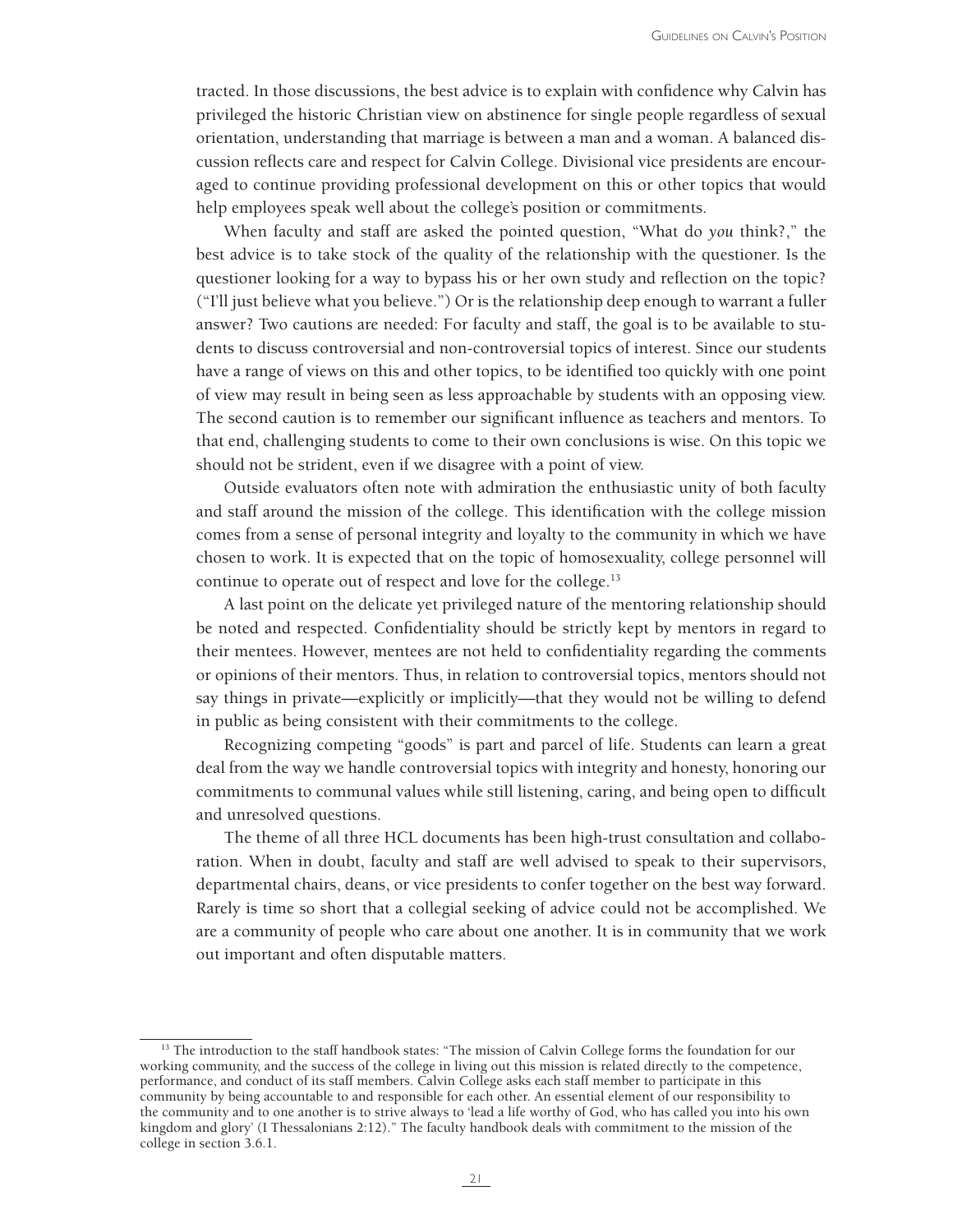tracted. In those discussions, the best advice is to explain with confidence why Calvin has privileged the historic Christian view on abstinence for single people regardless of sexual orientation, understanding that marriage is between a man and a woman. A balanced discussion reflects care and respect for Calvin College. Divisional vice presidents are encouraged to continue providing professional development on this or other topics that would help employees speak well about the college's position or commitments.

When faculty and staff are asked the pointed question, "What do *you* think?," the best advice is to take stock of the quality of the relationship with the questioner. Is the questioner looking for a way to bypass his or her own study and reflection on the topic? ("I'll just believe what you believe.") Or is the relationship deep enough to warrant a fuller answer? Two cautions are needed: For faculty and staff, the goal is to be available to students to discuss controversial and non-controversial topics of interest. Since our students have a range of views on this and other topics, to be identified too quickly with one point of view may result in being seen as less approachable by students with an opposing view. The second caution is to remember our significant influence as teachers and mentors. To that end, challenging students to come to their own conclusions is wise. On this topic we should not be strident, even if we disagree with a point of view.

Outside evaluators often note with admiration the enthusiastic unity of both faculty and staff around the mission of the college. This identification with the college mission comes from a sense of personal integrity and loyalty to the community in which we have chosen to work. It is expected that on the topic of homosexuality, college personnel will continue to operate out of respect and love for the college.[13]

A last point on the delicate yet privileged nature of the mentoring relationship should be noted and respected. Confidentiality should be strictly kept by mentors in regard to their mentees. However, mentees are not held to confidentiality regarding the comments or opinions of their mentors. Thus, in relation to controversial topics, mentors should not say things in private—explicitly or implicitly—that they would not be willing to defend in public as being consistent with their commitments to the college.

Recognizing competing "goods" is part and parcel of life. Students can learn a great deal from the way we handle controversial topics with integrity and honesty, honoring our commitments to communal values while still listening, caring, and being open to difficult and unresolved questions.

The theme of all three HCL documents has been high-trust consultation and collaboration. When in doubt, faculty and staff are well advised to speak to their supervisors, departmental chairs, deans, or vice presidents to confer together on the best way forward. Rarely is time so short that a collegial seeking of advice could not be accomplished. We are a community of people who care about one another. It is in community that we work out important and often disputable matters.

---

[13] The introduction to the staff handbook states: "The mission of Calvin College forms the foundation for our working community, and the success of the college in living out this mission is related directly to the competence, performance, and conduct of its staff members. Calvin College asks each staff member to participate in this community by being accountable to and responsible for each other. An essential element of our responsibility to the community and to one another is to strive always to 'lead a life worthy of God, who has called you into his own kingdom and glory' (I Thessalonians 2:12)." The faculty handbook deals with commitment to the mission of the college in section 3.6.1.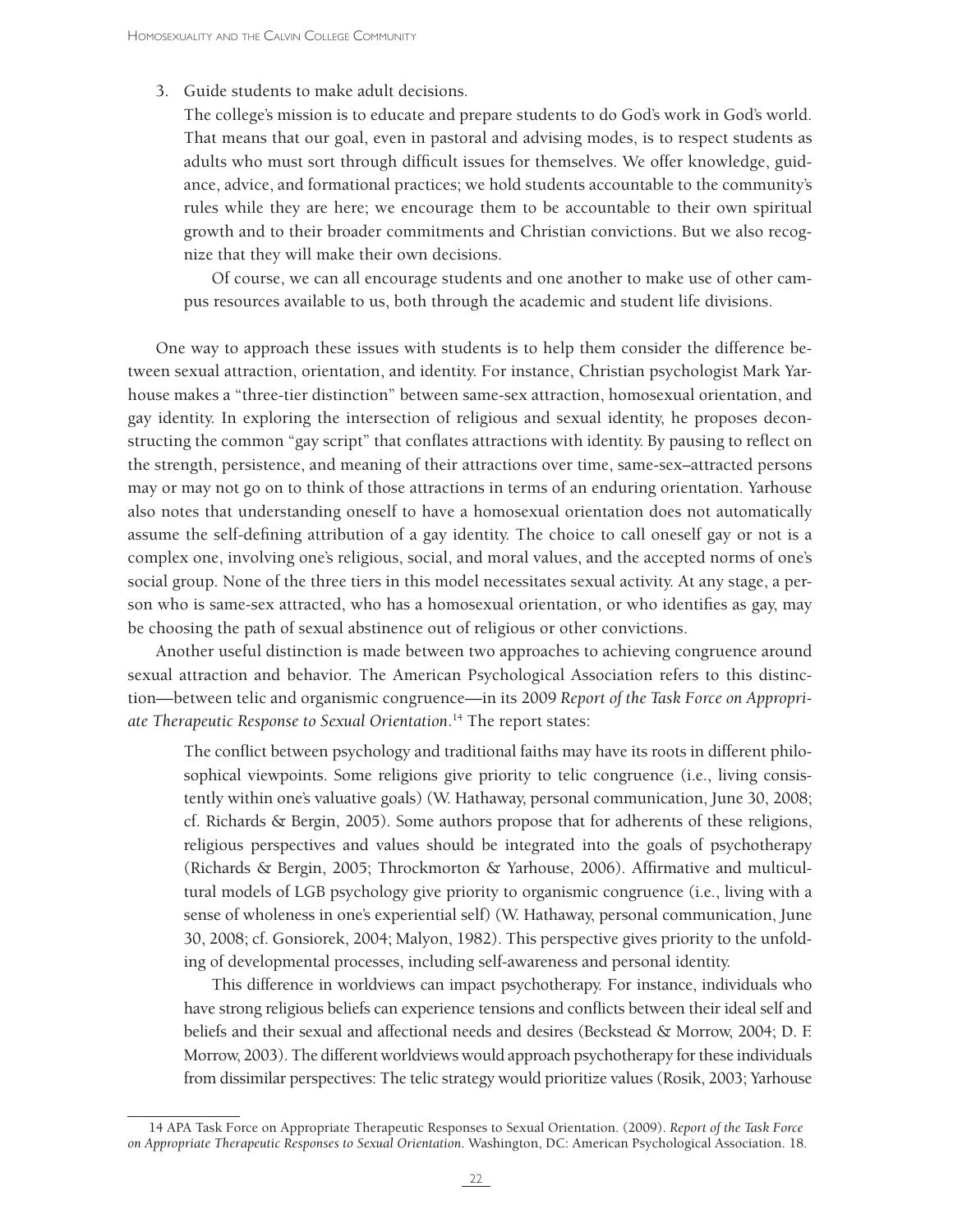3. Guide students to make adult decisions.

   The college's mission is to educate and prepare students to do God's work in God's world. That means that our goal, even in pastoral and advising modes, is to respect students as adults who must sort through difficult issues for themselves. We offer knowledge, guidance, advice, and formational practices; we hold students accountable to the community's rules while they are here; we encourage them to be accountable to their own spiritual growth and to their broader commitments and Christian convictions. But we also recognize that they will make their own decisions.

   Of course, we can all encourage students and one another to make use of other campus resources available to us, both through the academic and student life divisions.

One way to approach these issues with students is to help them consider the difference between sexual attraction, orientation, and identity. For instance, Christian psychologist Mark Yarhouse makes a "three-tier distinction" between same-sex attraction, homosexual orientation, and gay identity. In exploring the intersection of religious and sexual identity, he proposes deconstructing the common "gay script" that conflates attractions with identity. By pausing to reflect on the strength, persistence, and meaning of their attractions over time, same-sex–attracted persons may or may not go on to think of those attractions in terms of an enduring orientation. Yarhouse also notes that understanding oneself to have a homosexual orientation does not automatically assume the self-defining attribution of a gay identity. The choice to call oneself gay or not is a complex one, involving one's religious, social, and moral values, and the accepted norms of one's social group. None of the three tiers in this model necessitates sexual activity. At any stage, a person who is same-sex attracted, who has a homosexual orientation, or who identifies as gay, may be choosing the path of sexual abstinence out of religious or other convictions.

Another useful distinction is made between two approaches to achieving congruence around sexual attraction and behavior. The American Psychological Association refers to this distinction—between telic and organismic congruence—in its 2009 *Report of the Task Force on Appropriate Therapeutic Response to Sexual Orientation*.[14] The report states:

> The conflict between psychology and traditional faiths may have its roots in different philosophical viewpoints. Some religions give priority to telic congruence (i.e., living consistently within one's valuative goals) (W. Hathaway, personal communication, June 30, 2008; cf. Richards & Bergin, 2005). Some authors propose that for adherents of these religions, religious perspectives and values should be integrated into the goals of psychotherapy (Richards & Bergin, 2005; Throckmorton & Yarhouse, 2006). Affirmative and multicultural models of LGB psychology give priority to organismic congruence (i.e., living with a sense of wholeness in one's experiential self) (W. Hathaway, personal communication, June 30, 2008; cf. Gonsiorek, 2004; Malyon, 1982). This perspective gives priority to the unfolding of developmental processes, including self-awareness and personal identity.
>
> This difference in worldviews can impact psychotherapy. For instance, individuals who have strong religious beliefs can experience tensions and conflicts between their ideal self and beliefs and their sexual and affectional needs and desires (Beckstead & Morrow, 2004; D. F. Morrow, 2003). The different worldviews would approach psychotherapy for these individuals from dissimilar perspectives: The telic strategy would prioritize values (Rosik, 2003; Yarhouse

---

14 APA Task Force on Appropriate Therapeutic Responses to Sexual Orientation. (2009). *Report of the Task Force on Appropriate Therapeutic Responses to Sexual Orientation*. Washington, DC: American Psychological Association. 18.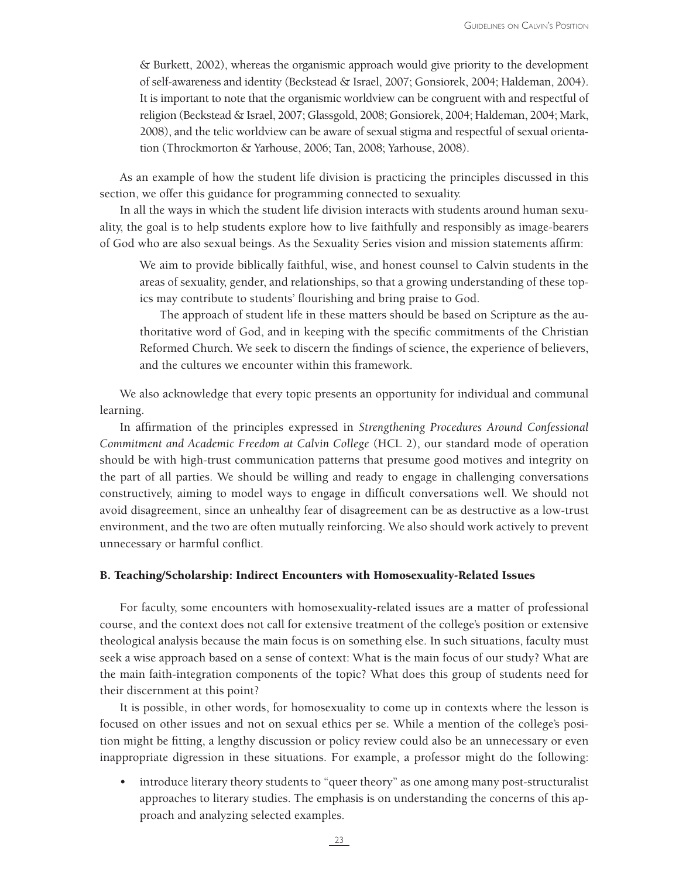& Burkett, 2002), whereas the organismic approach would give priority to the development of self-awareness and identity (Beckstead & Israel, 2007; Gonsiorek, 2004; Haldeman, 2004). It is important to note that the organismic worldview can be congruent with and respectful of religion (Beckstead & Israel, 2007; Glassgold, 2008; Gonsiorek, 2004; Haldeman, 2004; Mark, 2008), and the telic worldview can be aware of sexual stigma and respectful of sexual orientation (Throckmorton & Yarhouse, 2006; Tan, 2008; Yarhouse, 2008).

As an example of how the student life division is practicing the principles discussed in this section, we offer this guidance for programming connected to sexuality.

In all the ways in which the student life division interacts with students around human sexuality, the goal is to help students explore how to live faithfully and responsibly as image-bearers of God who are also sexual beings. As the Sexuality Series vision and mission statements affirm:

> We aim to provide biblically faithful, wise, and honest counsel to Calvin students in the areas of sexuality, gender, and relationships, so that a growing understanding of these topics may contribute to students' flourishing and bring praise to God.
>
> The approach of student life in these matters should be based on Scripture as the authoritative word of God, and in keeping with the specific commitments of the Christian Reformed Church. We seek to discern the findings of science, the experience of believers, and the cultures we encounter within this framework.

We also acknowledge that every topic presents an opportunity for individual and communal learning.

In affirmation of the principles expressed in *Strengthening Procedures Around Confessional Commitment and Academic Freedom at Calvin College* (HCL 2), our standard mode of operation should be with high-trust communication patterns that presume good motives and integrity on the part of all parties. We should be willing and ready to engage in challenging conversations constructively, aiming to model ways to engage in difficult conversations well. We should not avoid disagreement, since an unhealthy fear of disagreement can be as destructive as a low-trust environment, and the two are often mutually reinforcing. We also should work actively to prevent unnecessary or harmful conflict.

### B. Teaching/Scholarship: Indirect Encounters with Homosexuality-Related Issues

For faculty, some encounters with homosexuality-related issues are a matter of professional course, and the context does not call for extensive treatment of the college's position or extensive theological analysis because the main focus is on something else. In such situations, faculty must seek a wise approach based on a sense of context: What is the main focus of our study? What are the main faith-integration components of the topic? What does this group of students need for their discernment at this point?

It is possible, in other words, for homosexuality to come up in contexts where the lesson is focused on other issues and not on sexual ethics per se. While a mention of the college's position might be fitting, a lengthy discussion or policy review could also be an unnecessary or even inappropriate digression in these situations. For example, a professor might do the following:

- introduce literary theory students to "queer theory" as one among many post-structuralist approaches to literary studies. The emphasis is on understanding the concerns of this approach and analyzing selected examples.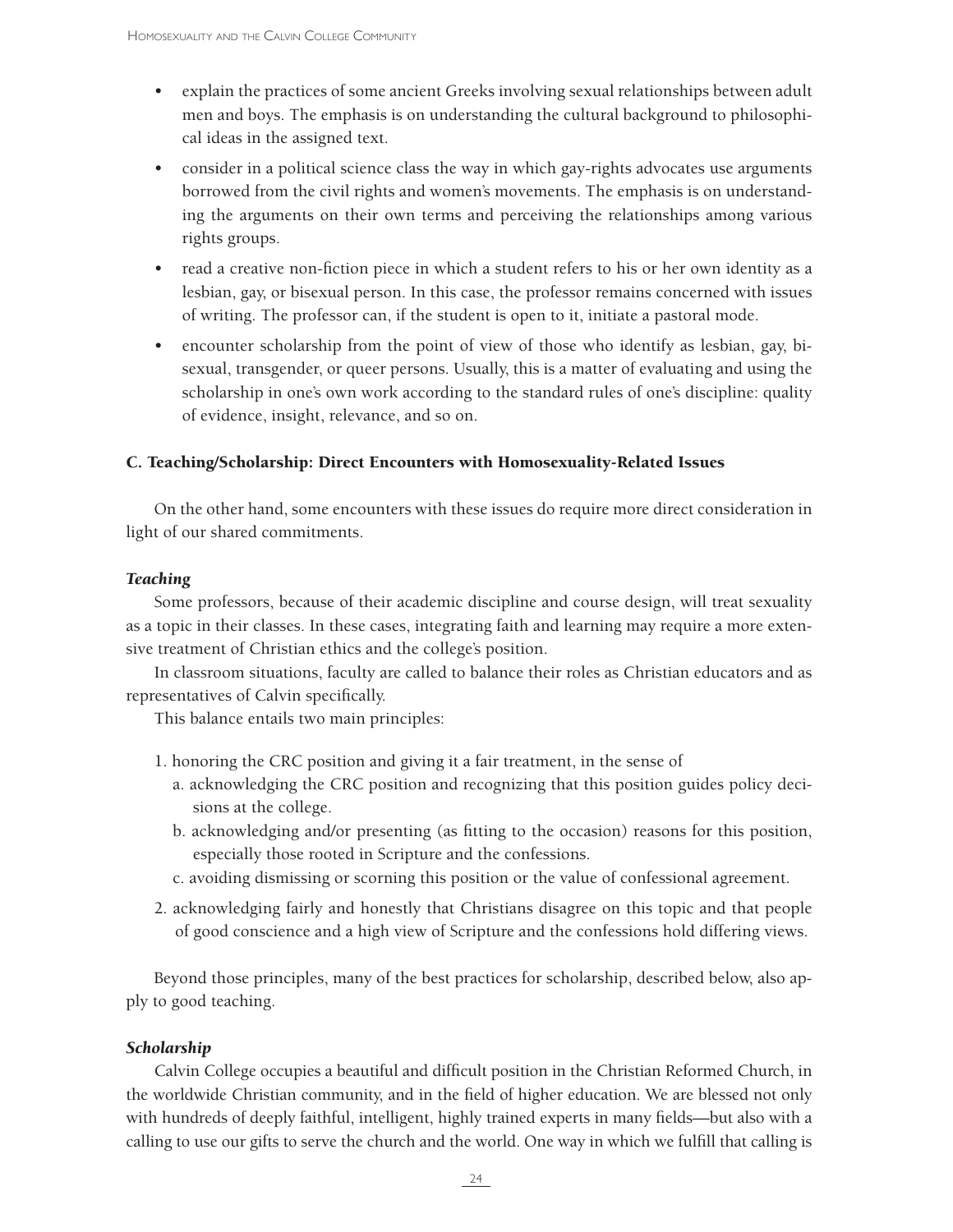- explain the practices of some ancient Greeks involving sexual relationships between adult men and boys. The emphasis is on understanding the cultural background to philosophical ideas in the assigned text.
- consider in a political science class the way in which gay-rights advocates use arguments borrowed from the civil rights and women's movements. The emphasis is on understanding the arguments on their own terms and perceiving the relationships among various rights groups.
- read a creative non-fiction piece in which a student refers to his or her own identity as a lesbian, gay, or bisexual person. In this case, the professor remains concerned with issues of writing. The professor can, if the student is open to it, initiate a pastoral mode.
- encounter scholarship from the point of view of those who identify as lesbian, gay, bisexual, transgender, or queer persons. Usually, this is a matter of evaluating and using the scholarship in one's own work according to the standard rules of one's discipline: quality of evidence, insight, relevance, and so on.

### C. Teaching/Scholarship: Direct Encounters with Homosexuality-Related Issues

On the other hand, some encounters with these issues do require more direct consideration in light of our shared commitments.

#### *Teaching*

Some professors, because of their academic discipline and course design, will treat sexuality as a topic in their classes. In these cases, integrating faith and learning may require a more extensive treatment of Christian ethics and the college's position.

In classroom situations, faculty are called to balance their roles as Christian educators and as representatives of Calvin specifically.

This balance entails two main principles:

1. honoring the CRC position and giving it a fair treatment, in the sense of
   a. acknowledging the CRC position and recognizing that this position guides policy decisions at the college.
   b. acknowledging and/or presenting (as fitting to the occasion) reasons for this position, especially those rooted in Scripture and the confessions.
   c. avoiding dismissing or scorning this position or the value of confessional agreement.
2. acknowledging fairly and honestly that Christians disagree on this topic and that people of good conscience and a high view of Scripture and the confessions hold differing views.

Beyond those principles, many of the best practices for scholarship, described below, also apply to good teaching.

#### *Scholarship*

Calvin College occupies a beautiful and difficult position in the Christian Reformed Church, in the worldwide Christian community, and in the field of higher education. We are blessed not only with hundreds of deeply faithful, intelligent, highly trained experts in many fields—but also with a calling to use our gifts to serve the church and the world. One way in which we fulfill that calling is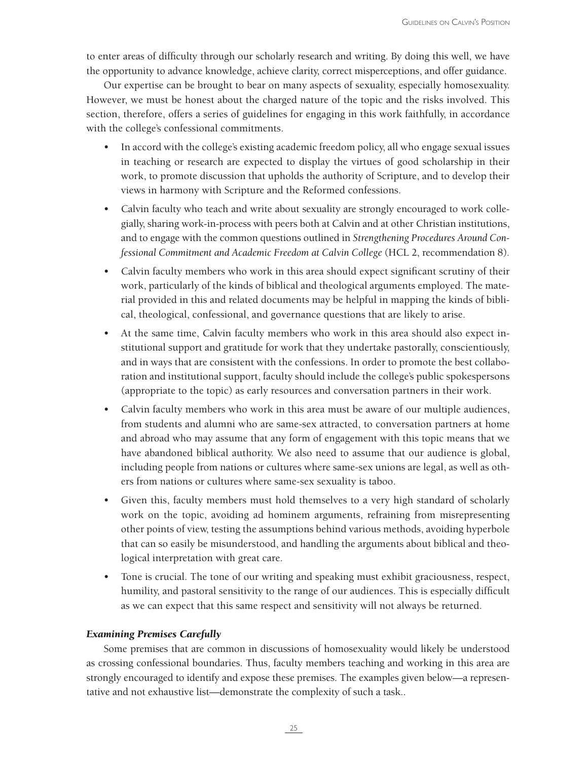to enter areas of difficulty through our scholarly research and writing. By doing this well, we have the opportunity to advance knowledge, achieve clarity, correct misperceptions, and offer guidance.

Our expertise can be brought to bear on many aspects of sexuality, especially homosexuality. However, we must be honest about the charged nature of the topic and the risks involved. This section, therefore, offers a series of guidelines for engaging in this work faithfully, in accordance with the college's confessional commitments.

- In accord with the college's existing academic freedom policy, all who engage sexual issues in teaching or research are expected to display the virtues of good scholarship in their work, to promote discussion that upholds the authority of Scripture, and to develop their views in harmony with Scripture and the Reformed confessions.
- Calvin faculty who teach and write about sexuality are strongly encouraged to work collegially, sharing work-in-process with peers both at Calvin and at other Christian institutions, and to engage with the common questions outlined in *Strengthening Procedures Around Confessional Commitment and Academic Freedom at Calvin College* (HCL 2, recommendation 8).
- Calvin faculty members who work in this area should expect significant scrutiny of their work, particularly of the kinds of biblical and theological arguments employed. The material provided in this and related documents may be helpful in mapping the kinds of biblical, theological, confessional, and governance questions that are likely to arise.
- At the same time, Calvin faculty members who work in this area should also expect institutional support and gratitude for work that they undertake pastorally, conscientiously, and in ways that are consistent with the confessions. In order to promote the best collaboration and institutional support, faculty should include the college's public spokespersons (appropriate to the topic) as early resources and conversation partners in their work.
- Calvin faculty members who work in this area must be aware of our multiple audiences, from students and alumni who are same-sex attracted, to conversation partners at home and abroad who may assume that any form of engagement with this topic means that we have abandoned biblical authority. We also need to assume that our audience is global, including people from nations or cultures where same-sex unions are legal, as well as others from nations or cultures where same-sex sexuality is taboo.
- Given this, faculty members must hold themselves to a very high standard of scholarly work on the topic, avoiding ad hominem arguments, refraining from misrepresenting other points of view, testing the assumptions behind various methods, avoiding hyperbole that can so easily be misunderstood, and handling the arguments about biblical and theological interpretation with great care.
- Tone is crucial. The tone of our writing and speaking must exhibit graciousness, respect, humility, and pastoral sensitivity to the range of our audiences. This is especially difficult as we can expect that this same respect and sensitivity will not always be returned.

### *Examining Premises Carefully*

Some premises that are common in discussions of homosexuality would likely be understood as crossing confessional boundaries. Thus, faculty members teaching and working in this area are strongly encouraged to identify and expose these premises. The examples given below—a representative and not exhaustive list—demonstrate the complexity of such a task..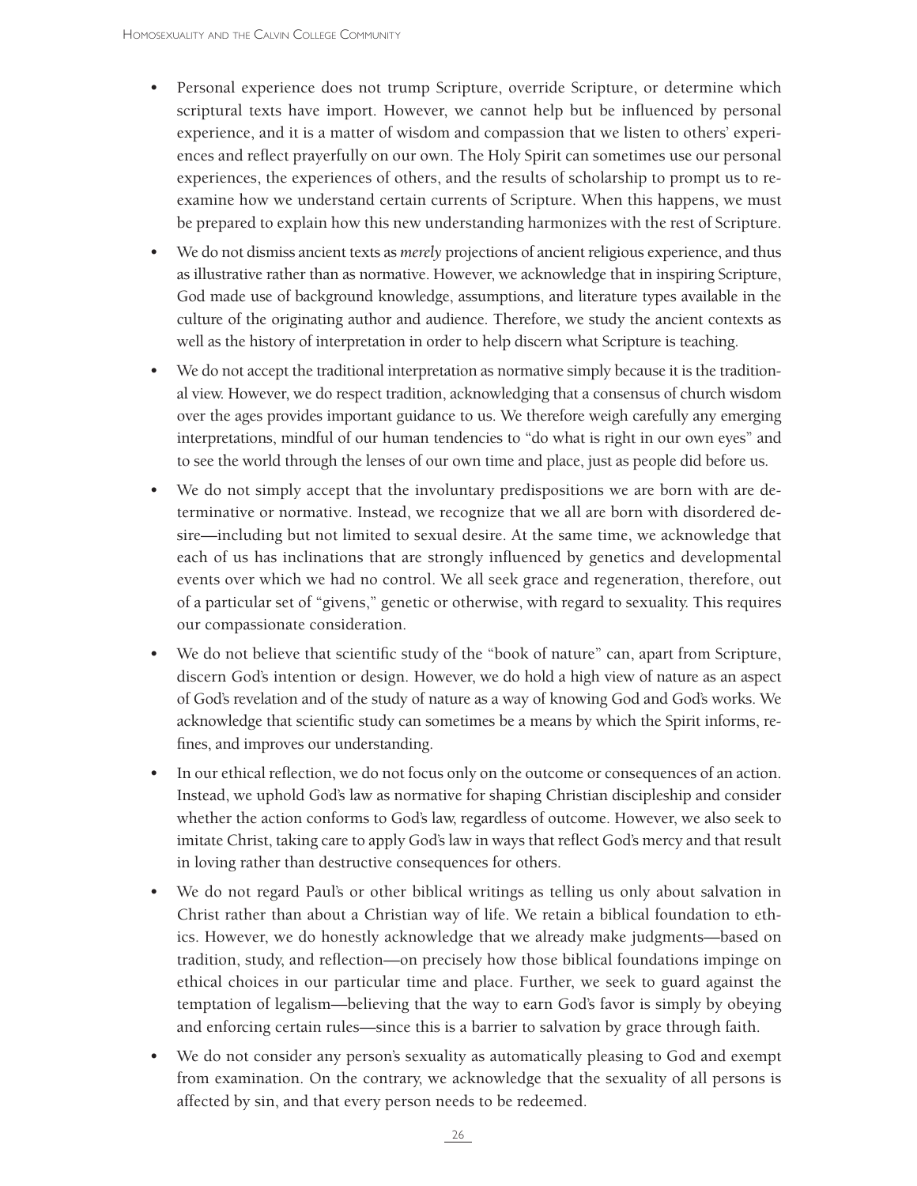- Personal experience does not trump Scripture, override Scripture, or determine which scriptural texts have import. However, we cannot help but be influenced by personal experience, and it is a matter of wisdom and compassion that we listen to others' experiences and reflect prayerfully on our own. The Holy Spirit can sometimes use our personal experiences, the experiences of others, and the results of scholarship to prompt us to re-examine how we understand certain currents of Scripture. When this happens, we must be prepared to explain how this new understanding harmonizes with the rest of Scripture.
- We do not dismiss ancient texts as *merely* projections of ancient religious experience, and thus as illustrative rather than as normative. However, we acknowledge that in inspiring Scripture, God made use of background knowledge, assumptions, and literature types available in the culture of the originating author and audience. Therefore, we study the ancient contexts as well as the history of interpretation in order to help discern what Scripture is teaching.
- We do not accept the traditional interpretation as normative simply because it is the traditional view. However, we do respect tradition, acknowledging that a consensus of church wisdom over the ages provides important guidance to us. We therefore weigh carefully any emerging interpretations, mindful of our human tendencies to "do what is right in our own eyes" and to see the world through the lenses of our own time and place, just as people did before us.
- We do not simply accept that the involuntary predispositions we are born with are determinative or normative. Instead, we recognize that we all are born with disordered desire—including but not limited to sexual desire. At the same time, we acknowledge that each of us has inclinations that are strongly influenced by genetics and developmental events over which we had no control. We all seek grace and regeneration, therefore, out of a particular set of "givens," genetic or otherwise, with regard to sexuality. This requires our compassionate consideration.
- We do not believe that scientific study of the "book of nature" can, apart from Scripture, discern God's intention or design. However, we do hold a high view of nature as an aspect of God's revelation and of the study of nature as a way of knowing God and God's works. We acknowledge that scientific study can sometimes be a means by which the Spirit informs, refines, and improves our understanding.
- In our ethical reflection, we do not focus only on the outcome or consequences of an action. Instead, we uphold God's law as normative for shaping Christian discipleship and consider whether the action conforms to God's law, regardless of outcome. However, we also seek to imitate Christ, taking care to apply God's law in ways that reflect God's mercy and that result in loving rather than destructive consequences for others.
- We do not regard Paul's or other biblical writings as telling us only about salvation in Christ rather than about a Christian way of life. We retain a biblical foundation to ethics. However, we do honestly acknowledge that we already make judgments—based on tradition, study, and reflection—on precisely how those biblical foundations impinge on ethical choices in our particular time and place. Further, we seek to guard against the temptation of legalism—believing that the way to earn God's favor is simply by obeying and enforcing certain rules—since this is a barrier to salvation by grace through faith.
- We do not consider any person's sexuality as automatically pleasing to God and exempt from examination. On the contrary, we acknowledge that the sexuality of all persons is affected by sin, and that every person needs to be redeemed.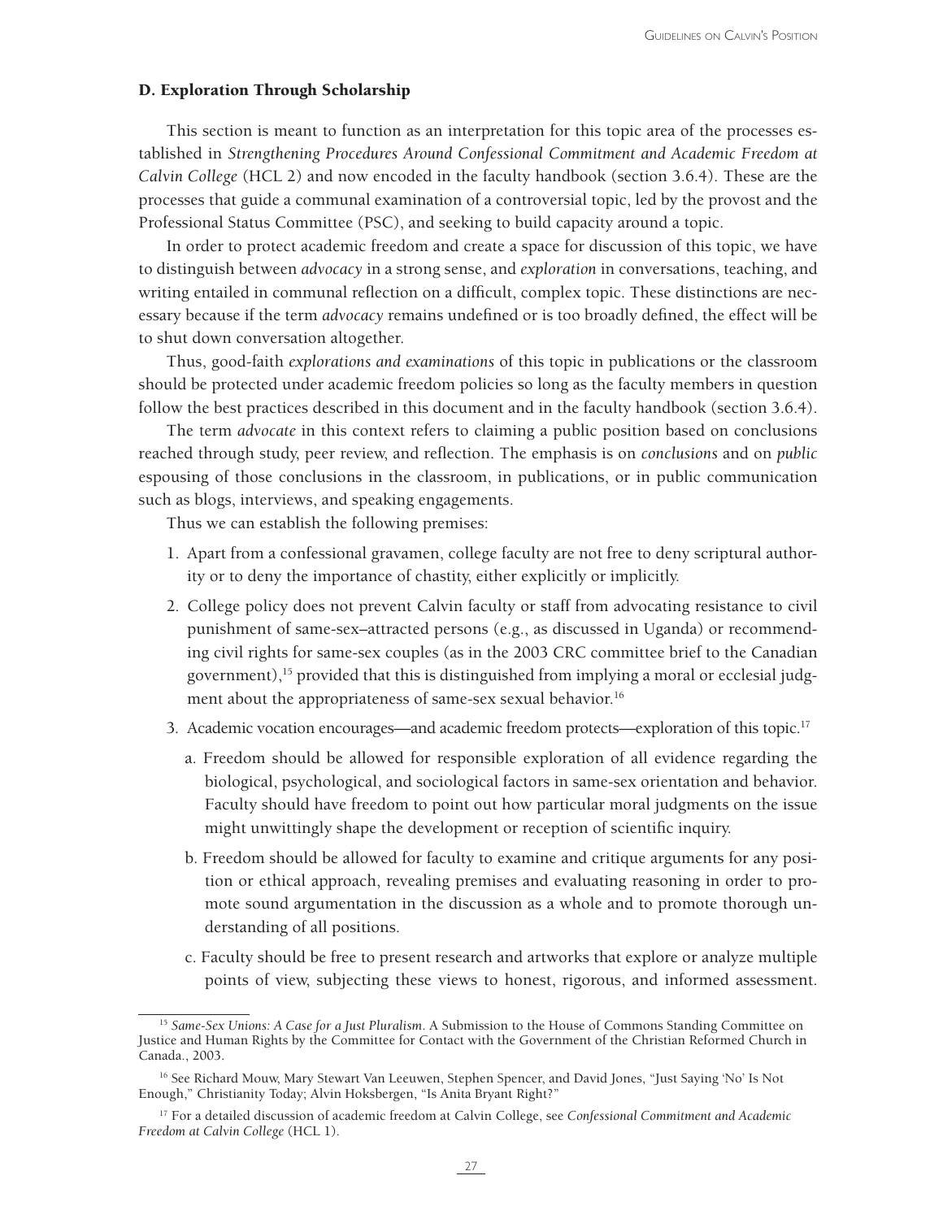### D. Exploration Through Scholarship

This section is meant to function as an interpretation for this topic area of the processes established in *Strengthening Procedures Around Confessional Commitment and Academic Freedom at Calvin College* (HCL 2) and now encoded in the faculty handbook (section 3.6.4). These are the processes that guide a communal examination of a controversial topic, led by the provost and the Professional Status Committee (PSC), and seeking to build capacity around a topic.

In order to protect academic freedom and create a space for discussion of this topic, we have to distinguish between *advocacy* in a strong sense, and *exploration* in conversations, teaching, and writing entailed in communal reflection on a difficult, complex topic. These distinctions are necessary because if the term *advocacy* remains undefined or is too broadly defined, the effect will be to shut down conversation altogether.

Thus, good-faith *explorations and examinations* of this topic in publications or the classroom should be protected under academic freedom policies so long as the faculty members in question follow the best practices described in this document and in the faculty handbook (section 3.6.4).

The term *advocate* in this context refers to claiming a public position based on conclusions reached through study, peer review, and reflection. The emphasis is on *conclusions* and on *public* espousing of those conclusions in the classroom, in publications, or in public communication such as blogs, interviews, and speaking engagements.

Thus we can establish the following premises:

1. Apart from a confessional gravamen, college faculty are not free to deny scriptural authority or to deny the importance of chastity, either explicitly or implicitly.
2. College policy does not prevent Calvin faculty or staff from advocating resistance to civil punishment of same-sex–attracted persons (e.g., as discussed in Uganda) or recommending civil rights for same-sex couples (as in the 2003 CRC committee brief to the Canadian government),[15] provided that this is distinguished from implying a moral or ecclesial judgment about the appropriateness of same-sex sexual behavior.[16]
3. Academic vocation encourages—and academic freedom protects—exploration of this topic.[17]
   a. Freedom should be allowed for responsible exploration of all evidence regarding the biological, psychological, and sociological factors in same-sex orientation and behavior. Faculty should have freedom to point out how particular moral judgments on the issue might unwittingly shape the development or reception of scientific inquiry.

   b. Freedom should be allowed for faculty to examine and critique arguments for any position or ethical approach, revealing premises and evaluating reasoning in order to promote sound argumentation in the discussion as a whole and to promote thorough understanding of all positions.

   c. Faculty should be free to present research and artworks that explore or analyze multiple points of view, subjecting these views to honest, rigorous, and informed assessment.

---

[15] *Same-Sex Unions: A Case for a Just Pluralism*. A Submission to the House of Commons Standing Committee on Justice and Human Rights by the Committee for Contact with the Government of the Christian Reformed Church in Canada., 2003.

[16] See Richard Mouw, Mary Stewart Van Leeuwen, Stephen Spencer, and David Jones, "Just Saying 'No' Is Not Enough," Christianity Today; Alvin Hoksbergen, "Is Anita Bryant Right?"

[17] For a detailed discussion of academic freedom at Calvin College, see *Confessional Commitment and Academic Freedom at Calvin College* (HCL 1).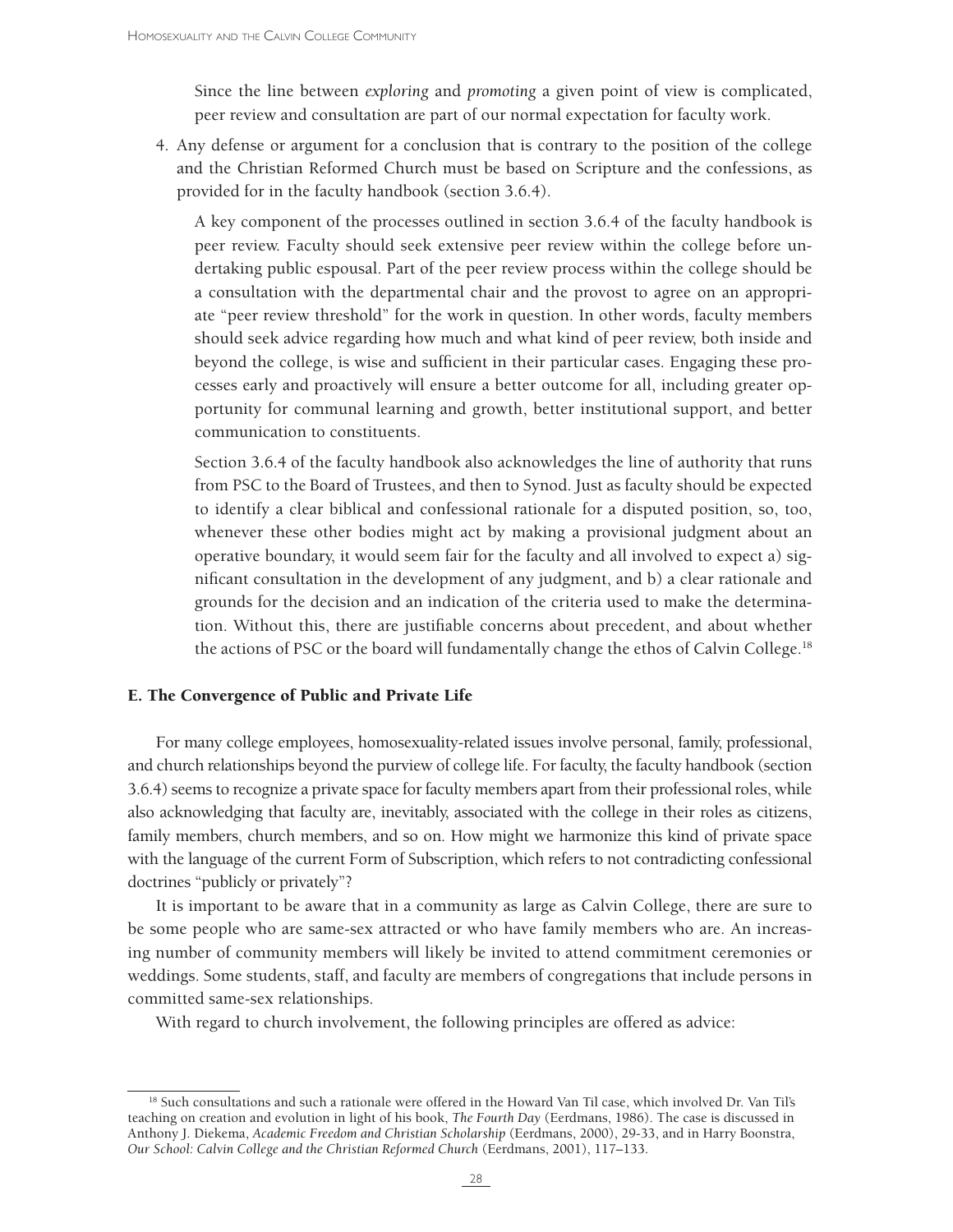Since the line between *exploring* and *promoting* a given point of view is complicated, peer review and consultation are part of our normal expectation for faculty work.

4. Any defense or argument for a conclusion that is contrary to the position of the college and the Christian Reformed Church must be based on Scripture and the confessions, as provided for in the faculty handbook (section 3.6.4).

   A key component of the processes outlined in section 3.6.4 of the faculty handbook is peer review. Faculty should seek extensive peer review within the college before undertaking public espousal. Part of the peer review process within the college should be a consultation with the departmental chair and the provost to agree on an appropriate "peer review threshold" for the work in question. In other words, faculty members should seek advice regarding how much and what kind of peer review, both inside and beyond the college, is wise and sufficient in their particular cases. Engaging these processes early and proactively will ensure a better outcome for all, including greater opportunity for communal learning and growth, better institutional support, and better communication to constituents.

   Section 3.6.4 of the faculty handbook also acknowledges the line of authority that runs from PSC to the Board of Trustees, and then to Synod. Just as faculty should be expected to identify a clear biblical and confessional rationale for a disputed position, so, too, whenever these other bodies might act by making a provisional judgment about an operative boundary, it would seem fair for the faculty and all involved to expect a) significant consultation in the development of any judgment, and b) a clear rationale and grounds for the decision and an indication of the criteria used to make the determination. Without this, there are justifiable concerns about precedent, and about whether the actions of PSC or the board will fundamentally change the ethos of Calvin College.[18]

## E. The Convergence of Public and Private Life

For many college employees, homosexuality-related issues involve personal, family, professional, and church relationships beyond the purview of college life. For faculty, the faculty handbook (section 3.6.4) seems to recognize a private space for faculty members apart from their professional roles, while also acknowledging that faculty are, inevitably, associated with the college in their roles as citizens, family members, church members, and so on. How might we harmonize this kind of private space with the language of the current Form of Subscription, which refers to not contradicting confessional doctrines "publicly or privately"?

It is important to be aware that in a community as large as Calvin College, there are sure to be some people who are same-sex attracted or who have family members who are. An increasing number of community members will likely be invited to attend commitment ceremonies or weddings. Some students, staff, and faculty are members of congregations that include persons in committed same-sex relationships.

With regard to church involvement, the following principles are offered as advice:

---

[18] Such consultations and such a rationale were offered in the Howard Van Til case, which involved Dr. Van Til's teaching on creation and evolution in light of his book, *The Fourth Day* (Eerdmans, 1986). The case is discussed in Anthony J. Diekema, *Academic Freedom and Christian Scholarship* (Eerdmans, 2000), 29-33, and in Harry Boonstra, *Our School: Calvin College and the Christian Reformed Church* (Eerdmans, 2001), 117–133.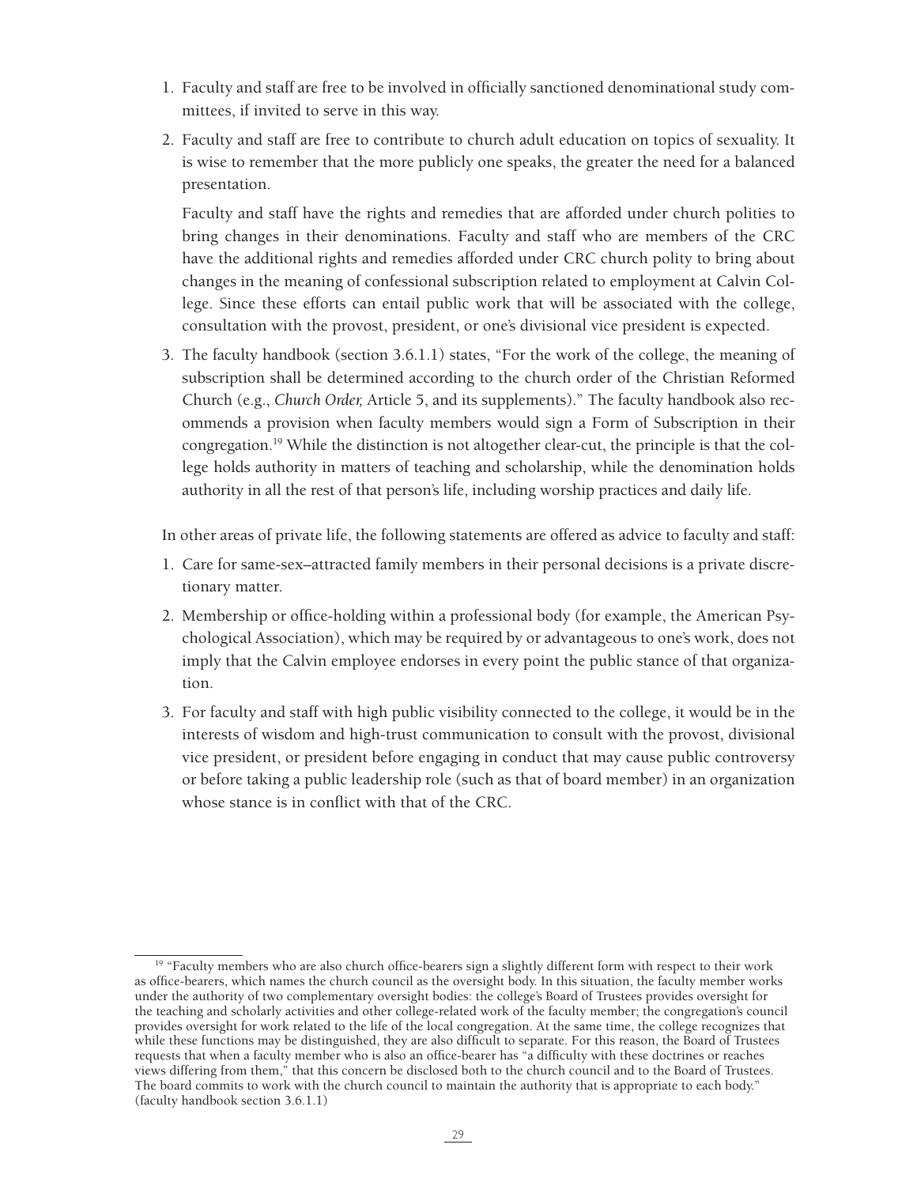1. Faculty and staff are free to be involved in officially sanctioned denominational study committees, if invited to serve in this way.
2. Faculty and staff are free to contribute to church adult education on topics of sexuality. It is wise to remember that the more publicly one speaks, the greater the need for a balanced presentation.

   Faculty and staff have the rights and remedies that are afforded under church polities to bring changes in their denominations. Faculty and staff who are members of the CRC have the additional rights and remedies afforded under CRC church polity to bring about changes in the meaning of confessional subscription related to employment at Calvin College. Since these efforts can entail public work that will be associated with the college, consultation with the provost, president, or one's divisional vice president is expected.
3. The faculty handbook (section 3.6.1.1) states, "For the work of the college, the meaning of subscription shall be determined according to the church order of the Christian Reformed Church (e.g., *Church Order,* Article 5, and its supplements)." The faculty handbook also recommends a provision when faculty members would sign a Form of Subscription in their congregation.[19] While the distinction is not altogether clear-cut, the principle is that the college holds authority in matters of teaching and scholarship, while the denomination holds authority in all the rest of that person's life, including worship practices and daily life.

In other areas of private life, the following statements are offered as advice to faculty and staff:

1. Care for same-sex–attracted family members in their personal decisions is a private discretionary matter.
2. Membership or office-holding within a professional body (for example, the American Psychological Association), which may be required by or advantageous to one's work, does not imply that the Calvin employee endorses in every point the public stance of that organization.
3. For faculty and staff with high public visibility connected to the college, it would be in the interests of wisdom and high-trust communication to consult with the provost, divisional vice president, or president before engaging in conduct that may cause public controversy or before taking a public leadership role (such as that of board member) in an organization whose stance is in conflict with that of the CRC.

---

[19] "Faculty members who are also church office-bearers sign a slightly different form with respect to their work as office-bearers, which names the church council as the oversight body. In this situation, the faculty member works under the authority of two complementary oversight bodies: the college's Board of Trustees provides oversight for the teaching and scholarly activities and other college-related work of the faculty member; the congregation's council provides oversight for work related to the life of the local congregation. At the same time, the college recognizes that while these functions may be distinguished, they are also difficult to separate. For this reason, the Board of Trustees requests that when a faculty member who is also an office-bearer has "a difficulty with these doctrines or reaches views differing from them," that this concern be disclosed both to the church council and to the Board of Trustees. The board commits to work with the church council to maintain the authority that is appropriate to each body." (faculty handbook section 3.6.1.1)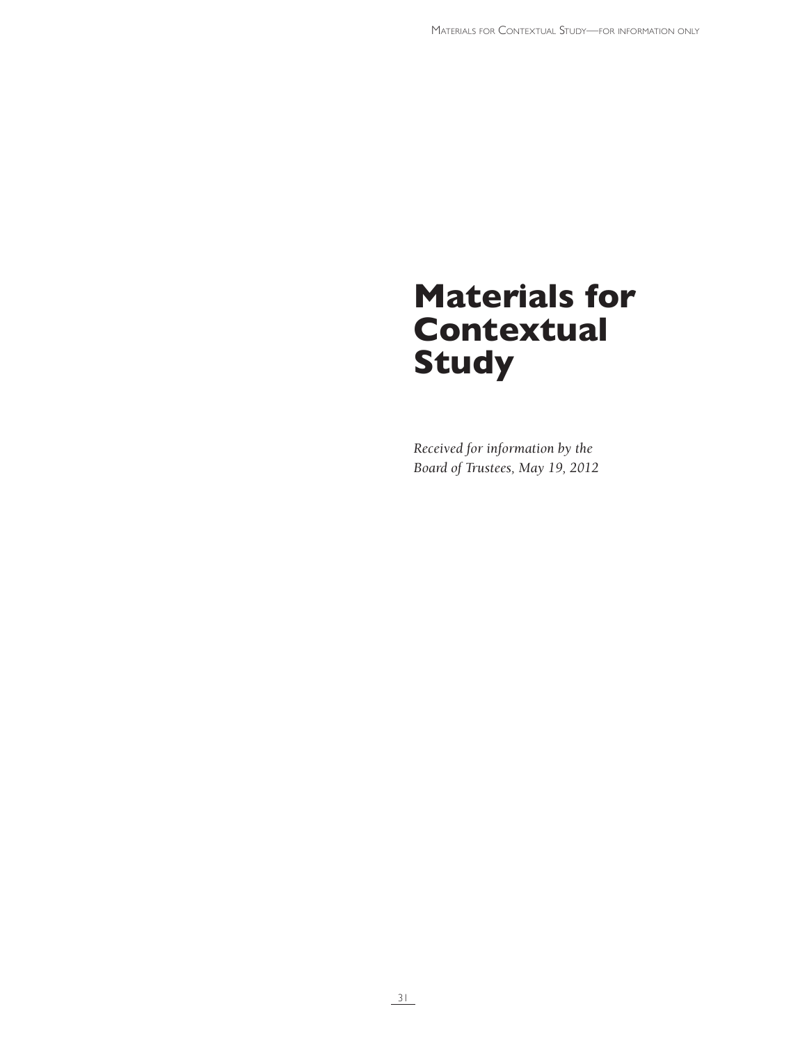# Materials for Contextual Study

*Received for information by the Board of Trustees, May 19, 2012*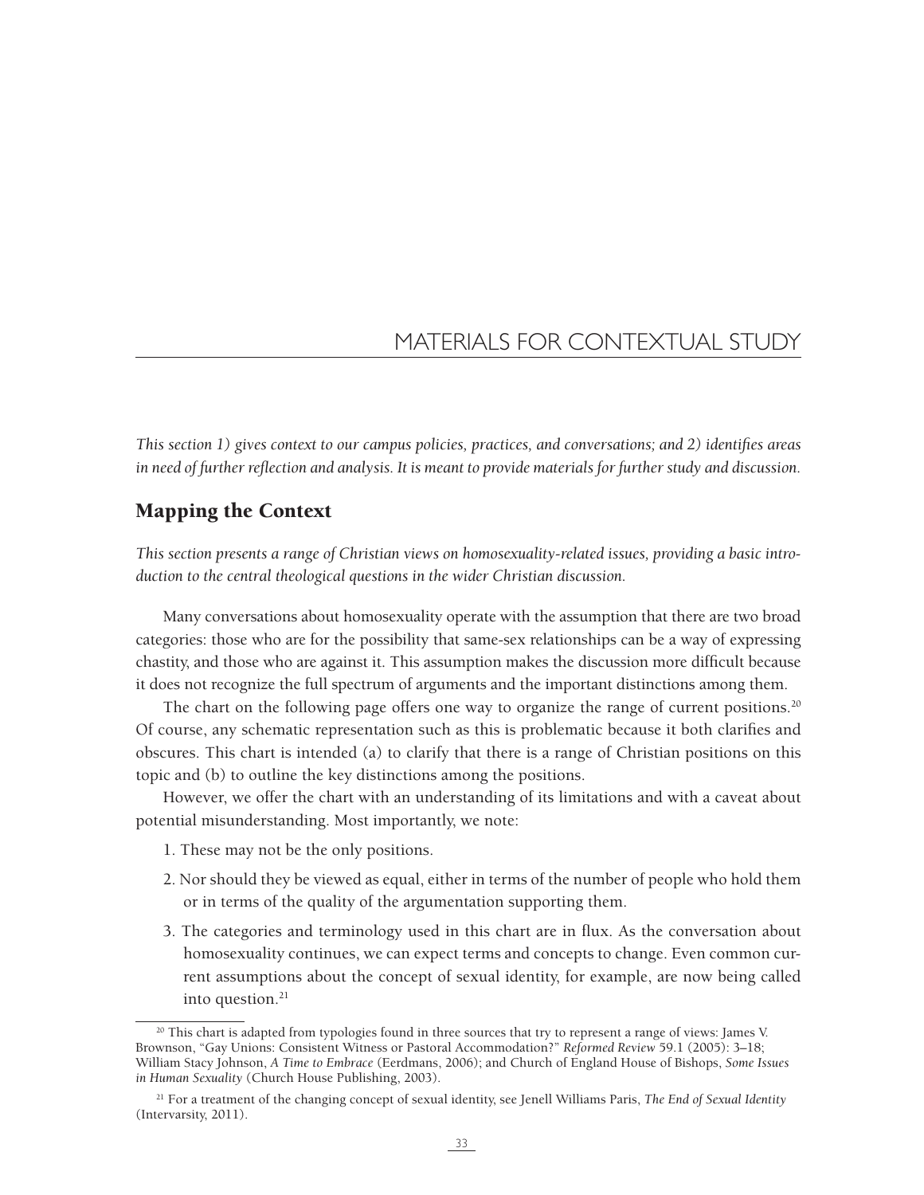# MATERIALS FOR CONTEXTUAL STUDY

*This section 1) gives context to our campus policies, practices, and conversations; and 2) identifies areas in need of further reflection and analysis. It is meant to provide materials for further study and discussion.*

## Mapping the Context

*This section presents a range of Christian views on homosexuality-related issues, providing a basic introduction to the central theological questions in the wider Christian discussion.*

Many conversations about homosexuality operate with the assumption that there are two broad categories: those who are for the possibility that same-sex relationships can be a way of expressing chastity, and those who are against it. This assumption makes the discussion more difficult because it does not recognize the full spectrum of arguments and the important distinctions among them.

The chart on the following page offers one way to organize the range of current positions.[20] Of course, any schematic representation such as this is problematic because it both clarifies and obscures. This chart is intended (a) to clarify that there is a range of Christian positions on this topic and (b) to outline the key distinctions among the positions.

However, we offer the chart with an understanding of its limitations and with a caveat about potential misunderstanding. Most importantly, we note:

1. These may not be the only positions.
2. Nor should they be viewed as equal, either in terms of the number of people who hold them or in terms of the quality of the argumentation supporting them.
3. The categories and terminology used in this chart are in flux. As the conversation about homosexuality continues, we can expect terms and concepts to change. Even common current assumptions about the concept of sexual identity, for example, are now being called into question.[21]

---

[20] This chart is adapted from typologies found in three sources that try to represent a range of views: James V. Brownson, "Gay Unions: Consistent Witness or Pastoral Accommodation?" *Reformed Review* 59.1 (2005): 3–18; William Stacy Johnson, *A Time to Embrace* (Eerdmans, 2006); and Church of England House of Bishops, *Some Issues in Human Sexuality* (Church House Publishing, 2003).

[21] For a treatment of the changing concept of sexual identity, see Jenell Williams Paris, *The End of Sexual Identity* (Intervarsity, 2011).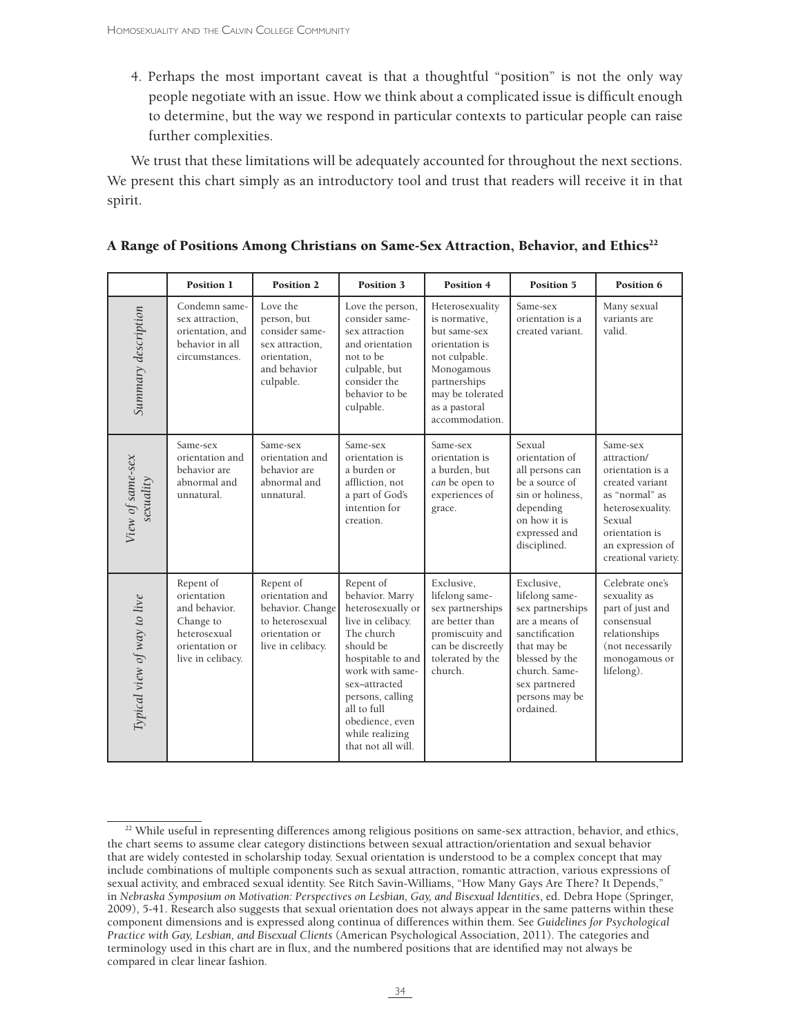4. Perhaps the most important caveat is that a thoughtful "position" is not the only way people negotiate with an issue. How we think about a complicated issue is difficult enough to determine, but the way we respond in particular contexts to particular people can raise further complexities.

We trust that these limitations will be adequately accounted for throughout the next sections. We present this chart simply as an introductory tool and trust that readers will receive it in that spirit.

### A Range of Positions Among Christians on Same-Sex Attraction, Behavior, and Ethics[22]

| | Position 1 | Position 2 | Position 3 | Position 4 | Position 5 | Position 6 |
|---|---|---|---|---|---|---|
| *Summary description* | Condemn same-sex attraction, orientation, and behavior in all circumstances. | Love the person, but consider same-sex attraction, orientation, and behavior culpable. | Love the person, consider same-sex attraction and orientation not to be culpable, but consider the behavior to be culpable. | Heterosexuality is normative, but same-sex orientation is not culpable. Monogamous partnerships may be tolerated as a pastoral accommodation. | Same-sex orientation is a created variant. | Many sexual variants are valid. |
| *View of same-sex sexuality* | Same-sex orientation and behavior are abnormal and unnatural. | Same-sex orientation and behavior are abnormal and unnatural. | Same-sex orientation is a burden or affliction, not a part of God's intention for creation. | Same-sex orientation is a burden, but *can* be open to experiences of grace. | Sexual orientation of all persons can be a source of sin or holiness, depending on how it is expressed and disciplined. | Same-sex attraction/ orientation is a created variant as "normal" as heterosexuality. Sexual orientation is an expression of creational variety. |
| *Typical view of way to live* | Repent of orientation and behavior. Change to heterosexual orientation or live in celibacy. | Repent of orientation and behavior. Change to heterosexual orientation or live in celibacy. | Repent of behavior. Marry heterosexually or live in celibacy. The church should be hospitable to and work with same-sex–attracted persons, calling all to full obedience, even while realizing that not all will. | Exclusive, lifelong same-sex partnerships are better than promiscuity and can be discreetly tolerated by the church. | Exclusive, lifelong same-sex partnerships are a means of sanctification that may be blessed by the church. Same-sex partnered persons may be ordained. | Celebrate one's sexuality as part of just and consensual relationships (not necessarily monogamous or lifelong). |

[22] While useful in representing differences among religious positions on same-sex attraction, behavior, and ethics, the chart seems to assume clear category distinctions between sexual attraction/orientation and sexual behavior that are widely contested in scholarship today. Sexual orientation is understood to be a complex concept that may include combinations of multiple components such as sexual attraction, romantic attraction, various expressions of sexual activity, and embraced sexual identity. See Ritch Savin-Williams, "How Many Gays Are There? It Depends," in *Nebraska Symposium on Motivation: Perspectives on Lesbian, Gay, and Bisexual Identities*, ed. Debra Hope (Springer, 2009), 5-41. Research also suggests that sexual orientation does not always appear in the same patterns within these component dimensions and is expressed along continua of differences within them. See *Guidelines for Psychological Practice with Gay, Lesbian, and Bisexual Clients* (American Psychological Association, 2011). The categories and terminology used in this chart are in flux, and the numbered positions that are identified may not always be compared in clear linear fashion.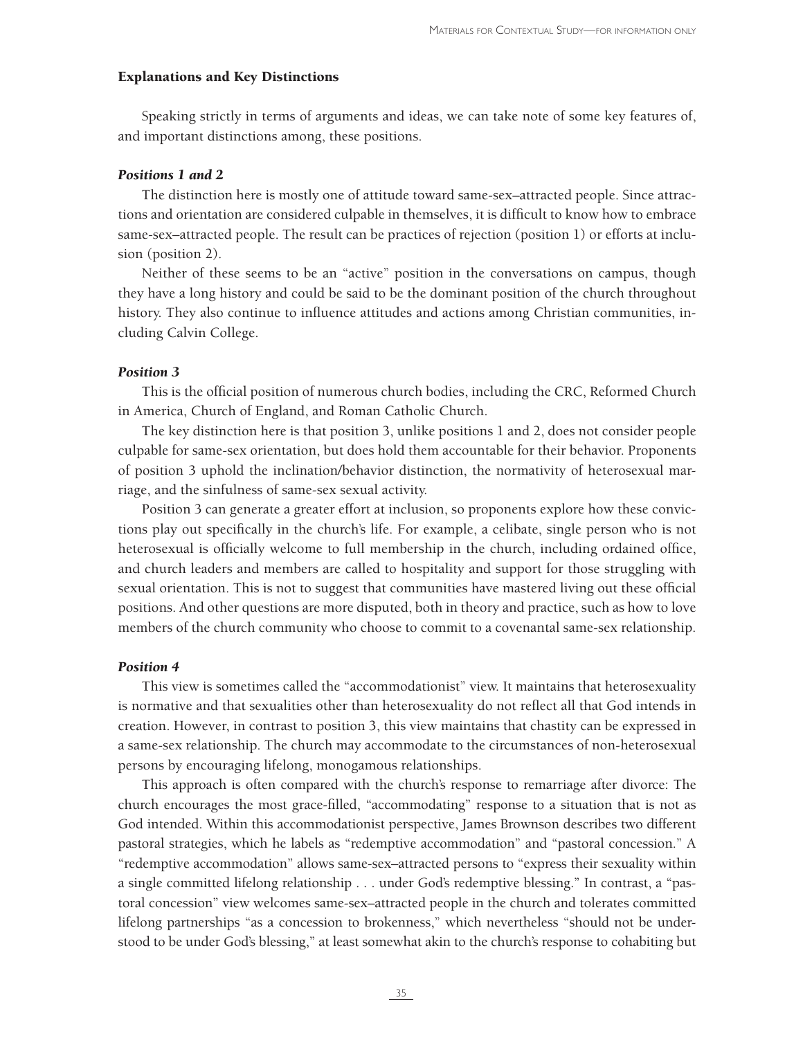### Explanations and Key Distinctions

Speaking strictly in terms of arguments and ideas, we can take note of some key features of, and important distinctions among, these positions.

#### *Positions 1 and 2*

The distinction here is mostly one of attitude toward same-sex–attracted people. Since attractions and orientation are considered culpable in themselves, it is difficult to know how to embrace same-sex–attracted people. The result can be practices of rejection (position 1) or efforts at inclusion (position 2).

Neither of these seems to be an "active" position in the conversations on campus, though they have a long history and could be said to be the dominant position of the church throughout history. They also continue to influence attitudes and actions among Christian communities, including Calvin College.

#### *Position 3*

This is the official position of numerous church bodies, including the CRC, Reformed Church in America, Church of England, and Roman Catholic Church.

The key distinction here is that position 3, unlike positions 1 and 2, does not consider people culpable for same-sex orientation, but does hold them accountable for their behavior. Proponents of position 3 uphold the inclination/behavior distinction, the normativity of heterosexual marriage, and the sinfulness of same-sex sexual activity.

Position 3 can generate a greater effort at inclusion, so proponents explore how these convictions play out specifically in the church's life. For example, a celibate, single person who is not heterosexual is officially welcome to full membership in the church, including ordained office, and church leaders and members are called to hospitality and support for those struggling with sexual orientation. This is not to suggest that communities have mastered living out these official positions. And other questions are more disputed, both in theory and practice, such as how to love members of the church community who choose to commit to a covenantal same-sex relationship.

#### *Position 4*

This view is sometimes called the "accommodationist" view. It maintains that heterosexuality is normative and that sexualities other than heterosexuality do not reflect all that God intends in creation. However, in contrast to position 3, this view maintains that chastity can be expressed in a same-sex relationship. The church may accommodate to the circumstances of non-heterosexual persons by encouraging lifelong, monogamous relationships.

This approach is often compared with the church's response to remarriage after divorce: The church encourages the most grace-filled, "accommodating" response to a situation that is not as God intended. Within this accommodationist perspective, James Brownson describes two different pastoral strategies, which he labels as "redemptive accommodation" and "pastoral concession." A "redemptive accommodation" allows same-sex–attracted persons to "express their sexuality within a single committed lifelong relationship . . . under God's redemptive blessing." In contrast, a "pastoral concession" view welcomes same-sex–attracted people in the church and tolerates committed lifelong partnerships "as a concession to brokenness," which nevertheless "should not be understood to be under God's blessing," at least somewhat akin to the church's response to cohabiting but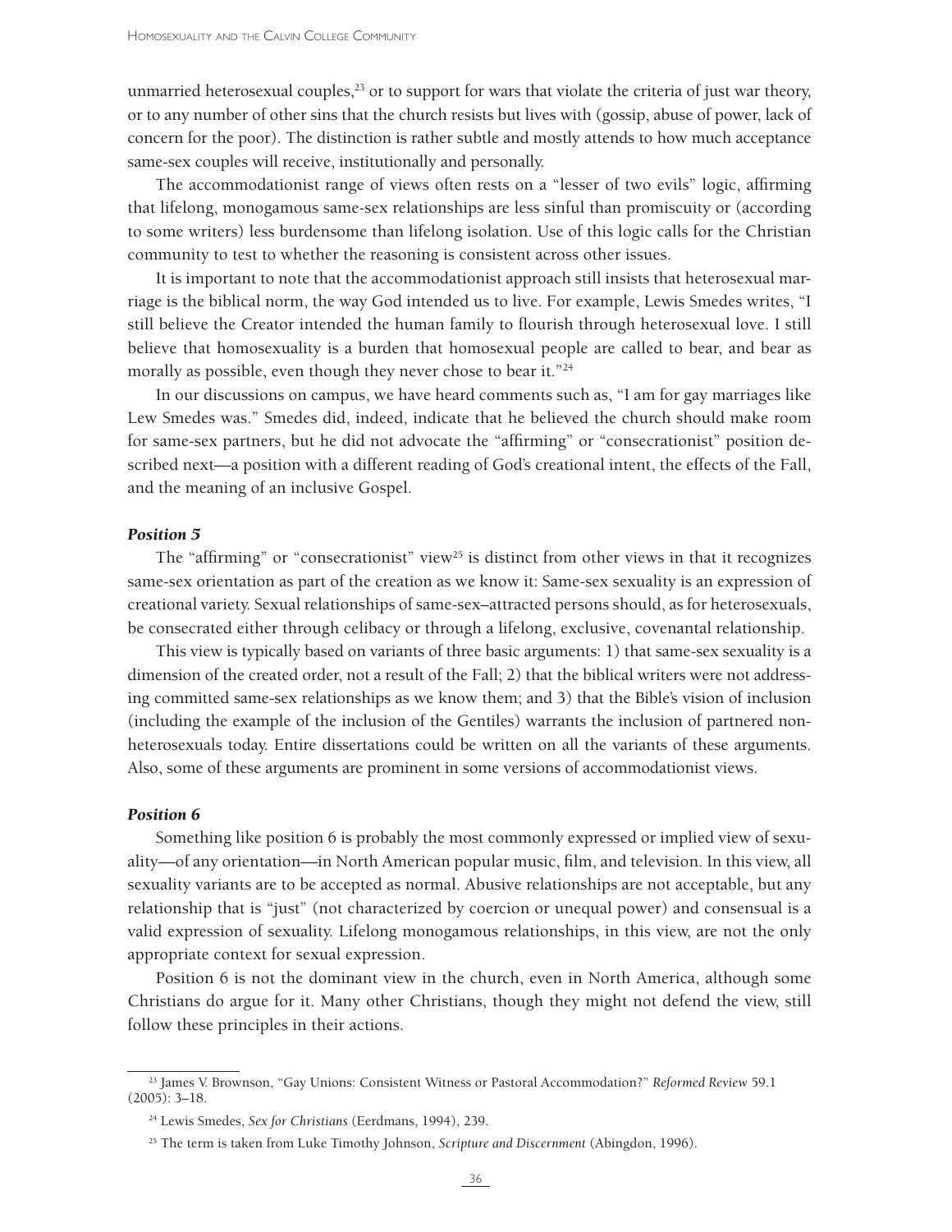unmarried heterosexual couples,[23] or to support for wars that violate the criteria of just war theory, or to any number of other sins that the church resists but lives with (gossip, abuse of power, lack of concern for the poor). The distinction is rather subtle and mostly attends to how much acceptance same-sex couples will receive, institutionally and personally.

The accommodationist range of views often rests on a "lesser of two evils" logic, affirming that lifelong, monogamous same-sex relationships are less sinful than promiscuity or (according to some writers) less burdensome than lifelong isolation. Use of this logic calls for the Christian community to test to whether the reasoning is consistent across other issues.

It is important to note that the accommodationist approach still insists that heterosexual marriage is the biblical norm, the way God intended us to live. For example, Lewis Smedes writes, "I still believe the Creator intended the human family to flourish through heterosexual love. I still believe that homosexuality is a burden that homosexual people are called to bear, and bear as morally as possible, even though they never chose to bear it."[24]

In our discussions on campus, we have heard comments such as, "I am for gay marriages like Lew Smedes was." Smedes did, indeed, indicate that he believed the church should make room for same-sex partners, but he did not advocate the "affirming" or "consecrationist" position described next—a position with a different reading of God's creational intent, the effects of the Fall, and the meaning of an inclusive Gospel.

### *Position 5*

The "affirming" or "consecrationist" view[25] is distinct from other views in that it recognizes same-sex orientation as part of the creation as we know it: Same-sex sexuality is an expression of creational variety. Sexual relationships of same-sex–attracted persons should, as for heterosexuals, be consecrated either through celibacy or through a lifelong, exclusive, covenantal relationship.

This view is typically based on variants of three basic arguments: 1) that same-sex sexuality is a dimension of the created order, not a result of the Fall; 2) that the biblical writers were not addressing committed same-sex relationships as we know them; and 3) that the Bible's vision of inclusion (including the example of the inclusion of the Gentiles) warrants the inclusion of partnered nonheterosexuals today. Entire dissertations could be written on all the variants of these arguments. Also, some of these arguments are prominent in some versions of accommodationist views.

### *Position 6*

Something like position 6 is probably the most commonly expressed or implied view of sexuality—of any orientation—in North American popular music, film, and television. In this view, all sexuality variants are to be accepted as normal. Abusive relationships are not acceptable, but any relationship that is "just" (not characterized by coercion or unequal power) and consensual is a valid expression of sexuality. Lifelong monogamous relationships, in this view, are not the only appropriate context for sexual expression.

Position 6 is not the dominant view in the church, even in North America, although some Christians do argue for it. Many other Christians, though they might not defend the view, still follow these principles in their actions.

---

[23] James V. Brownson, "Gay Unions: Consistent Witness or Pastoral Accommodation?" *Reformed Review* 59.1 (2005): 3–18.

[24] Lewis Smedes, *Sex for Christians* (Eerdmans, 1994), 239.

[25] The term is taken from Luke Timothy Johnson, *Scripture and Discernment* (Abingdon, 1996).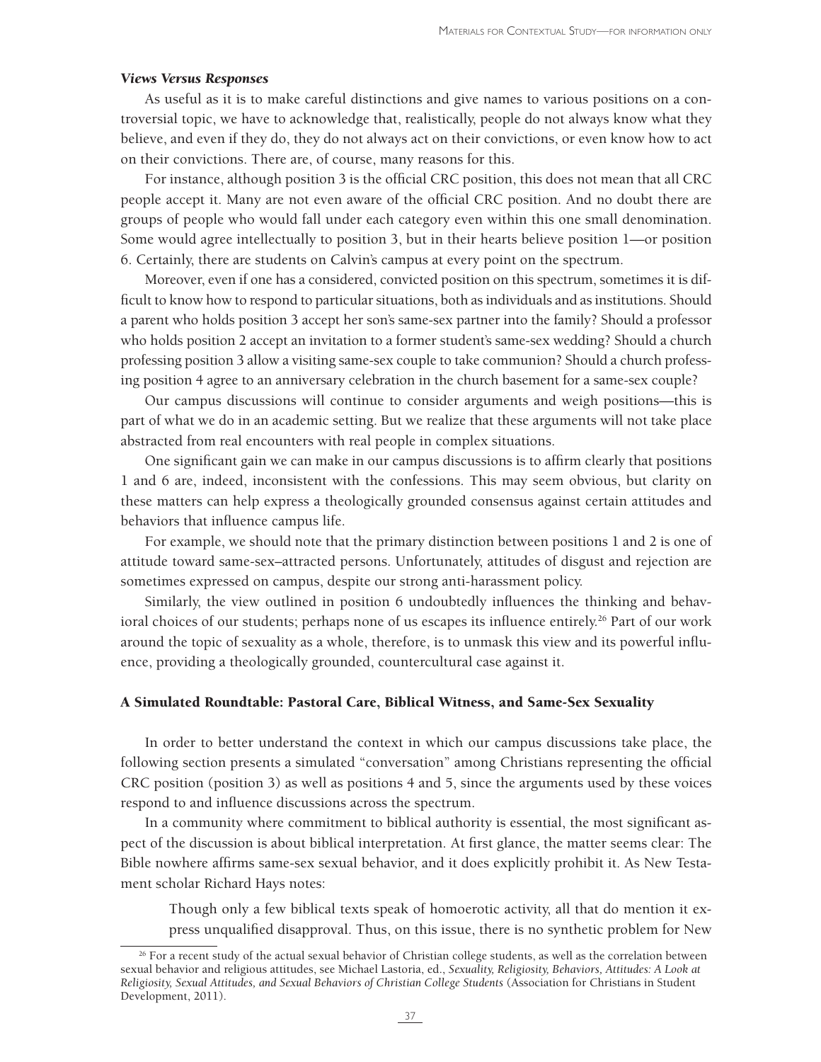### *Views Versus Responses*

As useful as it is to make careful distinctions and give names to various positions on a controversial topic, we have to acknowledge that, realistically, people do not always know what they believe, and even if they do, they do not always act on their convictions, or even know how to act on their convictions. There are, of course, many reasons for this.

For instance, although position 3 is the official CRC position, this does not mean that all CRC people accept it. Many are not even aware of the official CRC position. And no doubt there are groups of people who would fall under each category even within this one small denomination. Some would agree intellectually to position 3, but in their hearts believe position 1—or position 6. Certainly, there are students on Calvin's campus at every point on the spectrum.

Moreover, even if one has a considered, convicted position on this spectrum, sometimes it is difficult to know how to respond to particular situations, both as individuals and as institutions. Should a parent who holds position 3 accept her son's same-sex partner into the family? Should a professor who holds position 2 accept an invitation to a former student's same-sex wedding? Should a church professing position 3 allow a visiting same-sex couple to take communion? Should a church professing position 4 agree to an anniversary celebration in the church basement for a same-sex couple?

Our campus discussions will continue to consider arguments and weigh positions—this is part of what we do in an academic setting. But we realize that these arguments will not take place abstracted from real encounters with real people in complex situations.

One significant gain we can make in our campus discussions is to affirm clearly that positions 1 and 6 are, indeed, inconsistent with the confessions. This may seem obvious, but clarity on these matters can help express a theologically grounded consensus against certain attitudes and behaviors that influence campus life.

For example, we should note that the primary distinction between positions 1 and 2 is one of attitude toward same-sex–attracted persons. Unfortunately, attitudes of disgust and rejection are sometimes expressed on campus, despite our strong anti-harassment policy.

Similarly, the view outlined in position 6 undoubtedly influences the thinking and behavioral choices of our students; perhaps none of us escapes its influence entirely.[26] Part of our work around the topic of sexuality as a whole, therefore, is to unmask this view and its powerful influence, providing a theologically grounded, countercultural case against it.

## A Simulated Roundtable: Pastoral Care, Biblical Witness, and Same-Sex Sexuality

In order to better understand the context in which our campus discussions take place, the following section presents a simulated "conversation" among Christians representing the official CRC position (position 3) as well as positions 4 and 5, since the arguments used by these voices respond to and influence discussions across the spectrum.

In a community where commitment to biblical authority is essential, the most significant aspect of the discussion is about biblical interpretation. At first glance, the matter seems clear: The Bible nowhere affirms same-sex sexual behavior, and it does explicitly prohibit it. As New Testament scholar Richard Hays notes:

> Though only a few biblical texts speak of homoerotic activity, all that do mention it express unqualified disapproval. Thus, on this issue, there is no synthetic problem for New

[26] For a recent study of the actual sexual behavior of Christian college students, as well as the correlation between sexual behavior and religious attitudes, see Michael Lastoria, ed., *Sexuality, Religiosity, Behaviors, Attitudes: A Look at Religiosity, Sexual Attitudes, and Sexual Behaviors of Christian College Students* (Association for Christians in Student Development, 2011).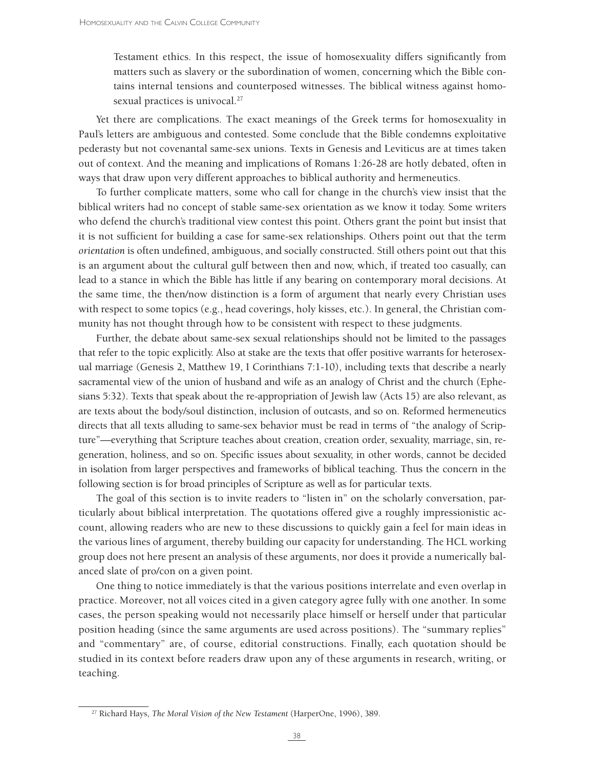Testament ethics. In this respect, the issue of homosexuality differs significantly from matters such as slavery or the subordination of women, concerning which the Bible contains internal tensions and counterposed witnesses. The biblical witness against homosexual practices is univocal.[27]

Yet there are complications. The exact meanings of the Greek terms for homosexuality in Paul's letters are ambiguous and contested. Some conclude that the Bible condemns exploitative pederasty but not covenantal same-sex unions. Texts in Genesis and Leviticus are at times taken out of context. And the meaning and implications of Romans 1:26-28 are hotly debated, often in ways that draw upon very different approaches to biblical authority and hermeneutics.

To further complicate matters, some who call for change in the church's view insist that the biblical writers had no concept of stable same-sex orientation as we know it today. Some writers who defend the church's traditional view contest this point. Others grant the point but insist that it is not sufficient for building a case for same-sex relationships. Others point out that the term *orientation* is often undefined, ambiguous, and socially constructed. Still others point out that this is an argument about the cultural gulf between then and now, which, if treated too casually, can lead to a stance in which the Bible has little if any bearing on contemporary moral decisions. At the same time, the then/now distinction is a form of argument that nearly every Christian uses with respect to some topics (e.g., head coverings, holy kisses, etc.). In general, the Christian community has not thought through how to be consistent with respect to these judgments.

Further, the debate about same-sex sexual relationships should not be limited to the passages that refer to the topic explicitly. Also at stake are the texts that offer positive warrants for heterosexual marriage (Genesis 2, Matthew 19, I Corinthians 7:1-10), including texts that describe a nearly sacramental view of the union of husband and wife as an analogy of Christ and the church (Ephesians 5:32). Texts that speak about the re-appropriation of Jewish law (Acts 15) are also relevant, as are texts about the body/soul distinction, inclusion of outcasts, and so on. Reformed hermeneutics directs that all texts alluding to same-sex behavior must be read in terms of "the analogy of Scripture"—everything that Scripture teaches about creation, creation order, sexuality, marriage, sin, regeneration, holiness, and so on. Specific issues about sexuality, in other words, cannot be decided in isolation from larger perspectives and frameworks of biblical teaching. Thus the concern in the following section is for broad principles of Scripture as well as for particular texts.

The goal of this section is to invite readers to "listen in" on the scholarly conversation, particularly about biblical interpretation. The quotations offered give a roughly impressionistic account, allowing readers who are new to these discussions to quickly gain a feel for main ideas in the various lines of argument, thereby building our capacity for understanding. The HCL working group does not here present an analysis of these arguments, nor does it provide a numerically balanced slate of pro/con on a given point.

One thing to notice immediately is that the various positions interrelate and even overlap in practice. Moreover, not all voices cited in a given category agree fully with one another. In some cases, the person speaking would not necessarily place himself or herself under that particular position heading (since the same arguments are used across positions). The "summary replies" and "commentary" are, of course, editorial constructions. Finally, each quotation should be studied in its context before readers draw upon any of these arguments in research, writing, or teaching.

[27] Richard Hays, *The Moral Vision of the New Testament* (HarperOne, 1996), 389.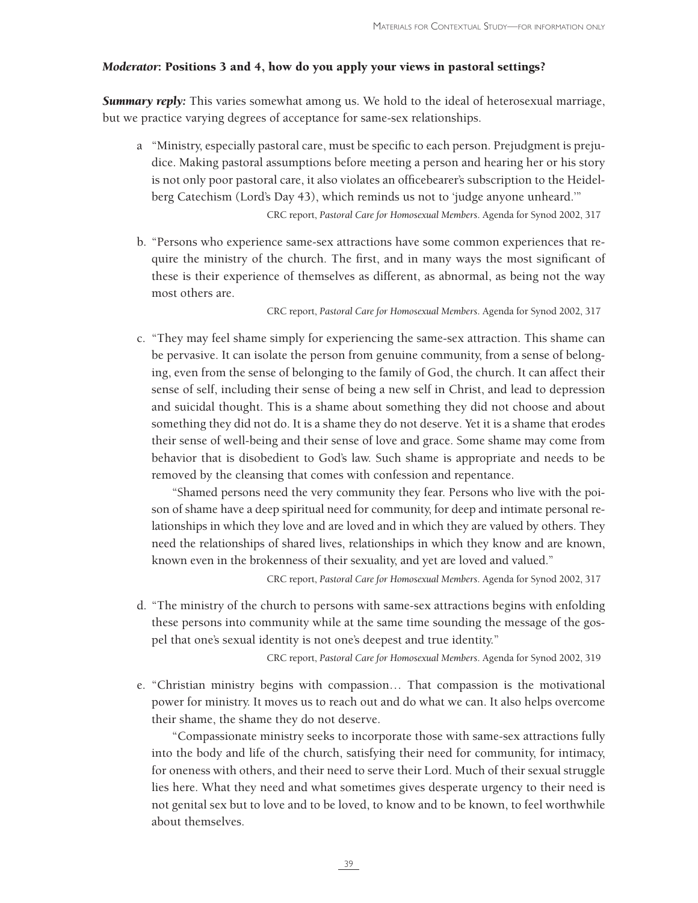***Moderator*: Positions 3 and 4, how do you apply your views in pastoral settings?**

***Summary reply:*** This varies somewhat among us. We hold to the ideal of heterosexual marriage, but we practice varying degrees of acceptance for same-sex relationships.

a "Ministry, especially pastoral care, must be specific to each person. Prejudgment is prejudice. Making pastoral assumptions before meeting a person and hearing her or his story is not only poor pastoral care, it also violates an officebearer's subscription to the Heidelberg Catechism (Lord's Day 43), which reminds us not to 'judge anyone unheard.'"

CRC report, *Pastoral Care for Homosexual Members*. Agenda for Synod 2002, 317

b. "Persons who experience same-sex attractions have some common experiences that require the ministry of the church. The first, and in many ways the most significant of these is their experience of themselves as different, as abnormal, as being not the way most others are.

CRC report, *Pastoral Care for Homosexual Members*. Agenda for Synod 2002, 317

c. "They may feel shame simply for experiencing the same-sex attraction. This shame can be pervasive. It can isolate the person from genuine community, from a sense of belonging, even from the sense of belonging to the family of God, the church. It can affect their sense of self, including their sense of being a new self in Christ, and lead to depression and suicidal thought. This is a shame about something they did not choose and about something they did not do. It is a shame they do not deserve. Yet it is a shame that erodes their sense of well-being and their sense of love and grace. Some shame may come from behavior that is disobedient to God's law. Such shame is appropriate and needs to be removed by the cleansing that comes with confession and repentance.

"Shamed persons need the very community they fear. Persons who live with the poison of shame have a deep spiritual need for community, for deep and intimate personal relationships in which they love and are loved and in which they are valued by others. They need the relationships of shared lives, relationships in which they know and are known, known even in the brokenness of their sexuality, and yet are loved and valued."

CRC report, *Pastoral Care for Homosexual Members*. Agenda for Synod 2002, 317

d. "The ministry of the church to persons with same-sex attractions begins with enfolding these persons into community while at the same time sounding the message of the gospel that one's sexual identity is not one's deepest and true identity."

CRC report, *Pastoral Care for Homosexual Members*. Agenda for Synod 2002, 319

e. "Christian ministry begins with compassion… That compassion is the motivational power for ministry. It moves us to reach out and do what we can. It also helps overcome their shame, the shame they do not deserve.

"Compassionate ministry seeks to incorporate those with same-sex attractions fully into the body and life of the church, satisfying their need for community, for intimacy, for oneness with others, and their need to serve their Lord. Much of their sexual struggle lies here. What they need and what sometimes gives desperate urgency to their need is not genital sex but to love and to be loved, to know and to be known, to feel worthwhile about themselves.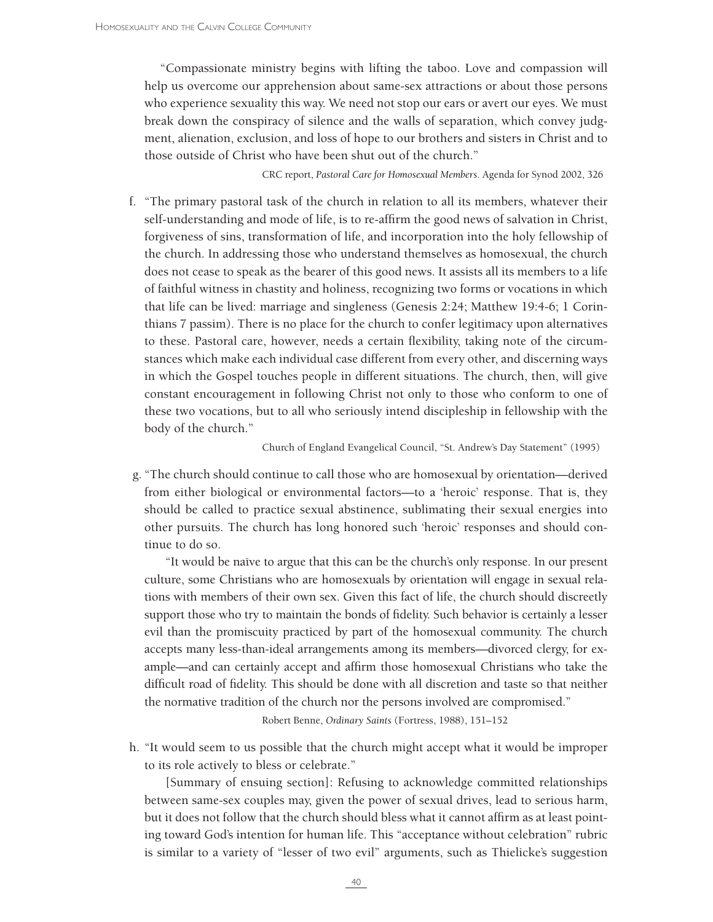"Compassionate ministry begins with lifting the taboo. Love and compassion will help us overcome our apprehension about same-sex attractions or about those persons who experience sexuality this way. We need not stop our ears or avert our eyes. We must break down the conspiracy of silence and the walls of separation, which convey judgment, alienation, exclusion, and loss of hope to our brothers and sisters in Christ and to those outside of Christ who have been shut out of the church."

CRC report, *Pastoral Care for Homosexual Members*. Agenda for Synod 2002, 326

f. "The primary pastoral task of the church in relation to all its members, whatever their self-understanding and mode of life, is to re-affirm the good news of salvation in Christ, forgiveness of sins, transformation of life, and incorporation into the holy fellowship of the church. In addressing those who understand themselves as homosexual, the church does not cease to speak as the bearer of this good news. It assists all its members to a life of faithful witness in chastity and holiness, recognizing two forms or vocations in which that life can be lived: marriage and singleness (Genesis 2:24; Matthew 19:4-6; 1 Corinthians 7 passim). There is no place for the church to confer legitimacy upon alternatives to these. Pastoral care, however, needs a certain flexibility, taking note of the circumstances which make each individual case different from every other, and discerning ways in which the Gospel touches people in different situations. The church, then, will give constant encouragement in following Christ not only to those who conform to one of these two vocations, but to all who seriously intend discipleship in fellowship with the body of the church."

Church of England Evangelical Council, "St. Andrew's Day Statement" (1995)

g. "The church should continue to call those who are homosexual by orientation—derived from either biological or environmental factors—to a 'heroic' response. That is, they should be called to practice sexual abstinence, sublimating their sexual energies into other pursuits. The church has long honored such 'heroic' responses and should continue to do so.

"It would be naïve to argue that this can be the church's only response. In our present culture, some Christians who are homosexuals by orientation will engage in sexual relations with members of their own sex. Given this fact of life, the church should discreetly support those who try to maintain the bonds of fidelity. Such behavior is certainly a lesser evil than the promiscuity practiced by part of the homosexual community. The church accepts many less-than-ideal arrangements among its members—divorced clergy, for example—and can certainly accept and affirm those homosexual Christians who take the difficult road of fidelity. This should be done with all discretion and taste so that neither the normative tradition of the church nor the persons involved are compromised."

Robert Benne, *Ordinary Saints* (Fortress, 1988), 151–152

h. "It would seem to us possible that the church might accept what it would be improper to its role actively to bless or celebrate."

[Summary of ensuing section]: Refusing to acknowledge committed relationships between same-sex couples may, given the power of sexual drives, lead to serious harm, but it does not follow that the church should bless what it cannot affirm as at least pointing toward God's intention for human life. This "acceptance without celebration" rubric is similar to a variety of "lesser of two evil" arguments, such as Thielicke's suggestion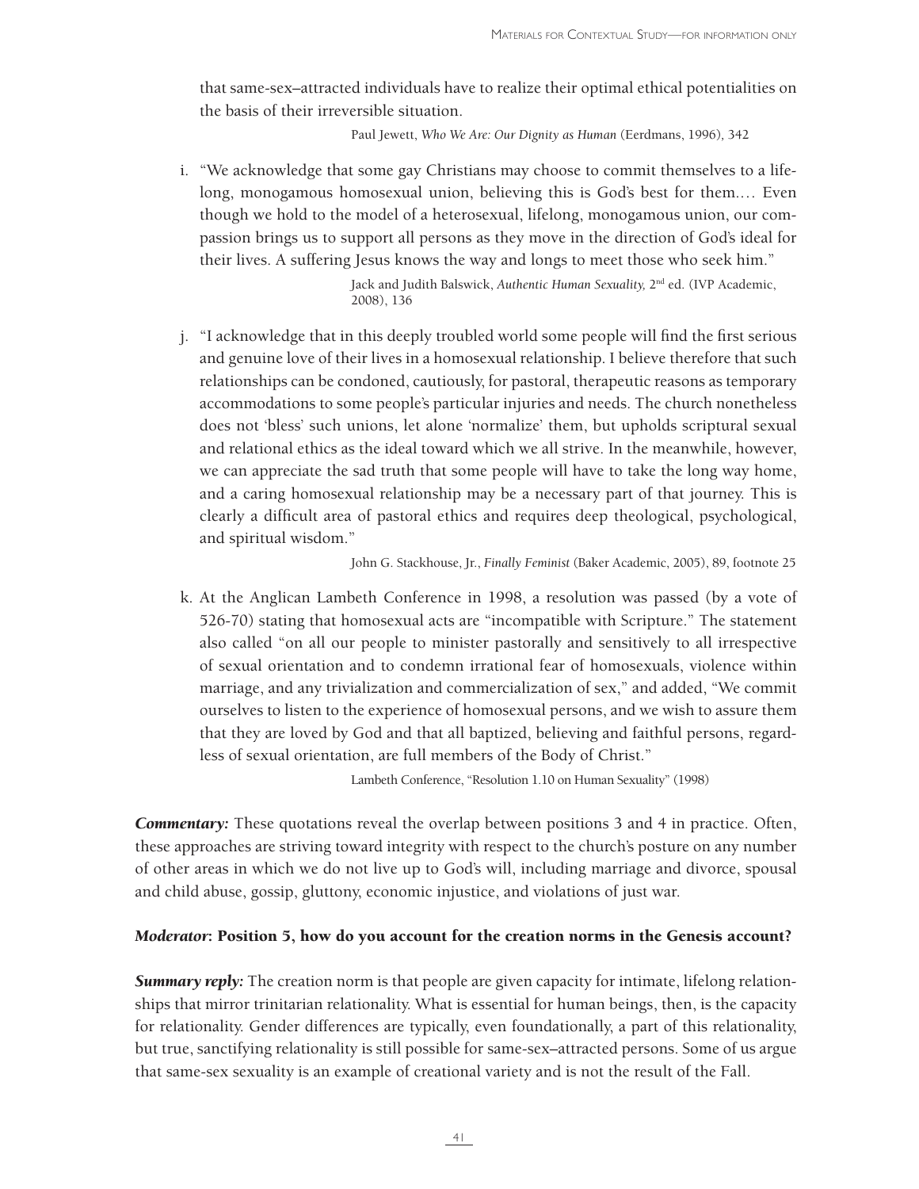that same-sex–attracted individuals have to realize their optimal ethical potentialities on the basis of their irreversible situation.

Paul Jewett, *Who We Are: Our Dignity as Human* (Eerdmans, 1996), 342

i. "We acknowledge that some gay Christians may choose to commit themselves to a lifelong, monogamous homosexual union, believing this is God's best for them.… Even though we hold to the model of a heterosexual, lifelong, monogamous union, our compassion brings us to support all persons as they move in the direction of God's ideal for their lives. A suffering Jesus knows the way and longs to meet those who seek him."

   Jack and Judith Balswick, *Authentic Human Sexuality,* 2nd ed. (IVP Academic, 2008), 136

j. "I acknowledge that in this deeply troubled world some people will find the first serious and genuine love of their lives in a homosexual relationship. I believe therefore that such relationships can be condoned, cautiously, for pastoral, therapeutic reasons as temporary accommodations to some people's particular injuries and needs. The church nonetheless does not 'bless' such unions, let alone 'normalize' them, but upholds scriptural sexual and relational ethics as the ideal toward which we all strive. In the meanwhile, however, we can appreciate the sad truth that some people will have to take the long way home, and a caring homosexual relationship may be a necessary part of that journey. This is clearly a difficult area of pastoral ethics and requires deep theological, psychological, and spiritual wisdom."

   John G. Stackhouse, Jr., *Finally Feminist* (Baker Academic, 2005), 89, footnote 25

k. At the Anglican Lambeth Conference in 1998, a resolution was passed (by a vote of 526-70) stating that homosexual acts are "incompatible with Scripture." The statement also called "on all our people to minister pastorally and sensitively to all irrespective of sexual orientation and to condemn irrational fear of homosexuals, violence within marriage, and any trivialization and commercialization of sex," and added, "We commit ourselves to listen to the experience of homosexual persons, and we wish to assure them that they are loved by God and that all baptized, believing and faithful persons, regardless of sexual orientation, are full members of the Body of Christ."

   Lambeth Conference, "Resolution 1.10 on Human Sexuality" (1998)

***Commentary:*** These quotations reveal the overlap between positions 3 and 4 in practice. Often, these approaches are striving toward integrity with respect to the church's posture on any number of other areas in which we do not live up to God's will, including marriage and divorce, spousal and child abuse, gossip, gluttony, economic injustice, and violations of just war.

***Moderator*: Position 5, how do you account for the creation norms in the Genesis account?**

***Summary reply:*** The creation norm is that people are given capacity for intimate, lifelong relationships that mirror trinitarian relationality. What is essential for human beings, then, is the capacity for relationality. Gender differences are typically, even foundationally, a part of this relationality, but true, sanctifying relationality is still possible for same-sex–attracted persons. Some of us argue that same-sex sexuality is an example of creational variety and is not the result of the Fall.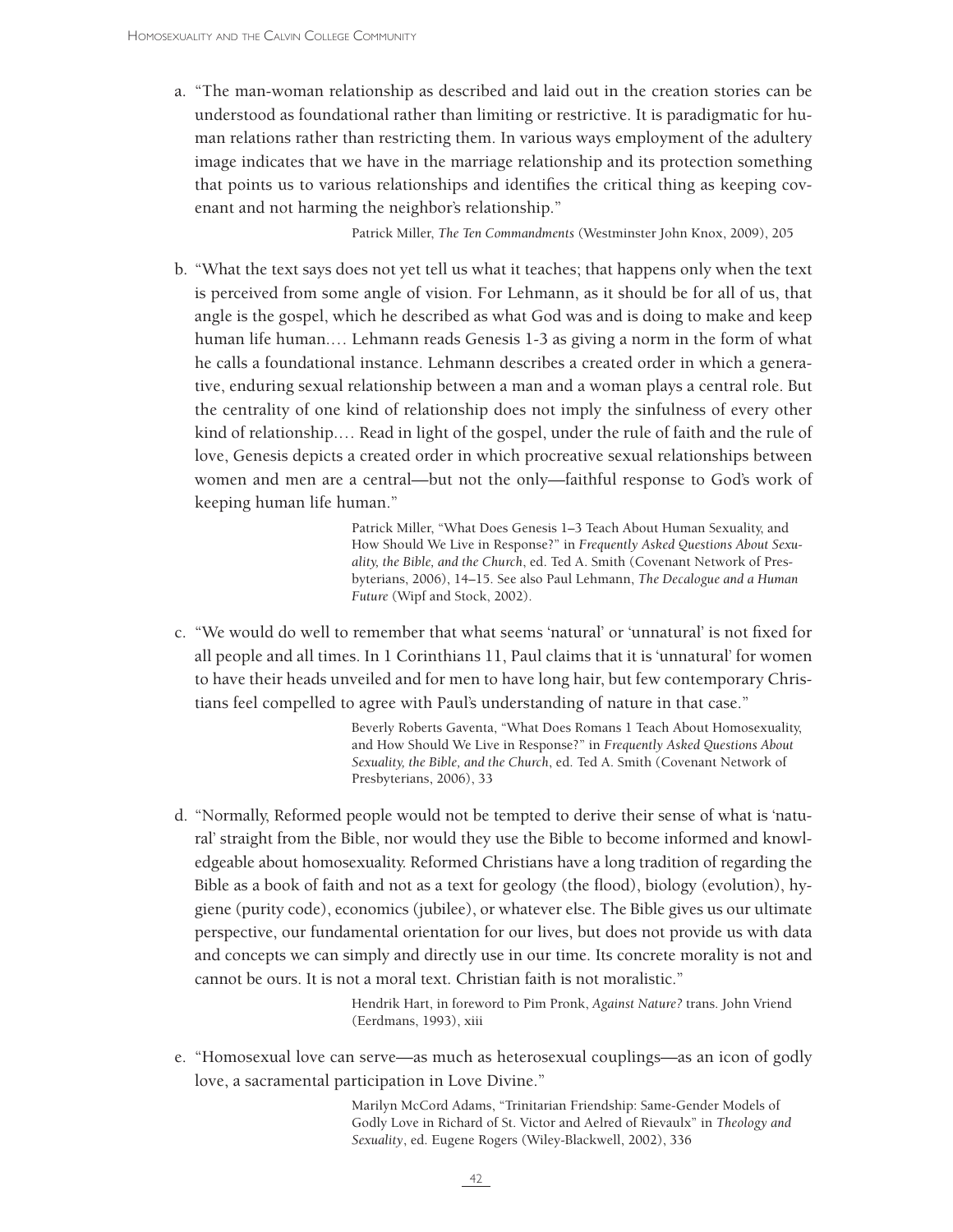a. “The man-woman relationship as described and laid out in the creation stories can be understood as foundational rather than limiting or restrictive. It is paradigmatic for human relations rather than restricting them. In various ways employment of the adultery image indicates that we have in the marriage relationship and its protection something that points us to various relationships and identifies the critical thing as keeping covenant and not harming the neighbor’s relationship.”

   Patrick Miller, *The Ten Commandments* (Westminster John Knox, 2009), 205

b. “What the text says does not yet tell us what it teaches; that happens only when the text is perceived from some angle of vision. For Lehmann, as it should be for all of us, that angle is the gospel, which he described as what God was and is doing to make and keep human life human.… Lehmann reads Genesis 1-3 as giving a norm in the form of what he calls a foundational instance. Lehmann describes a created order in which a generative, enduring sexual relationship between a man and a woman plays a central role. But the centrality of one kind of relationship does not imply the sinfulness of every other kind of relationship.… Read in light of the gospel, under the rule of faith and the rule of love, Genesis depicts a created order in which procreative sexual relationships between women and men are a central—but not the only—faithful response to God’s work of keeping human life human.”

   Patrick Miller, “What Does Genesis 1–3 Teach About Human Sexuality, and How Should We Live in Response?” in *Frequently Asked Questions About Sexuality, the Bible, and the Church*, ed. Ted A. Smith (Covenant Network of Presbyterians, 2006), 14–15. See also Paul Lehmann, *The Decalogue and a Human Future* (Wipf and Stock, 2002).

c. “We would do well to remember that what seems ‘natural’ or ‘unnatural’ is not fixed for all people and all times. In 1 Corinthians 11, Paul claims that it is ‘unnatural’ for women to have their heads unveiled and for men to have long hair, but few contemporary Christians feel compelled to agree with Paul’s understanding of nature in that case.”

   Beverly Roberts Gaventa, “What Does Romans 1 Teach About Homosexuality, and How Should We Live in Response?” in *Frequently Asked Questions About Sexuality, the Bible, and the Church*, ed. Ted A. Smith (Covenant Network of Presbyterians, 2006), 33

d. “Normally, Reformed people would not be tempted to derive their sense of what is ‘natural’ straight from the Bible, nor would they use the Bible to become informed and knowledgeable about homosexuality. Reformed Christians have a long tradition of regarding the Bible as a book of faith and not as a text for geology (the flood), biology (evolution), hygiene (purity code), economics (jubilee), or whatever else. The Bible gives us our ultimate perspective, our fundamental orientation for our lives, but does not provide us with data and concepts we can simply and directly use in our time. Its concrete morality is not and cannot be ours. It is not a moral text. Christian faith is not moralistic.”

   Hendrik Hart, in foreword to Pim Pronk, *Against Nature?* trans. John Vriend (Eerdmans, 1993), xiii

e. “Homosexual love can serve—as much as heterosexual couplings—as an icon of godly love, a sacramental participation in Love Divine.”

   Marilyn McCord Adams, “Trinitarian Friendship: Same-Gender Models of Godly Love in Richard of St. Victor and Aelred of Rievaulx” in *Theology and Sexuality*, ed. Eugene Rogers (Wiley-Blackwell, 2002), 336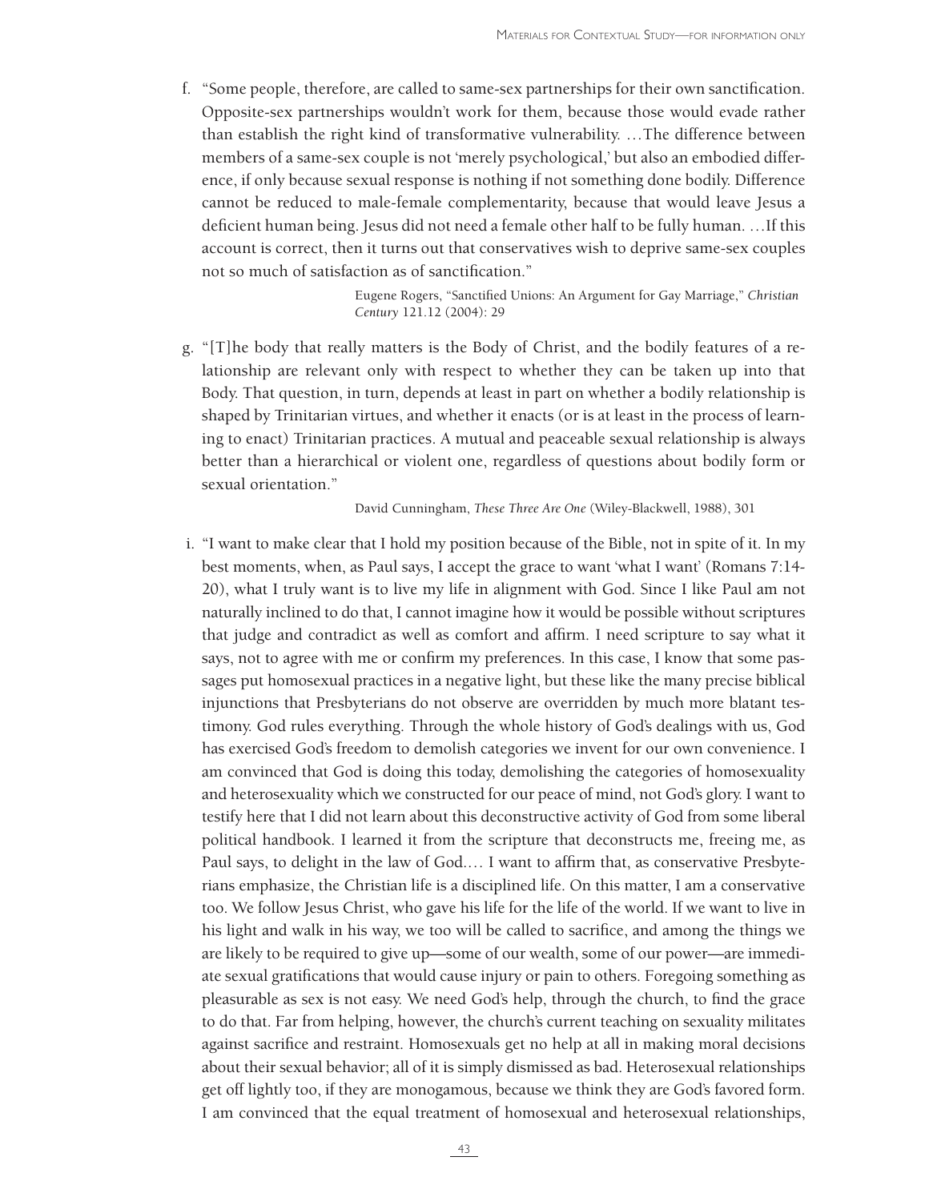f. "Some people, therefore, are called to same-sex partnerships for their own sanctification. Opposite-sex partnerships wouldn't work for them, because those would evade rather than establish the right kind of transformative vulnerability. …The difference between members of a same-sex couple is not 'merely psychological,' but also an embodied difference, if only because sexual response is nothing if not something done bodily. Difference cannot be reduced to male-female complementarity, because that would leave Jesus a deficient human being. Jesus did not need a female other half to be fully human. …If this account is correct, then it turns out that conservatives wish to deprive same-sex couples not so much of satisfaction as of sanctification."

   Eugene Rogers, "Sanctified Unions: An Argument for Gay Marriage," *Christian Century* 121.12 (2004): 29

g. "[T]he body that really matters is the Body of Christ, and the bodily features of a relationship are relevant only with respect to whether they can be taken up into that Body. That question, in turn, depends at least in part on whether a bodily relationship is shaped by Trinitarian virtues, and whether it enacts (or is at least in the process of learning to enact) Trinitarian practices. A mutual and peaceable sexual relationship is always better than a hierarchical or violent one, regardless of questions about bodily form or sexual orientation."

   David Cunningham, *These Three Are One* (Wiley-Blackwell, 1988), 301

i. "I want to make clear that I hold my position because of the Bible, not in spite of it. In my best moments, when, as Paul says, I accept the grace to want 'what I want' (Romans 7:14-20), what I truly want is to live my life in alignment with God. Since I like Paul am not naturally inclined to do that, I cannot imagine how it would be possible without scriptures that judge and contradict as well as comfort and affirm. I need scripture to say what it says, not to agree with me or confirm my preferences. In this case, I know that some passages put homosexual practices in a negative light, but these like the many precise biblical injunctions that Presbyterians do not observe are overridden by much more blatant testimony. God rules everything. Through the whole history of God's dealings with us, God has exercised God's freedom to demolish categories we invent for our own convenience. I am convinced that God is doing this today, demolishing the categories of homosexuality and heterosexuality which we constructed for our peace of mind, not God's glory. I want to testify here that I did not learn about this deconstructive activity of God from some liberal political handbook. I learned it from the scripture that deconstructs me, freeing me, as Paul says, to delight in the law of God.… I want to affirm that, as conservative Presbyterians emphasize, the Christian life is a disciplined life. On this matter, I am a conservative too. We follow Jesus Christ, who gave his life for the life of the world. If we want to live in his light and walk in his way, we too will be called to sacrifice, and among the things we are likely to be required to give up—some of our wealth, some of our power—are immediate sexual gratifications that would cause injury or pain to others. Foregoing something as pleasurable as sex is not easy. We need God's help, through the church, to find the grace to do that. Far from helping, however, the church's current teaching on sexuality militates against sacrifice and restraint. Homosexuals get no help at all in making moral decisions about their sexual behavior; all of it is simply dismissed as bad. Heterosexual relationships get off lightly too, if they are monogamous, because we think they are God's favored form. I am convinced that the equal treatment of homosexual and heterosexual relationships,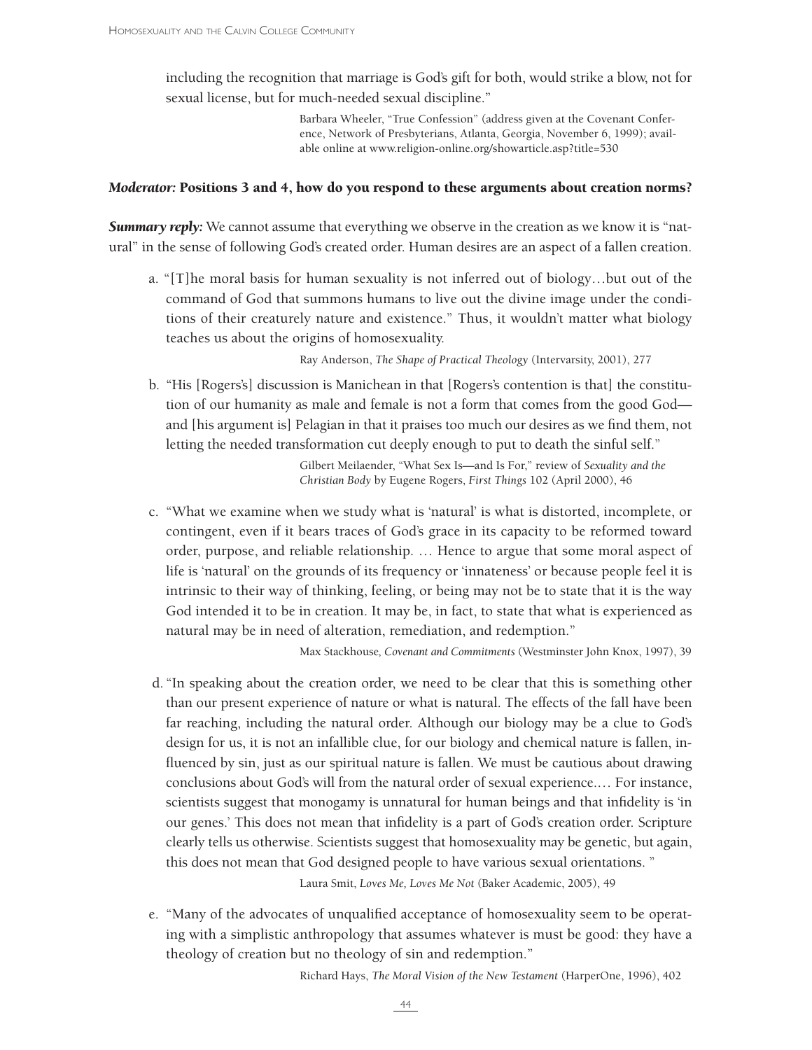including the recognition that marriage is God's gift for both, would strike a blow, not for sexual license, but for much-needed sexual discipline."

> Barbara Wheeler, "True Confession" (address given at the Covenant Conference, Network of Presbyterians, Atlanta, Georgia, November 6, 1999); available online at www.religion-online.org/showarticle.asp?title=530

***Moderator:* Positions 3 and 4, how do you respond to these arguments about creation norms?**

***Summary reply:*** We cannot assume that everything we observe in the creation as we know it is "natural" in the sense of following God's created order. Human desires are an aspect of a fallen creation.

a. "[T]he moral basis for human sexuality is not inferred out of biology…but out of the command of God that summons humans to live out the divine image under the conditions of their creaturely nature and existence." Thus, it wouldn't matter what biology teaches us about the origins of homosexuality.

> Ray Anderson, *The Shape of Practical Theology* (Intervarsity, 2001), 277

b. "His [Rogers's] discussion is Manichean in that [Rogers's contention is that] the constitution of our humanity as male and female is not a form that comes from the good God—and [his argument is] Pelagian in that it praises too much our desires as we find them, not letting the needed transformation cut deeply enough to put to death the sinful self."

> Gilbert Meilaender, "What Sex Is—and Is For," review of *Sexuality and the Christian Body* by Eugene Rogers, *First Things* 102 (April 2000), 46

c. "What we examine when we study what is 'natural' is what is distorted, incomplete, or contingent, even if it bears traces of God's grace in its capacity to be reformed toward order, purpose, and reliable relationship. … Hence to argue that some moral aspect of life is 'natural' on the grounds of its frequency or 'innateness' or because people feel it is intrinsic to their way of thinking, feeling, or being may not be to state that it is the way God intended it to be in creation. It may be, in fact, to state that what is experienced as natural may be in need of alteration, remediation, and redemption."

> Max Stackhouse*, Covenant and Commitments* (Westminster John Knox, 1997), 39

d. "In speaking about the creation order, we need to be clear that this is something other than our present experience of nature or what is natural. The effects of the fall have been far reaching, including the natural order. Although our biology may be a clue to God's design for us, it is not an infallible clue, for our biology and chemical nature is fallen, influenced by sin, just as our spiritual nature is fallen. We must be cautious about drawing conclusions about God's will from the natural order of sexual experience.… For instance, scientists suggest that monogamy is unnatural for human beings and that infidelity is 'in our genes.' This does not mean that infidelity is a part of God's creation order. Scripture clearly tells us otherwise. Scientists suggest that homosexuality may be genetic, but again, this does not mean that God designed people to have various sexual orientations. "

> Laura Smit, *Loves Me, Loves Me Not* (Baker Academic, 2005), 49

e. "Many of the advocates of unqualified acceptance of homosexuality seem to be operating with a simplistic anthropology that assumes whatever is must be good: they have a theology of creation but no theology of sin and redemption."

> Richard Hays, *The Moral Vision of the New Testament* (HarperOne, 1996), 402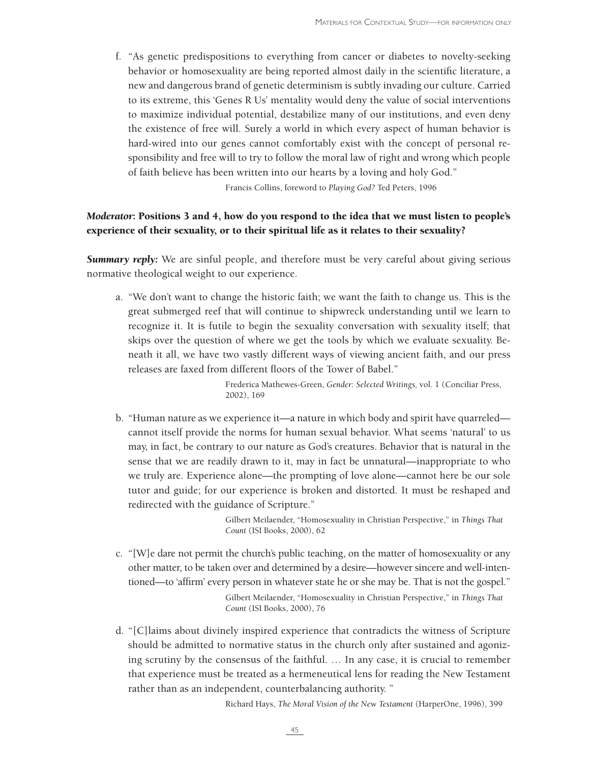f. "As genetic predispositions to everything from cancer or diabetes to novelty-seeking behavior or homosexuality are being reported almost daily in the scientific literature, a new and dangerous brand of genetic determinism is subtly invading our culture. Carried to its extreme, this 'Genes R Us' mentality would deny the value of social interventions to maximize individual potential, destabilize many of our institutions, and even deny the existence of free will. Surely a world in which every aspect of human behavior is hard-wired into our genes cannot comfortably exist with the concept of personal responsibility and free will to try to follow the moral law of right and wrong which people of faith believe has been written into our hearts by a loving and holy God."

Francis Collins, foreword to *Playing God?* Ted Peters, 1996

***Moderator*: Positions 3 and 4, how do you respond to the idea that we must listen to people's experience of their sexuality, or to their spiritual life as it relates to their sexuality?**

***Summary reply:*** We are sinful people, and therefore must be very careful about giving serious normative theological weight to our experience.

a. "We don't want to change the historic faith; we want the faith to change us. This is the great submerged reef that will continue to shipwreck understanding until we learn to recognize it. It is futile to begin the sexuality conversation with sexuality itself; that skips over the question of where we get the tools by which we evaluate sexuality. Beneath it all, we have two vastly different ways of viewing ancient faith, and our press releases are faxed from different floors of the Tower of Babel."

Frederica Mathewes-Green, *Gender: Selected Writings,* vol. 1 (Conciliar Press, 2002), 169

b. "Human nature as we experience it—a nature in which body and spirit have quarreled—cannot itself provide the norms for human sexual behavior. What seems 'natural' to us may, in fact, be contrary to our nature as God's creatures. Behavior that is natural in the sense that we are readily drawn to it, may in fact be unnatural—inappropriate to who we truly are. Experience alone—the prompting of love alone—cannot here be our sole tutor and guide; for our experience is broken and distorted. It must be reshaped and redirected with the guidance of Scripture."

Gilbert Meilaender, "Homosexuality in Christian Perspective," in *Things That Count* (ISI Books, 2000), 62

c. "[W]e dare not permit the church's public teaching, on the matter of homosexuality or any other matter, to be taken over and determined by a desire—however sincere and well-intentioned—to 'affirm' every person in whatever state he or she may be. That is not the gospel."

Gilbert Meilaender, "Homosexuality in Christian Perspective," in *Things That Count* (ISI Books, 2000), 76

d. "[C]laims about divinely inspired experience that contradicts the witness of Scripture should be admitted to normative status in the church only after sustained and agonizing scrutiny by the consensus of the faithful. … In any case, it is crucial to remember that experience must be treated as a hermeneutical lens for reading the New Testament rather than as an independent, counterbalancing authority. "

Richard Hays, *The Moral Vision of the New Testament* (HarperOne, 1996), 399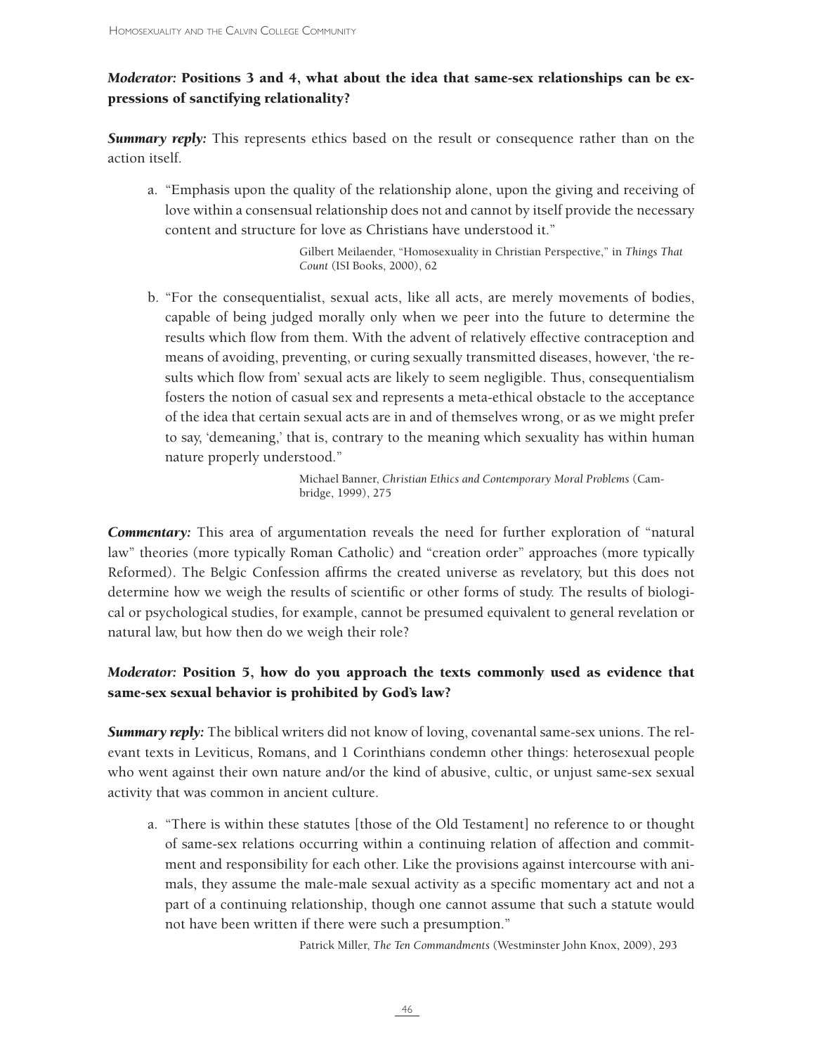***Moderator:* Positions 3 and 4, what about the idea that same-sex relationships can be expressions of sanctifying relationality?**

***Summary reply:*** This represents ethics based on the result or consequence rather than on the action itself.

a. "Emphasis upon the quality of the relationship alone, upon the giving and receiving of love within a consensual relationship does not and cannot by itself provide the necessary content and structure for love as Christians have understood it."

> Gilbert Meilaender, "Homosexuality in Christian Perspective," in *Things That Count* (ISI Books, 2000), 62

b. "For the consequentialist, sexual acts, like all acts, are merely movements of bodies, capable of being judged morally only when we peer into the future to determine the results which flow from them. With the advent of relatively effective contraception and means of avoiding, preventing, or curing sexually transmitted diseases, however, 'the results which flow from' sexual acts are likely to seem negligible. Thus, consequentialism fosters the notion of casual sex and represents a meta-ethical obstacle to the acceptance of the idea that certain sexual acts are in and of themselves wrong, or as we might prefer to say, 'demeaning,' that is, contrary to the meaning which sexuality has within human nature properly understood."

> Michael Banner, *Christian Ethics and Contemporary Moral Problems* (Cambridge, 1999), 275

***Commentary:*** This area of argumentation reveals the need for further exploration of "natural law" theories (more typically Roman Catholic) and "creation order" approaches (more typically Reformed). The Belgic Confession affirms the created universe as revelatory, but this does not determine how we weigh the results of scientific or other forms of study. The results of biological or psychological studies, for example, cannot be presumed equivalent to general revelation or natural law, but how then do we weigh their role?

***Moderator:* Position 5, how do you approach the texts commonly used as evidence that same-sex sexual behavior is prohibited by God's law?**

***Summary reply:*** The biblical writers did not know of loving, covenantal same-sex unions. The relevant texts in Leviticus, Romans, and 1 Corinthians condemn other things: heterosexual people who went against their own nature and/or the kind of abusive, cultic, or unjust same-sex sexual activity that was common in ancient culture.

a. "There is within these statutes [those of the Old Testament] no reference to or thought of same-sex relations occurring within a continuing relation of affection and commitment and responsibility for each other. Like the provisions against intercourse with animals, they assume the male-male sexual activity as a specific momentary act and not a part of a continuing relationship, though one cannot assume that such a statute would not have been written if there were such a presumption."

> Patrick Miller, *The Ten Commandments* (Westminster John Knox, 2009), 293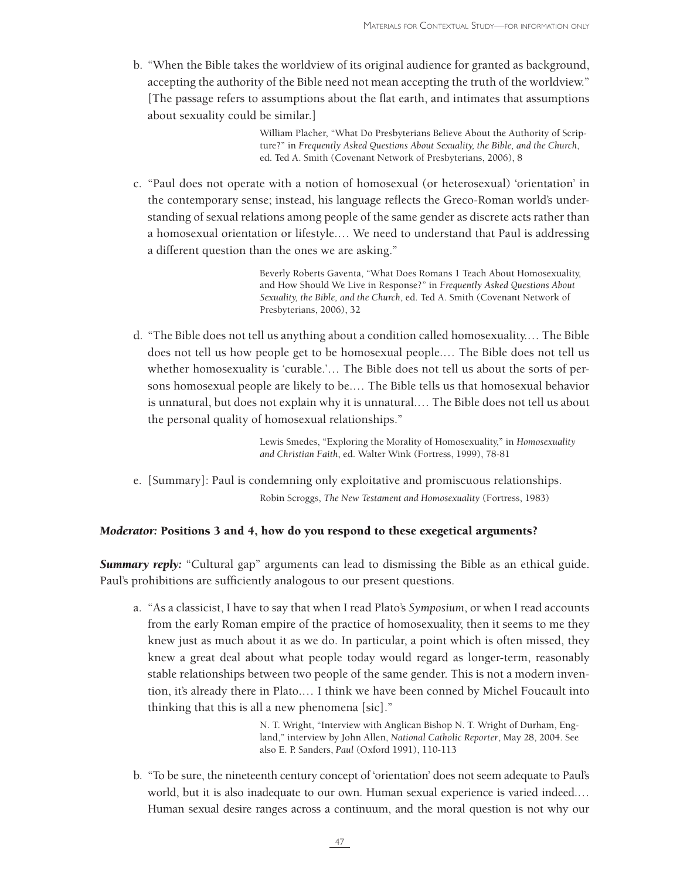b. "When the Bible takes the worldview of its original audience for granted as background, accepting the authority of the Bible need not mean accepting the truth of the worldview." [The passage refers to assumptions about the flat earth, and intimates that assumptions about sexuality could be similar.]

> William Placher, "What Do Presbyterians Believe About the Authority of Scripture?" in *Frequently Asked Questions About Sexuality, the Bible, and the Church*, ed. Ted A. Smith (Covenant Network of Presbyterians, 2006), 8

c. "Paul does not operate with a notion of homosexual (or heterosexual) 'orientation' in the contemporary sense; instead, his language reflects the Greco-Roman world's understanding of sexual relations among people of the same gender as discrete acts rather than a homosexual orientation or lifestyle.… We need to understand that Paul is addressing a different question than the ones we are asking."

> Beverly Roberts Gaventa, "What Does Romans 1 Teach About Homosexuality, and How Should We Live in Response?" in *Frequently Asked Questions About Sexuality, the Bible, and the Church*, ed. Ted A. Smith (Covenant Network of Presbyterians, 2006), 32

d. "The Bible does not tell us anything about a condition called homosexuality.… The Bible does not tell us how people get to be homosexual people.… The Bible does not tell us whether homosexuality is 'curable.'… The Bible does not tell us about the sorts of persons homosexual people are likely to be.… The Bible tells us that homosexual behavior is unnatural, but does not explain why it is unnatural.… The Bible does not tell us about the personal quality of homosexual relationships."

> Lewis Smedes, "Exploring the Morality of Homosexuality," in *Homosexuality and Christian Faith*, ed. Walter Wink (Fortress, 1999), 78-81

e. [Summary]: Paul is condemning only exploitative and promiscuous relationships.

> Robin Scroggs, *The New Testament and Homosexuality* (Fortress, 1983)

### *Moderator:* Positions 3 and 4, how do you respond to these exegetical arguments?

***Summary reply:*** "Cultural gap" arguments can lead to dismissing the Bible as an ethical guide. Paul's prohibitions are sufficiently analogous to our present questions.

a. "As a classicist, I have to say that when I read Plato's *Symposium*, or when I read accounts from the early Roman empire of the practice of homosexuality, then it seems to me they knew just as much about it as we do. In particular, a point which is often missed, they knew a great deal about what people today would regard as longer-term, reasonably stable relationships between two people of the same gender. This is not a modern invention, it's already there in Plato.… I think we have been conned by Michel Foucault into thinking that this is all a new phenomena [sic]."

> N. T. Wright, "Interview with Anglican Bishop N. T. Wright of Durham, England," interview by John Allen, *National Catholic Reporter*, May 28, 2004. See also E. P. Sanders, *Paul* (Oxford 1991), 110-113

b. "To be sure, the nineteenth century concept of 'orientation' does not seem adequate to Paul's world, but it is also inadequate to our own. Human sexual experience is varied indeed.… Human sexual desire ranges across a continuum, and the moral question is not why our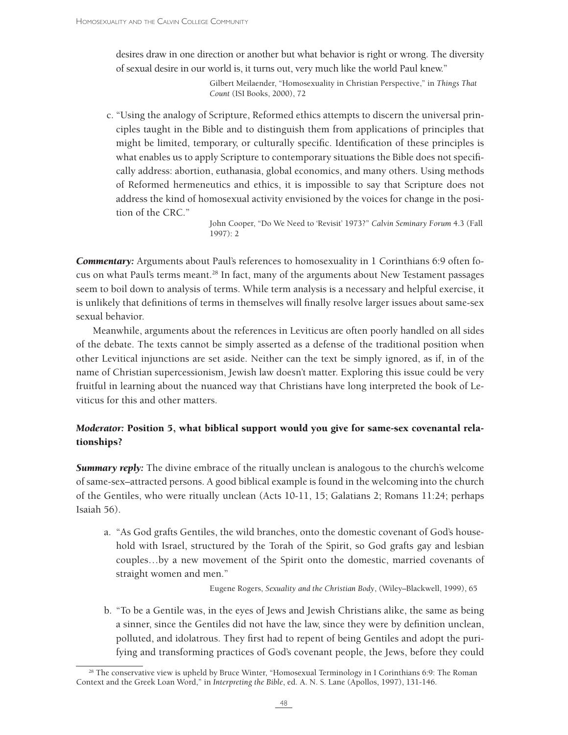desires draw in one direction or another but what behavior is right or wrong. The diversity of sexual desire in our world is, it turns out, very much like the world Paul knew."

> Gilbert Meilaender, "Homosexuality in Christian Perspective," in *Things That Count* (ISI Books, 2000), 72

c. "Using the analogy of Scripture, Reformed ethics attempts to discern the universal principles taught in the Bible and to distinguish them from applications of principles that might be limited, temporary, or culturally specific. Identification of these principles is what enables us to apply Scripture to contemporary situations the Bible does not specifically address: abortion, euthanasia, global economics, and many others. Using methods of Reformed hermeneutics and ethics, it is impossible to say that Scripture does not address the kind of homosexual activity envisioned by the voices for change in the position of the CRC."

> John Cooper, "Do We Need to 'Revisit' 1973?" *Calvin Seminary Forum* 4.3 (Fall 1997): 2

***Commentary:*** Arguments about Paul's references to homosexuality in 1 Corinthians 6:9 often focus on what Paul's terms meant.[28] In fact, many of the arguments about New Testament passages seem to boil down to analysis of terms. While term analysis is a necessary and helpful exercise, it is unlikely that definitions of terms in themselves will finally resolve larger issues about same-sex sexual behavior.

Meanwhile, arguments about the references in Leviticus are often poorly handled on all sides of the debate. The texts cannot be simply asserted as a defense of the traditional position when other Levitical injunctions are set aside. Neither can the text be simply ignored, as if, in of the name of Christian supercessionism, Jewish law doesn't matter. Exploring this issue could be very fruitful in learning about the nuanced way that Christians have long interpreted the book of Leviticus for this and other matters.

### *Moderator:* Position 5, what biblical support would you give for same-sex covenantal relationships?

***Summary reply:*** The divine embrace of the ritually unclean is analogous to the church's welcome of same-sex–attracted persons. A good biblical example is found in the welcoming into the church of the Gentiles, who were ritually unclean (Acts 10-11, 15; Galatians 2; Romans 11:24; perhaps Isaiah 56).

a. "As God grafts Gentiles, the wild branches, onto the domestic covenant of God's household with Israel, structured by the Torah of the Spirit, so God grafts gay and lesbian couples…by a new movement of the Spirit onto the domestic, married covenants of straight women and men."

> Eugene Rogers, *Sexuality and the Christian Body*, (Wiley–Blackwell, 1999), 65

b. "To be a Gentile was, in the eyes of Jews and Jewish Christians alike, the same as being a sinner, since the Gentiles did not have the law, since they were by definition unclean, polluted, and idolatrous. They first had to repent of being Gentiles and adopt the purifying and transforming practices of God's covenant people, the Jews, before they could

[28] The conservative view is upheld by Bruce Winter, "Homosexual Terminology in I Corinthians 6:9: The Roman Context and the Greek Loan Word," in *Interpreting the Bible*, ed. A. N. S. Lane (Apollos, 1997), 131-146.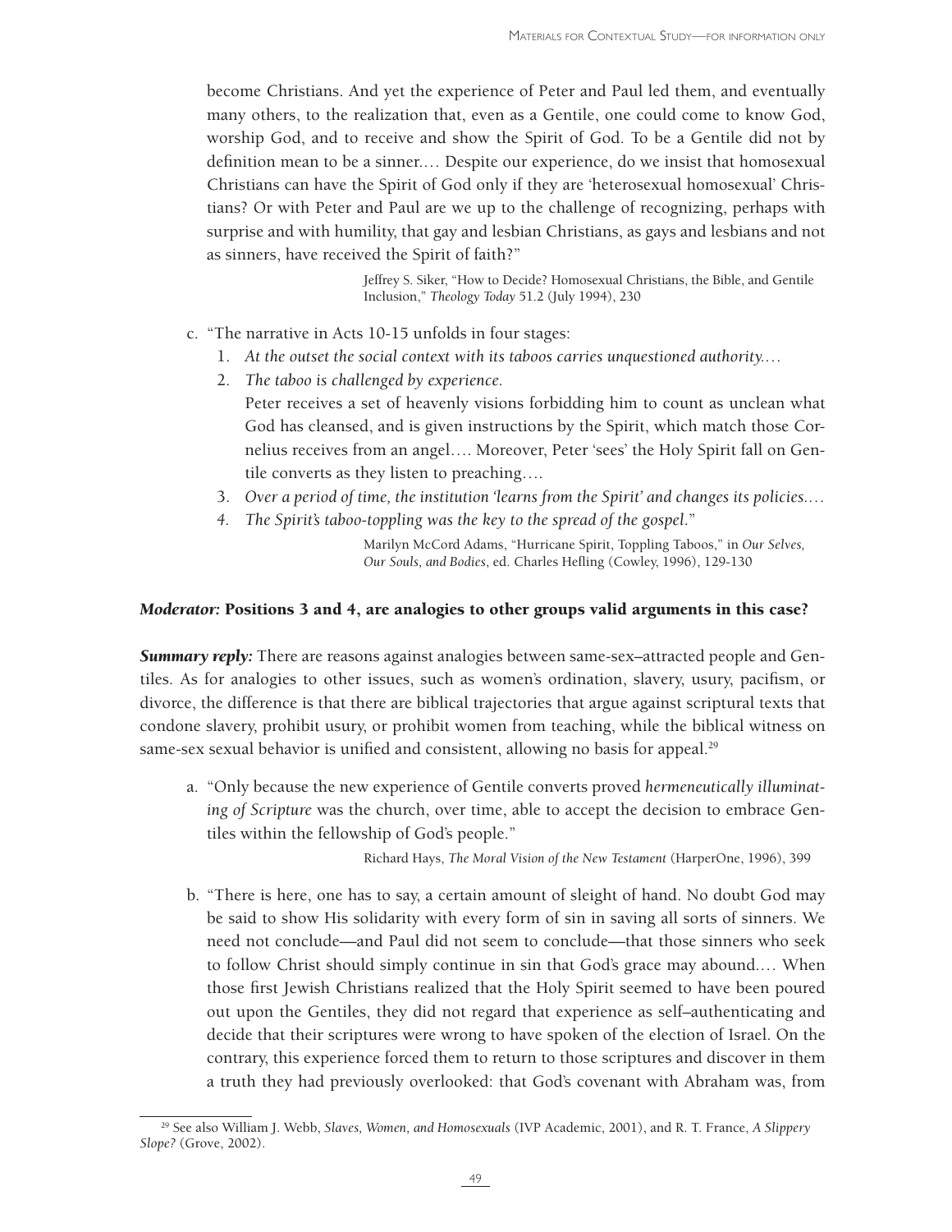become Christians. And yet the experience of Peter and Paul led them, and eventually many others, to the realization that, even as a Gentile, one could come to know God, worship God, and to receive and show the Spirit of God. To be a Gentile did not by definition mean to be a sinner.… Despite our experience, do we insist that homosexual Christians can have the Spirit of God only if they are 'heterosexual homosexual' Christians? Or with Peter and Paul are we up to the challenge of recognizing, perhaps with surprise and with humility, that gay and lesbian Christians, as gays and lesbians and not as sinners, have received the Spirit of faith?"

> Jeffrey S. Siker, "How to Decide? Homosexual Christians, the Bible, and Gentile Inclusion," *Theology Today* 51.2 (July 1994), 230

c. "The narrative in Acts 10-15 unfolds in four stages:

1. *At the outset the social context with its taboos carries unquestioned authority.…*
2. *The taboo is challenged by experience.*
   Peter receives a set of heavenly visions forbidding him to count as unclean what God has cleansed, and is given instructions by the Spirit, which match those Cornelius receives from an angel…. Moreover, Peter 'sees' the Holy Spirit fall on Gentile converts as they listen to preaching….
3. *Over a period of time, the institution 'learns from the Spirit' and changes its policies.…*
4. *The Spirit's taboo-toppling was the key to the spread of the gospel.*"

> Marilyn McCord Adams, "Hurricane Spirit, Toppling Taboos," in *Our Selves, Our Souls, and Bodies*, ed. Charles Hefling (Cowley, 1996), 129-130

***Moderator:* Positions 3 and 4, are analogies to other groups valid arguments in this case?**

***Summary reply:*** There are reasons against analogies between same-sex–attracted people and Gentiles. As for analogies to other issues, such as women's ordination, slavery, usury, pacifism, or divorce, the difference is that there are biblical trajectories that argue against scriptural texts that condone slavery, prohibit usury, or prohibit women from teaching, while the biblical witness on same-sex sexual behavior is unified and consistent, allowing no basis for appeal.[29]

a. "Only because the new experience of Gentile converts proved *hermeneutically illuminating of Scripture* was the church, over time, able to accept the decision to embrace Gentiles within the fellowship of God's people."

> Richard Hays, *The Moral Vision of the New Testament* (HarperOne, 1996), 399

b. "There is here, one has to say, a certain amount of sleight of hand. No doubt God may be said to show His solidarity with every form of sin in saving all sorts of sinners. We need not conclude—and Paul did not seem to conclude—that those sinners who seek to follow Christ should simply continue in sin that God's grace may abound.… When those first Jewish Christians realized that the Holy Spirit seemed to have been poured out upon the Gentiles, they did not regard that experience as self–authenticating and decide that their scriptures were wrong to have spoken of the election of Israel. On the contrary, this experience forced them to return to those scriptures and discover in them a truth they had previously overlooked: that God's covenant with Abraham was, from

---

[29] See also William J. Webb, *Slaves, Women, and Homosexuals* (IVP Academic, 2001), and R. T. France, *A Slippery Slope?* (Grove, 2002).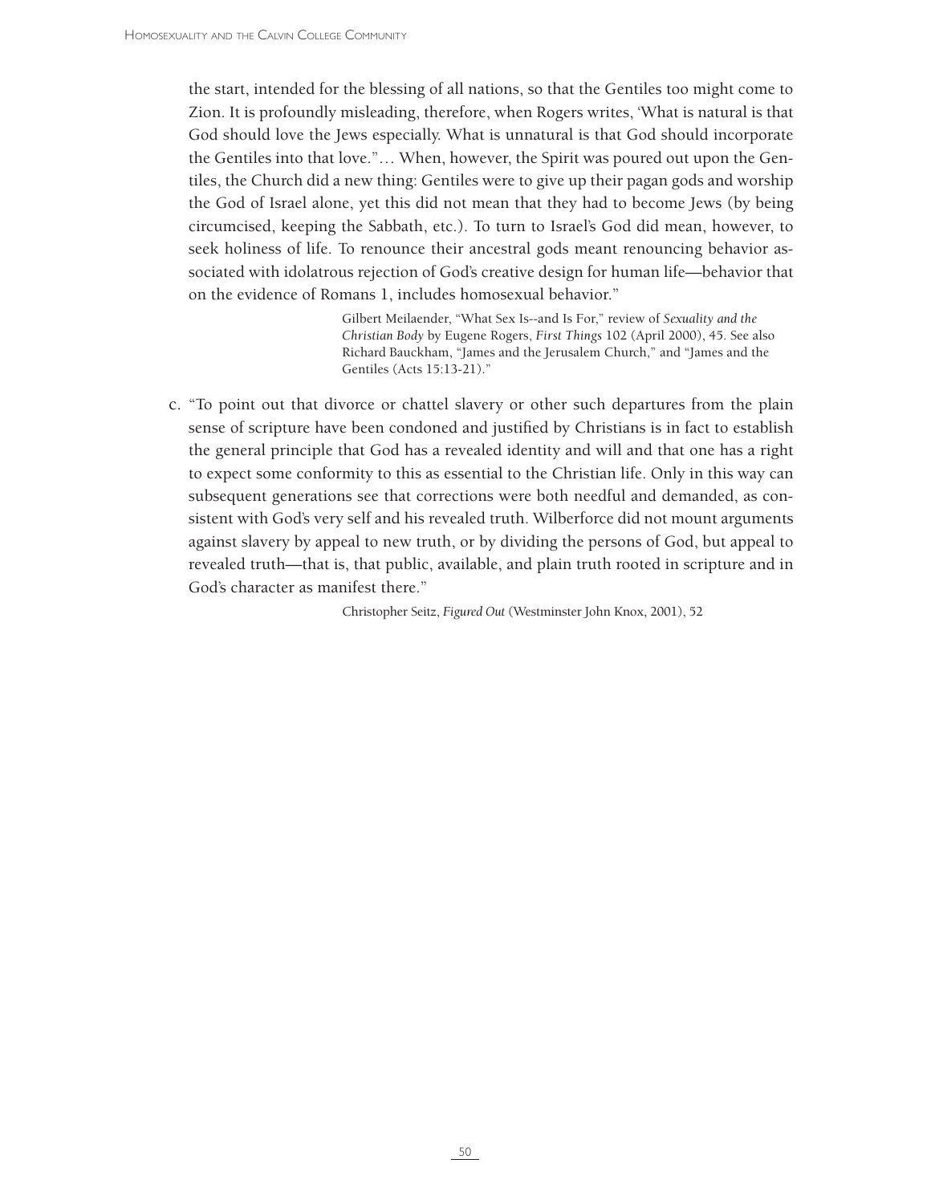the start, intended for the blessing of all nations, so that the Gentiles too might come to Zion. It is profoundly misleading, therefore, when Rogers writes, 'What is natural is that God should love the Jews especially. What is unnatural is that God should incorporate the Gentiles into that love."… When, however, the Spirit was poured out upon the Gentiles, the Church did a new thing: Gentiles were to give up their pagan gods and worship the God of Israel alone, yet this did not mean that they had to become Jews (by being circumcised, keeping the Sabbath, etc.). To turn to Israel's God did mean, however, to seek holiness of life. To renounce their ancestral gods meant renouncing behavior associated with idolatrous rejection of God's creative design for human life—behavior that on the evidence of Romans 1, includes homosexual behavior."

> Gilbert Meilaender, "What Sex Is--and Is For," review of *Sexuality and the Christian Body* by Eugene Rogers, *First Things* 102 (April 2000), 45. See also Richard Bauckham, "James and the Jerusalem Church," and "James and the Gentiles (Acts 15:13-21)."

c. "To point out that divorce or chattel slavery or other such departures from the plain sense of scripture have been condoned and justified by Christians is in fact to establish the general principle that God has a revealed identity and will and that one has a right to expect some conformity to this as essential to the Christian life. Only in this way can subsequent generations see that corrections were both needful and demanded, as consistent with God's very self and his revealed truth. Wilberforce did not mount arguments against slavery by appeal to new truth, or by dividing the persons of God, but appeal to revealed truth—that is, that public, available, and plain truth rooted in scripture and in God's character as manifest there."

> Christopher Seitz, *Figured Out* (Westminster John Knox, 2001), 52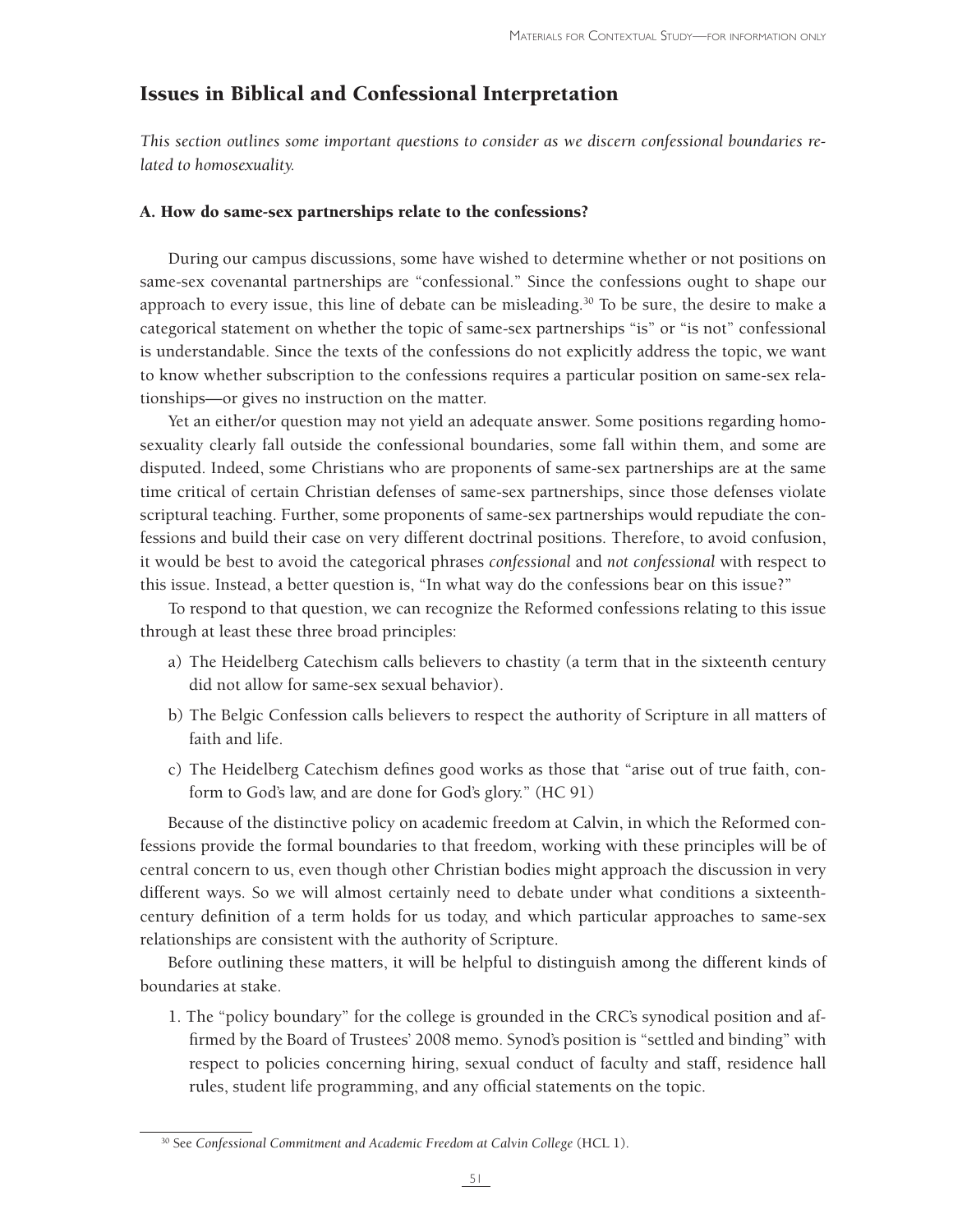## Issues in Biblical and Confessional Interpretation

*This section outlines some important questions to consider as we discern confessional boundaries related to homosexuality.*

### A. How do same-sex partnerships relate to the confessions?

During our campus discussions, some have wished to determine whether or not positions on same-sex covenantal partnerships are "confessional." Since the confessions ought to shape our approach to every issue, this line of debate can be misleading.[30] To be sure, the desire to make a categorical statement on whether the topic of same-sex partnerships "is" or "is not" confessional is understandable. Since the texts of the confessions do not explicitly address the topic, we want to know whether subscription to the confessions requires a particular position on same-sex relationships—or gives no instruction on the matter.

Yet an either/or question may not yield an adequate answer. Some positions regarding homosexuality clearly fall outside the confessional boundaries, some fall within them, and some are disputed. Indeed, some Christians who are proponents of same-sex partnerships are at the same time critical of certain Christian defenses of same-sex partnerships, since those defenses violate scriptural teaching. Further, some proponents of same-sex partnerships would repudiate the confessions and build their case on very different doctrinal positions. Therefore, to avoid confusion, it would be best to avoid the categorical phrases *confessional* and *not confessional* with respect to this issue. Instead, a better question is, "In what way do the confessions bear on this issue?"

To respond to that question, we can recognize the Reformed confessions relating to this issue through at least these three broad principles:

a) The Heidelberg Catechism calls believers to chastity (a term that in the sixteenth century did not allow for same-sex sexual behavior).

b) The Belgic Confession calls believers to respect the authority of Scripture in all matters of faith and life.

c) The Heidelberg Catechism defines good works as those that "arise out of true faith, conform to God's law, and are done for God's glory." (HC 91)

Because of the distinctive policy on academic freedom at Calvin, in which the Reformed confessions provide the formal boundaries to that freedom, working with these principles will be of central concern to us, even though other Christian bodies might approach the discussion in very different ways. So we will almost certainly need to debate under what conditions a sixteenth-century definition of a term holds for us today, and which particular approaches to same-sex relationships are consistent with the authority of Scripture.

Before outlining these matters, it will be helpful to distinguish among the different kinds of boundaries at stake.

1. The "policy boundary" for the college is grounded in the CRC's synodical position and affirmed by the Board of Trustees' 2008 memo. Synod's position is "settled and binding" with respect to policies concerning hiring, sexual conduct of faculty and staff, residence hall rules, student life programming, and any official statements on the topic.

[30] See *Confessional Commitment and Academic Freedom at Calvin College* (HCL 1).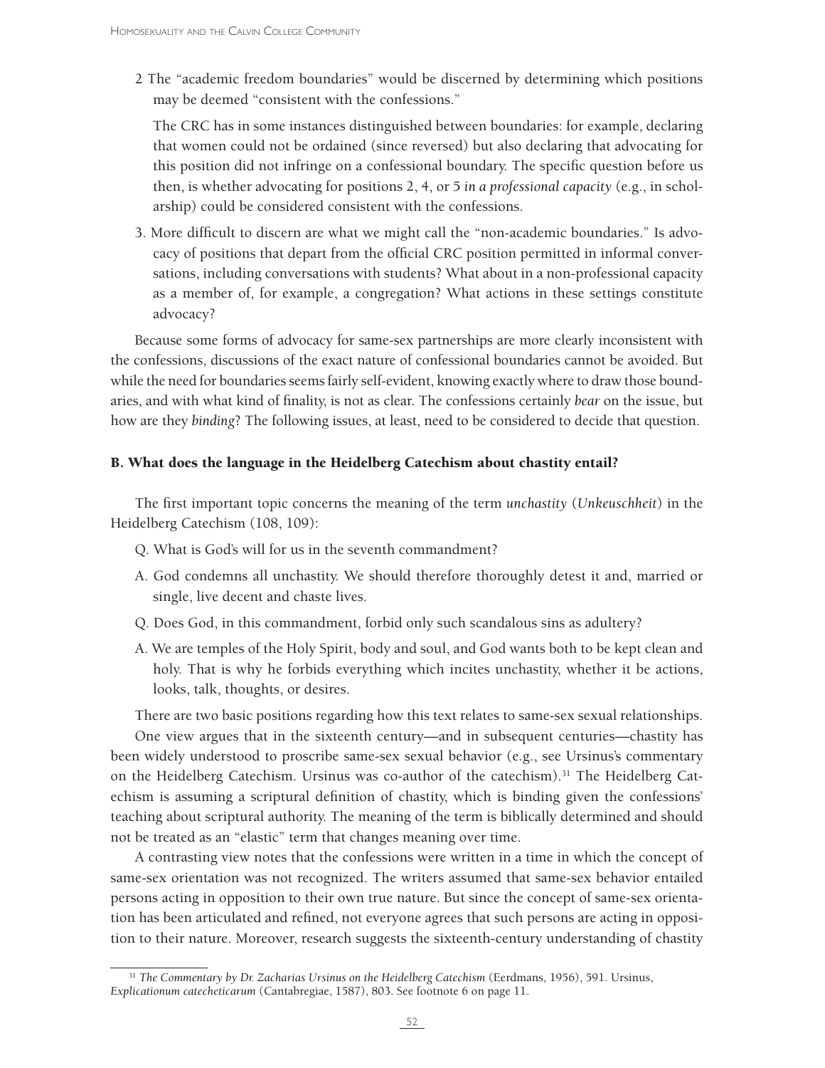2 The "academic freedom boundaries" would be discerned by determining which positions may be deemed "consistent with the confessions."

The CRC has in some instances distinguished between boundaries: for example, declaring that women could not be ordained (since reversed) but also declaring that advocating for this position did not infringe on a confessional boundary. The specific question before us then, is whether advocating for positions 2, 4, or 5 *in a professional capacity* (e.g., in scholarship) could be considered consistent with the confessions.

3. More difficult to discern are what we might call the "non-academic boundaries." Is advocacy of positions that depart from the official CRC position permitted in informal conversations, including conversations with students? What about in a non-professional capacity as a member of, for example, a congregation? What actions in these settings constitute advocacy?

Because some forms of advocacy for same-sex partnerships are more clearly inconsistent with the confessions, discussions of the exact nature of confessional boundaries cannot be avoided. But while the need for boundaries seems fairly self-evident, knowing exactly where to draw those boundaries, and with what kind of finality, is not as clear. The confessions certainly *bear* on the issue, but how are they *binding*? The following issues, at least, need to be considered to decide that question.

### B. What does the language in the Heidelberg Catechism about chastity entail?

The first important topic concerns the meaning of the term *unchastity* (*Unkeuschheit*) in the Heidelberg Catechism (108, 109):

Q. What is God's will for us in the seventh commandment?

A. God condemns all unchastity. We should therefore thoroughly detest it and, married or single, live decent and chaste lives.

Q. Does God, in this commandment, forbid only such scandalous sins as adultery?

A. We are temples of the Holy Spirit, body and soul, and God wants both to be kept clean and holy. That is why he forbids everything which incites unchastity, whether it be actions, looks, talk, thoughts, or desires.

There are two basic positions regarding how this text relates to same-sex sexual relationships.

One view argues that in the sixteenth century—and in subsequent centuries—chastity has been widely understood to proscribe same-sex sexual behavior (e.g., see Ursinus's commentary on the Heidelberg Catechism. Ursinus was co-author of the catechism).[31] The Heidelberg Catechism is assuming a scriptural definition of chastity, which is binding given the confessions' teaching about scriptural authority. The meaning of the term is biblically determined and should not be treated as an "elastic" term that changes meaning over time.

A contrasting view notes that the confessions were written in a time in which the concept of same-sex orientation was not recognized. The writers assumed that same-sex behavior entailed persons acting in opposition to their own true nature. But since the concept of same-sex orientation has been articulated and refined, not everyone agrees that such persons are acting in opposition to their nature. Moreover, research suggests the sixteenth-century understanding of chastity

[31] *The Commentary by Dr. Zacharias Ursinus on the Heidelberg Catechism* (Eerdmans, 1956), 591. Ursinus, *Explicationum catecheticarum* (Cantabregiae, 1587), 803. See footnote 6 on page 11.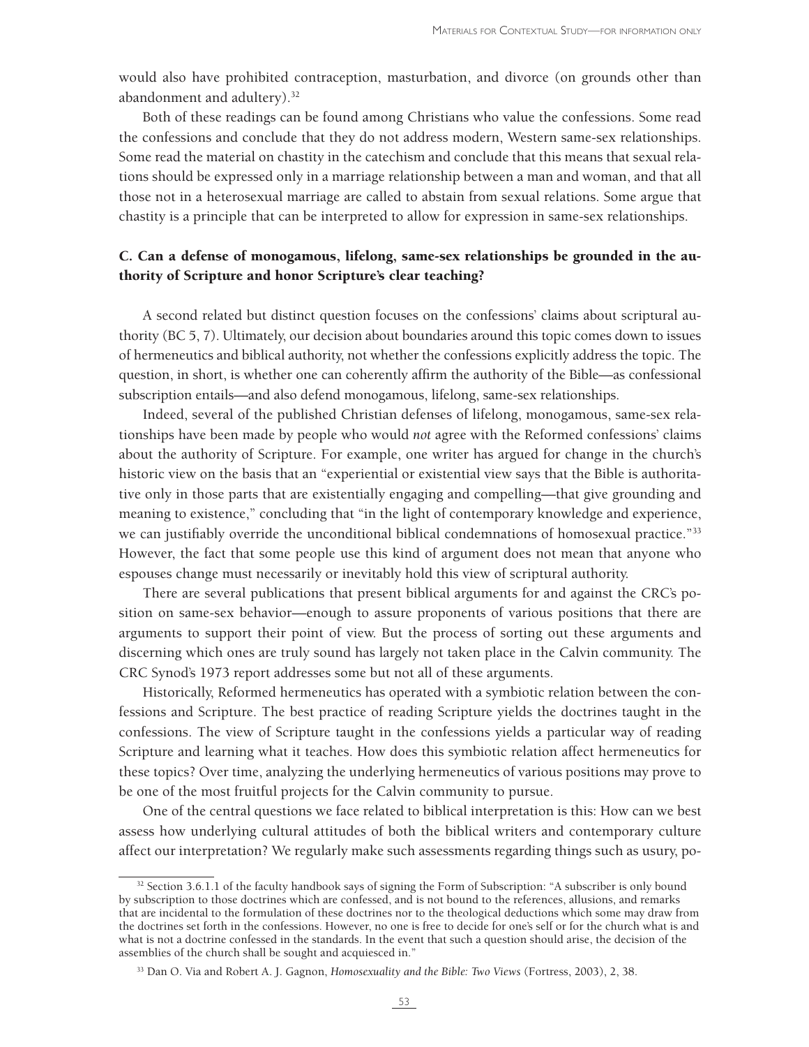would also have prohibited contraception, masturbation, and divorce (on grounds other than abandonment and adultery).[32]

Both of these readings can be found among Christians who value the confessions. Some read the confessions and conclude that they do not address modern, Western same-sex relationships. Some read the material on chastity in the catechism and conclude that this means that sexual relations should be expressed only in a marriage relationship between a man and woman, and that all those not in a heterosexual marriage are called to abstain from sexual relations. Some argue that chastity is a principle that can be interpreted to allow for expression in same-sex relationships.

### C. Can a defense of monogamous, lifelong, same-sex relationships be grounded in the authority of Scripture and honor Scripture's clear teaching?

A second related but distinct question focuses on the confessions' claims about scriptural authority (BC 5, 7). Ultimately, our decision about boundaries around this topic comes down to issues of hermeneutics and biblical authority, not whether the confessions explicitly address the topic. The question, in short, is whether one can coherently affirm the authority of the Bible—as confessional subscription entails—and also defend monogamous, lifelong, same-sex relationships.

Indeed, several of the published Christian defenses of lifelong, monogamous, same-sex relationships have been made by people who would *not* agree with the Reformed confessions' claims about the authority of Scripture. For example, one writer has argued for change in the church's historic view on the basis that an "experiential or existential view says that the Bible is authoritative only in those parts that are existentially engaging and compelling—that give grounding and meaning to existence," concluding that "in the light of contemporary knowledge and experience, we can justifiably override the unconditional biblical condemnations of homosexual practice."[33] However, the fact that some people use this kind of argument does not mean that anyone who espouses change must necessarily or inevitably hold this view of scriptural authority.

There are several publications that present biblical arguments for and against the CRC's position on same-sex behavior—enough to assure proponents of various positions that there are arguments to support their point of view. But the process of sorting out these arguments and discerning which ones are truly sound has largely not taken place in the Calvin community. The CRC Synod's 1973 report addresses some but not all of these arguments.

Historically, Reformed hermeneutics has operated with a symbiotic relation between the confessions and Scripture. The best practice of reading Scripture yields the doctrines taught in the confessions. The view of Scripture taught in the confessions yields a particular way of reading Scripture and learning what it teaches. How does this symbiotic relation affect hermeneutics for these topics? Over time, analyzing the underlying hermeneutics of various positions may prove to be one of the most fruitful projects for the Calvin community to pursue.

One of the central questions we face related to biblical interpretation is this: How can we best assess how underlying cultural attitudes of both the biblical writers and contemporary culture affect our interpretation? We regularly make such assessments regarding things such as usury, po-

---

[32] Section 3.6.1.1 of the faculty handbook says of signing the Form of Subscription: "A subscriber is only bound by subscription to those doctrines which are confessed, and is not bound to the references, allusions, and remarks that are incidental to the formulation of these doctrines nor to the theological deductions which some may draw from the doctrines set forth in the confessions. However, no one is free to decide for one's self or for the church what is and what is not a doctrine confessed in the standards. In the event that such a question should arise, the decision of the assemblies of the church shall be sought and acquiesced in."

[33] Dan O. Via and Robert A. J. Gagnon, *Homosexuality and the Bible: Two Views* (Fortress, 2003), 2, 38.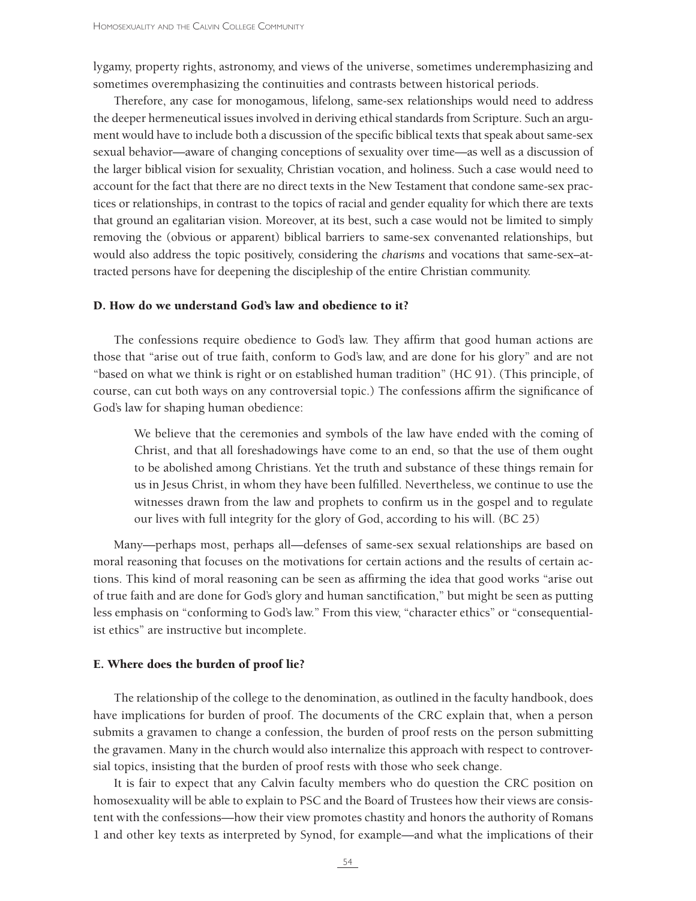lygamy, property rights, astronomy, and views of the universe, sometimes underemphasizing and sometimes overemphasizing the continuities and contrasts between historical periods.

Therefore, any case for monogamous, lifelong, same-sex relationships would need to address the deeper hermeneutical issues involved in deriving ethical standards from Scripture. Such an argument would have to include both a discussion of the specific biblical texts that speak about same-sex sexual behavior—aware of changing conceptions of sexuality over time—as well as a discussion of the larger biblical vision for sexuality, Christian vocation, and holiness. Such a case would need to account for the fact that there are no direct texts in the New Testament that condone same-sex practices or relationships, in contrast to the topics of racial and gender equality for which there are texts that ground an egalitarian vision. Moreover, at its best, such a case would not be limited to simply removing the (obvious or apparent) biblical barriers to same-sex convenanted relationships, but would also address the topic positively, considering the *charisms* and vocations that same-sex–attracted persons have for deepening the discipleship of the entire Christian community.

### D. How do we understand God's law and obedience to it?

The confessions require obedience to God's law. They affirm that good human actions are those that "arise out of true faith, conform to God's law, and are done for his glory" and are not "based on what we think is right or on established human tradition" (HC 91). (This principle, of course, can cut both ways on any controversial topic.) The confessions affirm the significance of God's law for shaping human obedience:

> We believe that the ceremonies and symbols of the law have ended with the coming of Christ, and that all foreshadowings have come to an end, so that the use of them ought to be abolished among Christians. Yet the truth and substance of these things remain for us in Jesus Christ, in whom they have been fulfilled. Nevertheless, we continue to use the witnesses drawn from the law and prophets to confirm us in the gospel and to regulate our lives with full integrity for the glory of God, according to his will. (BC 25)

Many—perhaps most, perhaps all—defenses of same-sex sexual relationships are based on moral reasoning that focuses on the motivations for certain actions and the results of certain actions. This kind of moral reasoning can be seen as affirming the idea that good works "arise out of true faith and are done for God's glory and human sanctification," but might be seen as putting less emphasis on "conforming to God's law." From this view, "character ethics" or "consequentialist ethics" are instructive but incomplete.

### E. Where does the burden of proof lie?

The relationship of the college to the denomination, as outlined in the faculty handbook, does have implications for burden of proof. The documents of the CRC explain that, when a person submits a gravamen to change a confession, the burden of proof rests on the person submitting the gravamen. Many in the church would also internalize this approach with respect to controversial topics, insisting that the burden of proof rests with those who seek change.

It is fair to expect that any Calvin faculty members who do question the CRC position on homosexuality will be able to explain to PSC and the Board of Trustees how their views are consistent with the confessions—how their view promotes chastity and honors the authority of Romans 1 and other key texts as interpreted by Synod, for example—and what the implications of their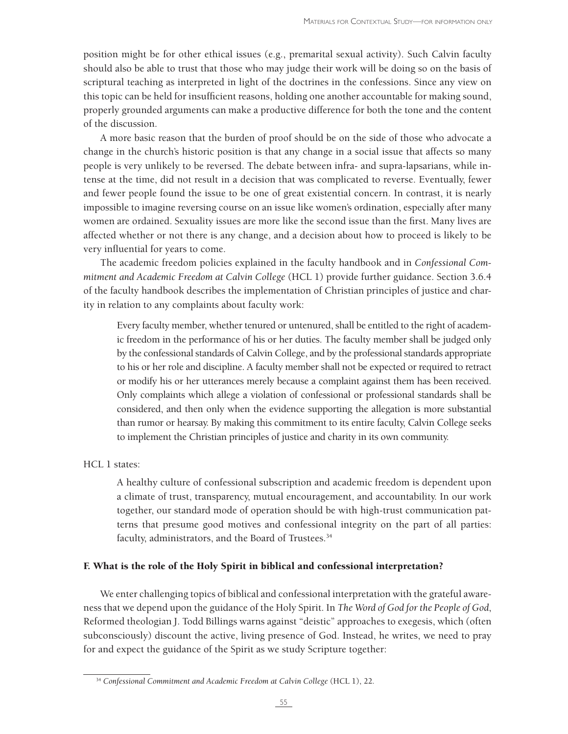position might be for other ethical issues (e.g., premarital sexual activity). Such Calvin faculty should also be able to trust that those who may judge their work will be doing so on the basis of scriptural teaching as interpreted in light of the doctrines in the confessions. Since any view on this topic can be held for insufficient reasons, holding one another accountable for making sound, properly grounded arguments can make a productive difference for both the tone and the content of the discussion.

A more basic reason that the burden of proof should be on the side of those who advocate a change in the church's historic position is that any change in a social issue that affects so many people is very unlikely to be reversed. The debate between infra- and supra-lapsarians, while intense at the time, did not result in a decision that was complicated to reverse. Eventually, fewer and fewer people found the issue to be one of great existential concern. In contrast, it is nearly impossible to imagine reversing course on an issue like women's ordination, especially after many women are ordained. Sexuality issues are more like the second issue than the first. Many lives are affected whether or not there is any change, and a decision about how to proceed is likely to be very influential for years to come.

The academic freedom policies explained in the faculty handbook and in *Confessional Commitment and Academic Freedom at Calvin College* (HCL 1) provide further guidance. Section 3.6.4 of the faculty handbook describes the implementation of Christian principles of justice and charity in relation to any complaints about faculty work:

> Every faculty member, whether tenured or untenured, shall be entitled to the right of academic freedom in the performance of his or her duties. The faculty member shall be judged only by the confessional standards of Calvin College, and by the professional standards appropriate to his or her role and discipline. A faculty member shall not be expected or required to retract or modify his or her utterances merely because a complaint against them has been received. Only complaints which allege a violation of confessional or professional standards shall be considered, and then only when the evidence supporting the allegation is more substantial than rumor or hearsay. By making this commitment to its entire faculty, Calvin College seeks to implement the Christian principles of justice and charity in its own community.

HCL 1 states:

> A healthy culture of confessional subscription and academic freedom is dependent upon a climate of trust, transparency, mutual encouragement, and accountability. In our work together, our standard mode of operation should be with high-trust communication patterns that presume good motives and confessional integrity on the part of all parties: faculty, administrators, and the Board of Trustees.[34]

### F. What is the role of the Holy Spirit in biblical and confessional interpretation?

We enter challenging topics of biblical and confessional interpretation with the grateful awareness that we depend upon the guidance of the Holy Spirit. In *The Word of God for the People of God*, Reformed theologian J. Todd Billings warns against "deistic" approaches to exegesis, which (often subconsciously) discount the active, living presence of God. Instead, he writes, we need to pray for and expect the guidance of the Spirit as we study Scripture together:

---

[34] *Confessional Commitment and Academic Freedom at Calvin College* (HCL 1), 22.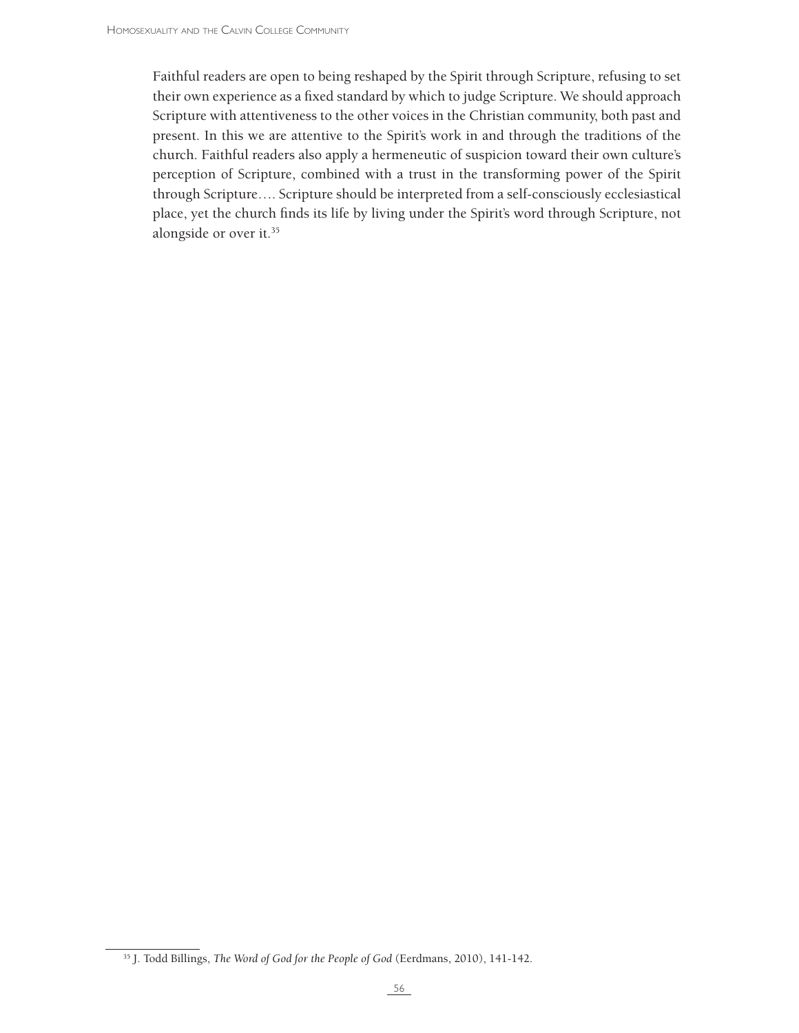Faithful readers are open to being reshaped by the Spirit through Scripture, refusing to set their own experience as a fixed standard by which to judge Scripture. We should approach Scripture with attentiveness to the other voices in the Christian community, both past and present. In this we are attentive to the Spirit's work in and through the traditions of the church. Faithful readers also apply a hermeneutic of suspicion toward their own culture's perception of Scripture, combined with a trust in the transforming power of the Spirit through Scripture…. Scripture should be interpreted from a self-consciously ecclesiastical place, yet the church finds its life by living under the Spirit's word through Scripture, not alongside or over it.[35]

[35] J. Todd Billings, *The Word of God for the People of God* (Eerdmans, 2010), 141-142.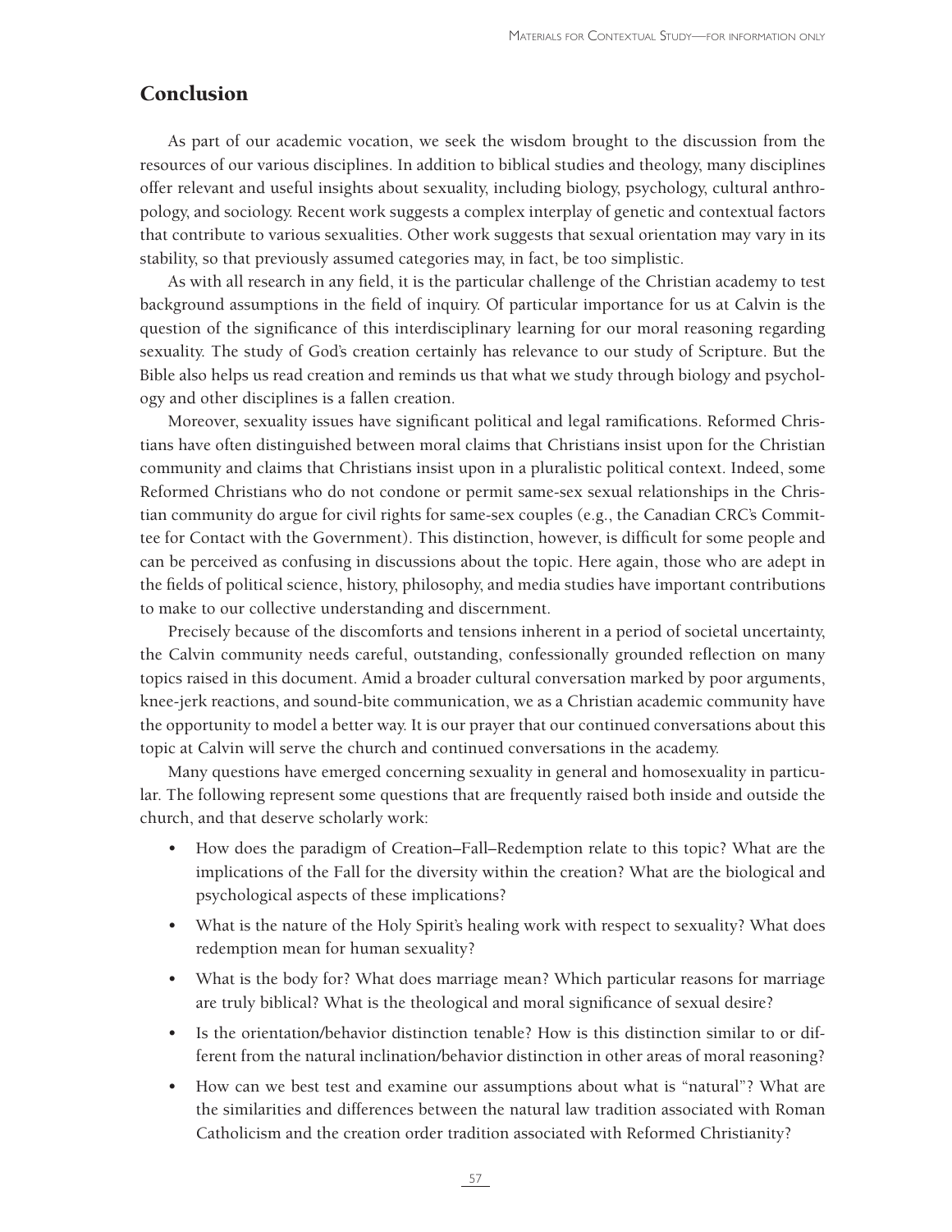## Conclusion

As part of our academic vocation, we seek the wisdom brought to the discussion from the resources of our various disciplines. In addition to biblical studies and theology, many disciplines offer relevant and useful insights about sexuality, including biology, psychology, cultural anthropology, and sociology. Recent work suggests a complex interplay of genetic and contextual factors that contribute to various sexualities. Other work suggests that sexual orientation may vary in its stability, so that previously assumed categories may, in fact, be too simplistic.

As with all research in any field, it is the particular challenge of the Christian academy to test background assumptions in the field of inquiry. Of particular importance for us at Calvin is the question of the significance of this interdisciplinary learning for our moral reasoning regarding sexuality. The study of God's creation certainly has relevance to our study of Scripture. But the Bible also helps us read creation and reminds us that what we study through biology and psychology and other disciplines is a fallen creation.

Moreover, sexuality issues have significant political and legal ramifications. Reformed Christians have often distinguished between moral claims that Christians insist upon for the Christian community and claims that Christians insist upon in a pluralistic political context. Indeed, some Reformed Christians who do not condone or permit same-sex sexual relationships in the Christian community do argue for civil rights for same-sex couples (e.g., the Canadian CRC's Committee for Contact with the Government). This distinction, however, is difficult for some people and can be perceived as confusing in discussions about the topic. Here again, those who are adept in the fields of political science, history, philosophy, and media studies have important contributions to make to our collective understanding and discernment.

Precisely because of the discomforts and tensions inherent in a period of societal uncertainty, the Calvin community needs careful, outstanding, confessionally grounded reflection on many topics raised in this document. Amid a broader cultural conversation marked by poor arguments, knee-jerk reactions, and sound-bite communication, we as a Christian academic community have the opportunity to model a better way. It is our prayer that our continued conversations about this topic at Calvin will serve the church and continued conversations in the academy.

Many questions have emerged concerning sexuality in general and homosexuality in particular. The following represent some questions that are frequently raised both inside and outside the church, and that deserve scholarly work:

- How does the paradigm of Creation–Fall–Redemption relate to this topic? What are the implications of the Fall for the diversity within the creation? What are the biological and psychological aspects of these implications?
- What is the nature of the Holy Spirit's healing work with respect to sexuality? What does redemption mean for human sexuality?
- What is the body for? What does marriage mean? Which particular reasons for marriage are truly biblical? What is the theological and moral significance of sexual desire?
- Is the orientation/behavior distinction tenable? How is this distinction similar to or different from the natural inclination/behavior distinction in other areas of moral reasoning?
- How can we best test and examine our assumptions about what is "natural"? What are the similarities and differences between the natural law tradition associated with Roman Catholicism and the creation order tradition associated with Reformed Christianity?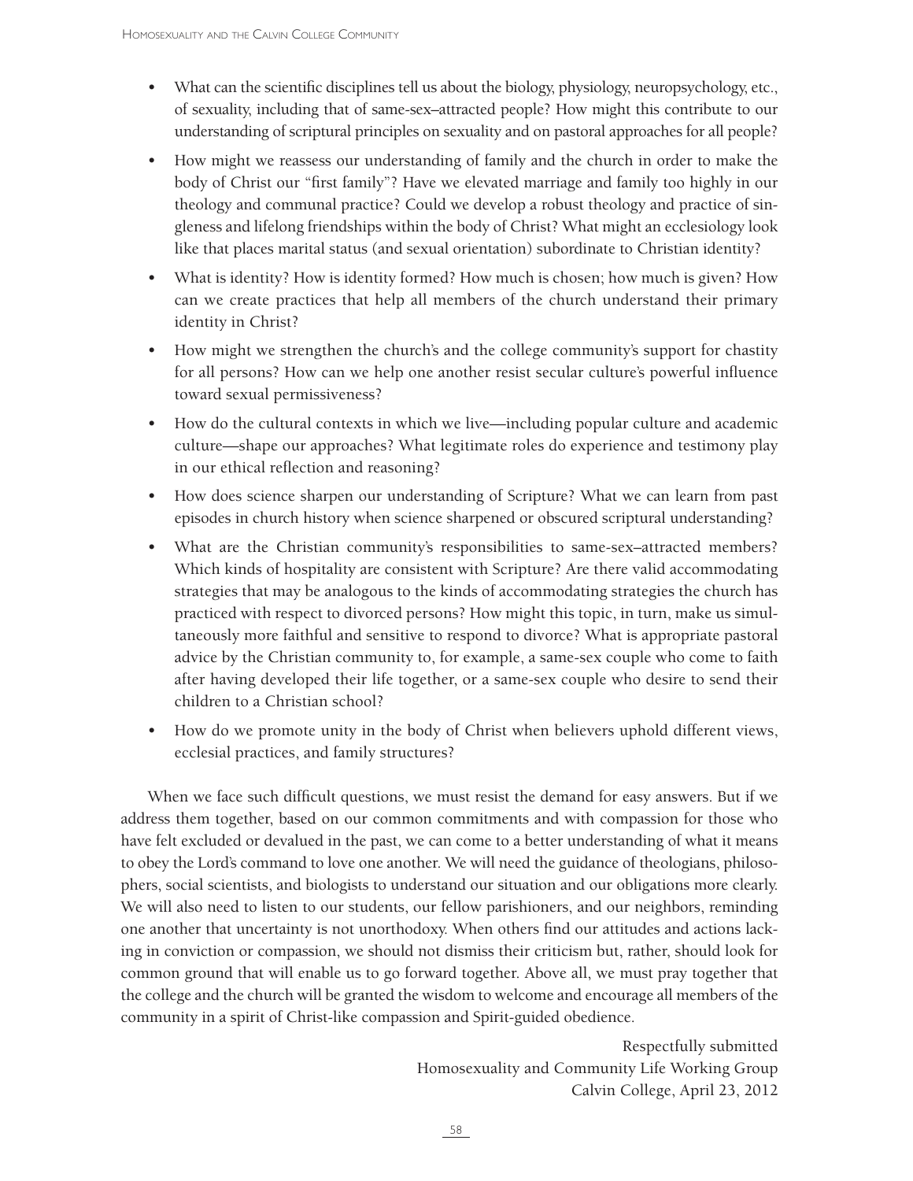- What can the scientific disciplines tell us about the biology, physiology, neuropsychology, etc., of sexuality, including that of same-sex–attracted people? How might this contribute to our understanding of scriptural principles on sexuality and on pastoral approaches for all people?
- How might we reassess our understanding of family and the church in order to make the body of Christ our "first family"? Have we elevated marriage and family too highly in our theology and communal practice? Could we develop a robust theology and practice of singleness and lifelong friendships within the body of Christ? What might an ecclesiology look like that places marital status (and sexual orientation) subordinate to Christian identity?
- What is identity? How is identity formed? How much is chosen; how much is given? How can we create practices that help all members of the church understand their primary identity in Christ?
- How might we strengthen the church's and the college community's support for chastity for all persons? How can we help one another resist secular culture's powerful influence toward sexual permissiveness?
- How do the cultural contexts in which we live—including popular culture and academic culture—shape our approaches? What legitimate roles do experience and testimony play in our ethical reflection and reasoning?
- How does science sharpen our understanding of Scripture? What we can learn from past episodes in church history when science sharpened or obscured scriptural understanding?
- What are the Christian community's responsibilities to same-sex–attracted members? Which kinds of hospitality are consistent with Scripture? Are there valid accommodating strategies that may be analogous to the kinds of accommodating strategies the church has practiced with respect to divorced persons? How might this topic, in turn, make us simultaneously more faithful and sensitive to respond to divorce? What is appropriate pastoral advice by the Christian community to, for example, a same-sex couple who come to faith after having developed their life together, or a same-sex couple who desire to send their children to a Christian school?
- How do we promote unity in the body of Christ when believers uphold different views, ecclesial practices, and family structures?

When we face such difficult questions, we must resist the demand for easy answers. But if we address them together, based on our common commitments and with compassion for those who have felt excluded or devalued in the past, we can come to a better understanding of what it means to obey the Lord's command to love one another. We will need the guidance of theologians, philosophers, social scientists, and biologists to understand our situation and our obligations more clearly. We will also need to listen to our students, our fellow parishioners, and our neighbors, reminding one another that uncertainty is not unorthodoxy. When others find our attitudes and actions lacking in conviction or compassion, we should not dismiss their criticism but, rather, should look for common ground that will enable us to go forward together. Above all, we must pray together that the college and the church will be granted the wisdom to welcome and encourage all members of the community in a spirit of Christ-like compassion and Spirit-guided obedience.

Respectfully submitted
Homosexuality and Community Life Working Group
Calvin College, April 23, 2012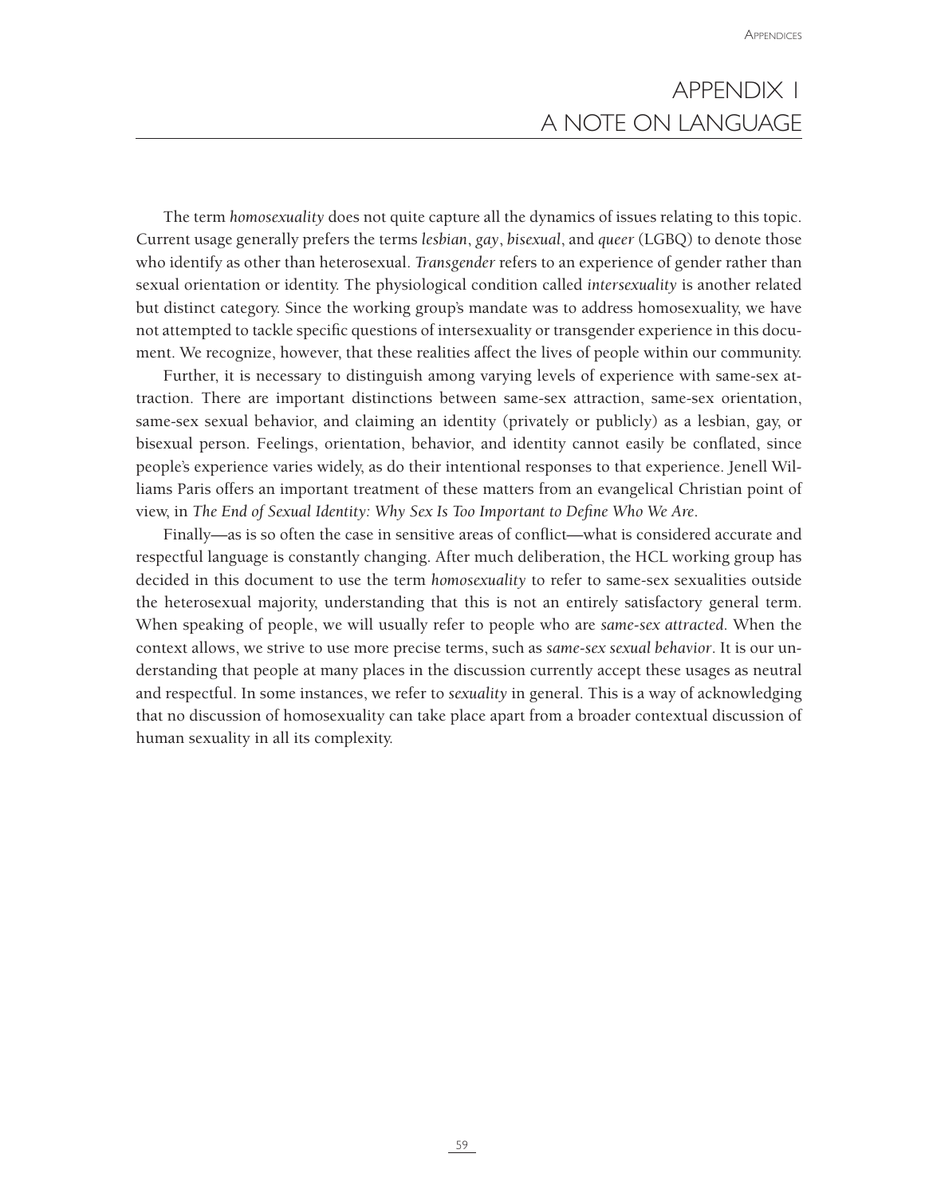# APPENDIX 1
# A NOTE ON LANGUAGE

The term *homosexuality* does not quite capture all the dynamics of issues relating to this topic. Current usage generally prefers the terms *lesbian*, *gay*, *bisexual*, and *queer* (LGBQ) to denote those who identify as other than heterosexual. *Transgender* refers to an experience of gender rather than sexual orientation or identity. The physiological condition called *intersexuality* is another related but distinct category. Since the working group's mandate was to address homosexuality, we have not attempted to tackle specific questions of intersexuality or transgender experience in this document. We recognize, however, that these realities affect the lives of people within our community.

Further, it is necessary to distinguish among varying levels of experience with same-sex attraction. There are important distinctions between same-sex attraction, same-sex orientation, same-sex sexual behavior, and claiming an identity (privately or publicly) as a lesbian, gay, or bisexual person. Feelings, orientation, behavior, and identity cannot easily be conflated, since people's experience varies widely, as do their intentional responses to that experience. Jenell Williams Paris offers an important treatment of these matters from an evangelical Christian point of view, in *The End of Sexual Identity: Why Sex Is Too Important to Define Who We Are*.

Finally—as is so often the case in sensitive areas of conflict—what is considered accurate and respectful language is constantly changing. After much deliberation, the HCL working group has decided in this document to use the term *homosexuality* to refer to same-sex sexualities outside the heterosexual majority, understanding that this is not an entirely satisfactory general term. When speaking of people, we will usually refer to people who are *same-sex attracted*. When the context allows, we strive to use more precise terms, such as *same-sex sexual behavior*. It is our understanding that people at many places in the discussion currently accept these usages as neutral and respectful. In some instances, we refer to *sexuality* in general. This is a way of acknowledging that no discussion of homosexuality can take place apart from a broader contextual discussion of human sexuality in all its complexity.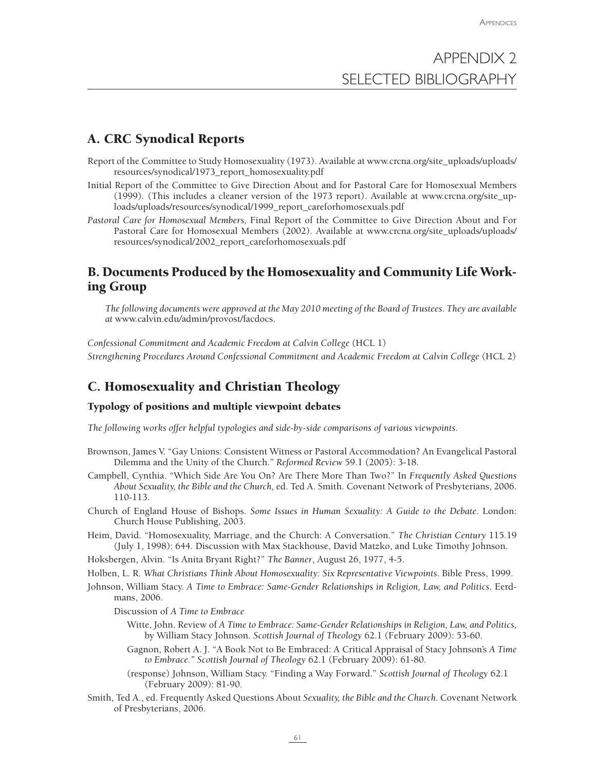# APPENDIX 2
# SELECTED BIBLIOGRAPHY

## A. CRC Synodical Reports

Report of the Committee to Study Homosexuality (1973). Available at www.crcna.org/site_uploads/uploads/resources/synodical/1973_report_homosexuality.pdf

Initial Report of the Committee to Give Direction About and for Pastoral Care for Homosexual Members (1999). (This includes a cleaner version of the 1973 report). Available at www.crcna.org/site_uploads/uploads/resources/synodical/1999_report_careforhomosexuals.pdf

*Pastoral Care for Homosexual Members,* Final Report of the Committee to Give Direction About and For Pastoral Care for Homosexual Members (2002). Available at www.crcna.org/site_uploads/uploads/resources/synodical/2002_report_careforhomosexuals.pdf

## B. Documents Produced by the Homosexuality and Community Life Working Group

*The following documents were approved at the May 2010 meeting of the Board of Trustees. They are available at* www.calvin.edu/admin/provost/facdocs.

*Confessional Commitment and Academic Freedom at Calvin College* (HCL 1)

*Strengthening Procedures Around Confessional Commitment and Academic Freedom at Calvin College* (HCL 2)

## C. Homosexuality and Christian Theology

### Typology of positions and multiple viewpoint debates

*The following works offer helpful typologies and side-by-side comparisons of various viewpoints.*

Brownson, James V. "Gay Unions: Consistent Witness or Pastoral Accommodation? An Evangelical Pastoral Dilemma and the Unity of the Church." *Reformed Review* 59.1 (2005): 3-18.

Campbell, Cynthia. "Which Side Are You On? Are There More Than Two?" In *Frequently Asked Questions About Sexuality, the Bible and the Church,* ed. Ted A. Smith. Covenant Network of Presbyterians, 2006. 110-113.

Church of England House of Bishops. *Some Issues in Human Sexuality: A Guide to the Debate.* London: Church House Publishing, 2003.

Heim, David. "Homosexuality, Marriage, and the Church: A Conversation." *The Christian Century* 115.19 (July 1, 1998): 644. Discussion with Max Stackhouse, David Matzko, and Luke Timothy Johnson.

Hoksbergen, Alvin. "Is Anita Bryant Right?" *The Banner*, August 26, 1977, 4-5.

Holben, L. R. *What Christians Think About Homosexuality: Six Representative Viewpoints*. Bible Press, 1999.

Johnson, William Stacy. *A Time to Embrace: Same-Gender Relationships in Religion, Law, and Politics*. Eerdmans, 2006.

Discussion of *A Time to Embrace*

Witte, John. Review of *A Time to Embrace: Same-Gender Relationships in Religion, Law, and Politics,* by William Stacy Johnson. *Scottish Journal of Theology* 62.1 (February 2009): 53-60.

Gagnon, Robert A. J. "A Book Not to Be Embraced: A Critical Appraisal of Stacy Johnson's *A Time to Embrace." Scottish Journal of Theology* 62.1 (February 2009): 61-80.

(response) Johnson, William Stacy. "Finding a Way Forward." *Scottish Journal of Theology* 62.1 (February 2009): 81-90.

Smith, Ted A., ed. Frequently Asked Questions About *Sexuality, the Bible and the Church.* Covenant Network of Presbyterians, 2006.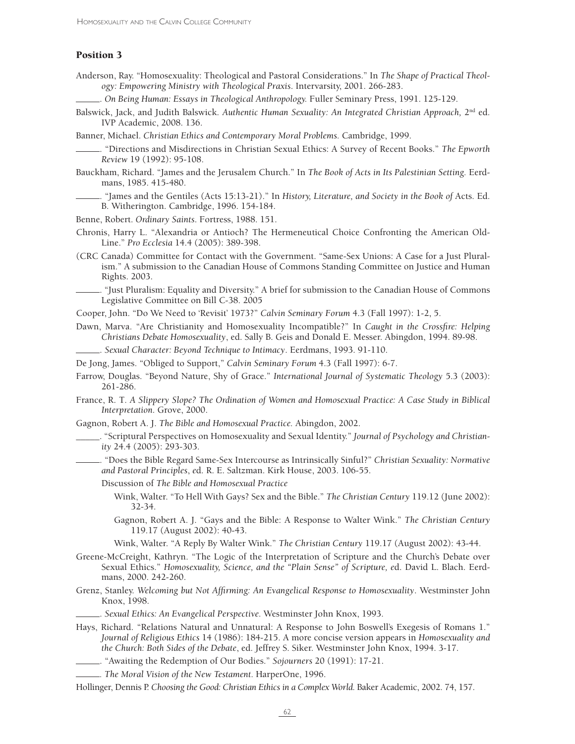### Position 3

Anderson, Ray. "Homosexuality: Theological and Pastoral Considerations." In *The Shape of Practical Theology: Empowering Ministry with Theological Praxis*. Intervarsity, 2001. 266-283.

______. *On Being Human: Essays in Theological Anthropology.* Fuller Seminary Press, 1991. 125-129.

Balswick, Jack, and Judith Balswick. *Authentic Human Sexuality: An Integrated Christian Approach,* 2nd ed. IVP Academic, 2008. 136.

Banner, Michael. *Christian Ethics and Contemporary Moral Problems.* Cambridge, 1999.

______. "Directions and Misdirections in Christian Sexual Ethics: A Survey of Recent Books." *The Epworth Review* 19 (1992): 95-108.

Bauckham, Richard. "James and the Jerusalem Church." In *The Book of Acts in Its Palestinian Setting.* Eerdmans, 1985. 415-480.

______. "James and the Gentiles (Acts 15:13-21)." In *History, Literature, and Society in the Book of* Acts. Ed. B. Witherington. Cambridge, 1996. 154-184.

Benne, Robert. *Ordinary Saints*. Fortress, 1988. 151.

Chronis, Harry L. "Alexandria or Antioch? The Hermeneutical Choice Confronting the American Old-Line." *Pro Ecclesia* 14.4 (2005): 389-398.

(CRC Canada) Committee for Contact with the Government. "Same-Sex Unions: A Case for a Just Pluralism." A submission to the Canadian House of Commons Standing Committee on Justice and Human Rights. 2003.

______. "Just Pluralism: Equality and Diversity." A brief for submission to the Canadian House of Commons Legislative Committee on Bill C-38. 2005

Cooper, John. "Do We Need to 'Revisit' 1973?" *Calvin Seminary Forum* 4.3 (Fall 1997): 1-2, 5.

Dawn, Marva. "Are Christianity and Homosexuality Incompatible?" In *Caught in the Crossfire: Helping Christians Debate Homosexuality*, ed. Sally B. Geis and Donald E. Messer. Abingdon, 1994. 89-98.

______. *Sexual Character: Beyond Technique to Intimacy*. Eerdmans, 1993. 91-110.

De Jong, James. "Obliged to Support," *Calvin Seminary Forum* 4.3 (Fall 1997): 6-7.

Farrow, Douglas. "Beyond Nature, Shy of Grace." *International Journal of Systematic Theology* 5.3 (2003): 261-286.

France, R. T. *A Slippery Slope? The Ordination of Women and Homosexual Practice: A Case Study in Biblical Interpretation.* Grove, 2000.

Gagnon, Robert A. J. *The Bible and Homosexual Practice.* Abingdon, 2002.

______. "Scriptural Perspectives on Homosexuality and Sexual Identity." *Journal of Psychology and Christianity* 24.4 (2005): 293-303.

______. "Does the Bible Regard Same-Sex Intercourse as Intrinsically Sinful?" *Christian Sexuality: Normative and Pastoral Principles*, ed. R. E. Saltzman. Kirk House, 2003. 106-55.

Discussion of *The Bible and Homosexual Practice*

- Wink, Walter. "To Hell With Gays? Sex and the Bible." *The Christian Century* 119.12 (June 2002): 32-34.
- Gagnon, Robert A. J. "Gays and the Bible: A Response to Walter Wink." *The Christian Century* 119.17 (August 2002): 40-43.
- Wink, Walter. "A Reply By Walter Wink." *The Christian Century* 119.17 (August 2002): 43-44.

Greene-McCreight, Kathryn. "The Logic of the Interpretation of Scripture and the Church's Debate over Sexual Ethics." *Homosexuality, Science, and the "Plain Sense" of Scripture, e*d. David L. Blach. Eerdmans, 2000. 242-260.

Grenz, Stanley. *Welcoming but Not Affirming: An Evangelical Response to Homosexuality*. Westminster John Knox, 1998.

______. *Sexual Ethics: An Evangelical Perspective.* Westminster John Knox, 1993.

Hays, Richard. "Relations Natural and Unnatural: A Response to John Boswell's Exegesis of Romans 1." *Journal of Religious Ethics* 14 (1986): 184-215. A more concise version appears in *Homosexuality and the Church: Both Sides of the Debate*, ed. Jeffrey S. Siker. Westminster John Knox, 1994. 3-17.

______. "Awaiting the Redemption of Our Bodies." *Sojourners* 20 (1991): 17-21.

______. *The Moral Vision of the New Testament.* HarperOne, 1996.

Hollinger, Dennis P. *Choosing the Good: Christian Ethics in a Complex World.* Baker Academic, 2002. 74, 157.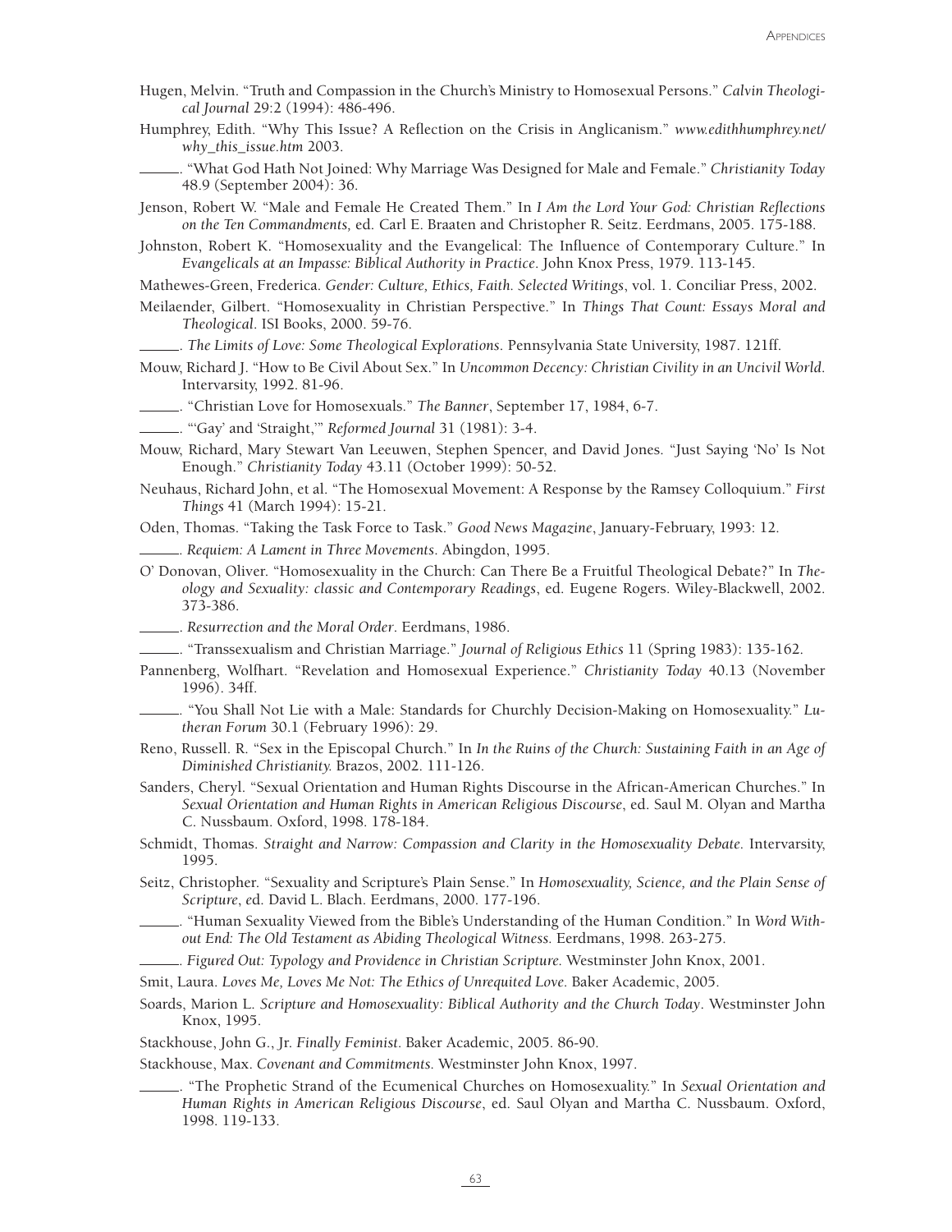Hugen, Melvin. "Truth and Compassion in the Church's Ministry to Homosexual Persons." *Calvin Theological Journal* 29:2 (1994): 486-496.

Humphrey, Edith. "Why This Issue? A Reflection on the Crisis in Anglicanism." *www.edithhumphrey.net/why_this_issue.htm* 2003.

______. "What God Hath Not Joined: Why Marriage Was Designed for Male and Female." *Christianity Today* 48.9 (September 2004): 36.

Jenson, Robert W. "Male and Female He Created Them." In *I Am the Lord Your God: Christian Reflections on the Ten Commandments,* ed. Carl E. Braaten and Christopher R. Seitz. Eerdmans, 2005. 175-188.

Johnston, Robert K. "Homosexuality and the Evangelical: The Influence of Contemporary Culture." In *Evangelicals at an Impasse: Biblical Authority in Practice*. John Knox Press, 1979. 113-145.

Mathewes-Green, Frederica. *Gender: Culture, Ethics, Faith. Selected Writings*, vol. 1. Conciliar Press, 2002.

Meilaender, Gilbert. "Homosexuality in Christian Perspective." In *Things That Count: Essays Moral and Theological*. ISI Books, 2000. 59-76.

______. *The Limits of Love: Some Theological Explorations*. Pennsylvania State University, 1987. 121ff.

Mouw, Richard J. "How to Be Civil About Sex." In *Uncommon Decency: Christian Civility in an Uncivil World*. Intervarsity, 1992. 81-96.

______. "Christian Love for Homosexuals." *The Banner*, September 17, 1984, 6-7.

______. "'Gay' and 'Straight,'" *Reformed Journal* 31 (1981): 3-4.

Mouw, Richard, Mary Stewart Van Leeuwen, Stephen Spencer, and David Jones. "Just Saying 'No' Is Not Enough." *Christianity Today* 43.11 (October 1999): 50-52.

Neuhaus, Richard John, et al. "The Homosexual Movement: A Response by the Ramsey Colloquium." *First Things* 41 (March 1994): 15-21.

Oden, Thomas. "Taking the Task Force to Task." *Good News Magazine*, January-February, 1993: 12.

______. *Requiem: A Lament in Three Movements*. Abingdon, 1995.

O' Donovan, Oliver. "Homosexuality in the Church: Can There Be a Fruitful Theological Debate?" In *Theology and Sexuality: classic and Contemporary Readings*, ed. Eugene Rogers. Wiley-Blackwell, 2002. 373-386.

______. *Resurrection and the Moral Order*. Eerdmans, 1986.

______. "Transsexualism and Christian Marriage." *Journal of Religious Ethics* 11 (Spring 1983): 135-162.

Pannenberg, Wolfhart. "Revelation and Homosexual Experience." *Christianity Today* 40.13 (November 1996). 34ff.

______. "You Shall Not Lie with a Male: Standards for Churchly Decision-Making on Homosexuality." *Lutheran Forum* 30.1 (February 1996): 29.

Reno, Russell. R. "Sex in the Episcopal Church." In *In the Ruins of the Church: Sustaining Faith in an Age of Diminished Christianity.* Brazos, 2002. 111-126.

Sanders, Cheryl. "Sexual Orientation and Human Rights Discourse in the African-American Churches." In *Sexual Orientation and Human Rights in American Religious Discourse*, ed. Saul M. Olyan and Martha C. Nussbaum. Oxford, 1998. 178-184.

Schmidt, Thomas. *Straight and Narrow: Compassion and Clarity in the Homosexuality Debate.* Intervarsity, 1995.

Seitz, Christopher. "Sexuality and Scripture's Plain Sense." In *Homosexuality, Science, and the Plain Sense of Scripture*, ed. David L. Blach. Eerdmans, 2000. 177-196.

______. "Human Sexuality Viewed from the Bible's Understanding of the Human Condition." In *Word Without End: The Old Testament as Abiding Theological Witness.* Eerdmans, 1998. 263-275.

______. *Figured Out: Typology and Providence in Christian Scripture.* Westminster John Knox, 2001.

Smit, Laura. *Loves Me, Loves Me Not: The Ethics of Unrequited Love.* Baker Academic, 2005.

Soards, Marion L. *Scripture and Homosexuality: Biblical Authority and the Church Today*. Westminster John Knox, 1995.

Stackhouse, John G., Jr. *Finally Feminist*. Baker Academic, 2005. 86-90.

Stackhouse, Max. *Covenant and Commitments.* Westminster John Knox, 1997.

______. "The Prophetic Strand of the Ecumenical Churches on Homosexuality." In *Sexual Orientation and Human Rights in American Religious Discourse*, ed. Saul Olyan and Martha C. Nussbaum. Oxford, 1998. 119-133.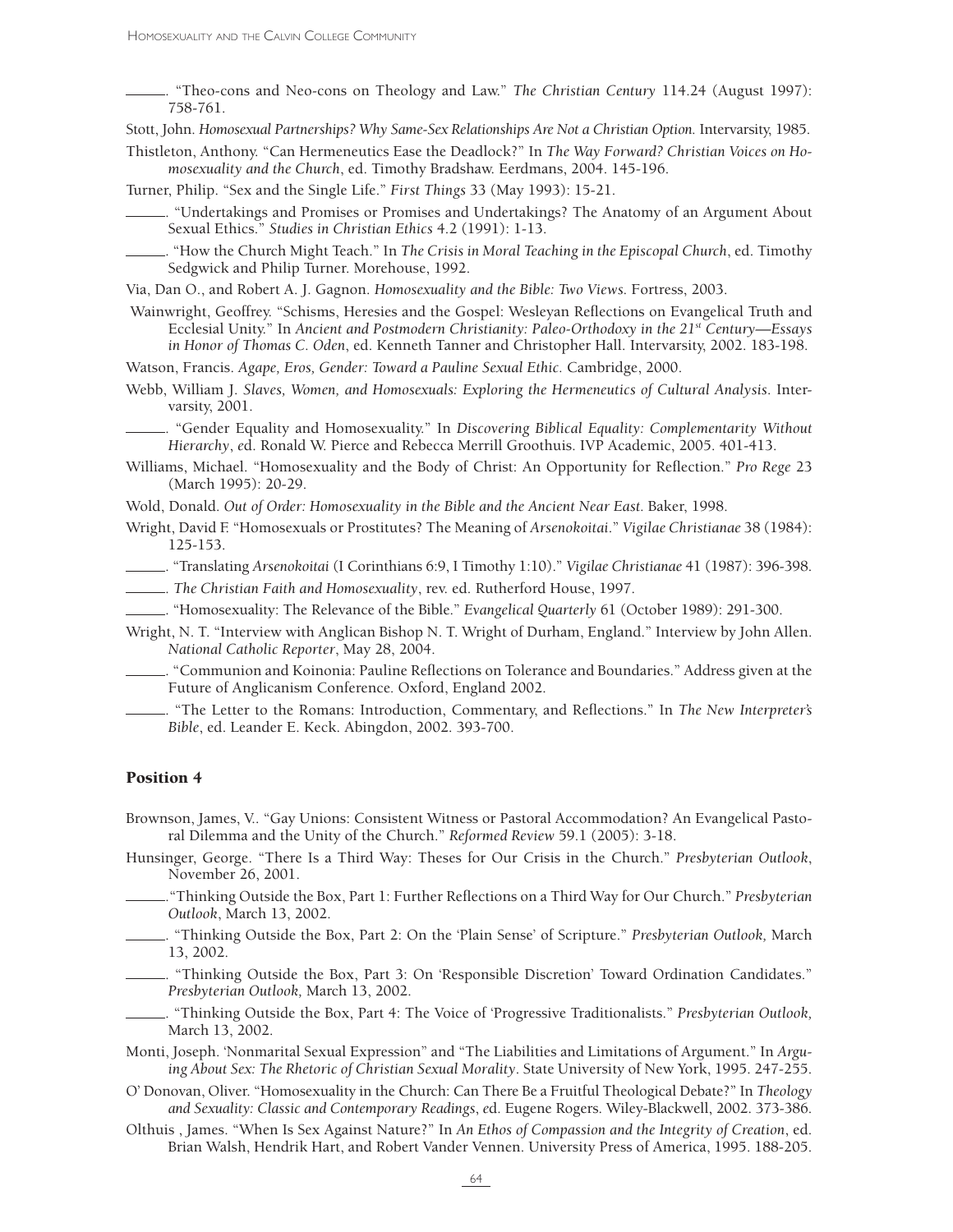______. "Theo-cons and Neo-cons on Theology and Law." *The Christian Century* 114.24 (August 1997): 758-761.

Stott, John. *Homosexual Partnerships? Why Same-Sex Relationships Are Not a Christian Option.* Intervarsity, 1985.

Thistleton, Anthony. "Can Hermeneutics Ease the Deadlock?" In *The Way Forward? Christian Voices on Homosexuality and the Church*, ed. Timothy Bradshaw. Eerdmans, 2004. 145-196.

Turner, Philip. "Sex and the Single Life." *First Things* 33 (May 1993): 15-21.

______. "Undertakings and Promises or Promises and Undertakings? The Anatomy of an Argument About Sexual Ethics." *Studies in Christian Ethics* 4.2 (1991): 1-13.

______. "How the Church Might Teach." In *The Crisis in Moral Teaching in the Episcopal Church*, ed. Timothy Sedgwick and Philip Turner. Morehouse, 1992.

Via, Dan O., and Robert A. J. Gagnon. *Homosexuality and the Bible: Two Views.* Fortress, 2003.

Wainwright, Geoffrey. "Schisms, Heresies and the Gospel: Wesleyan Reflections on Evangelical Truth and Ecclesial Unity." In *Ancient and Postmodern Christianity: Paleo-Orthodoxy in the 21st Century—Essays in Honor of Thomas C. Oden*, ed. Kenneth Tanner and Christopher Hall. Intervarsity, 2002. 183-198.

Watson, Francis. *Agape, Eros, Gender: Toward a Pauline Sexual Ethic.* Cambridge, 2000.

Webb, William J. *Slaves, Women, and Homosexuals: Exploring the Hermeneutics of Cultural Analysis*. Intervarsity, 2001.

______. "Gender Equality and Homosexuality." In *Discovering Biblical Equality: Complementarity Without Hierarchy*, ed. Ronald W. Pierce and Rebecca Merrill Groothuis. IVP Academic, 2005. 401-413.

Williams, Michael. "Homosexuality and the Body of Christ: An Opportunity for Reflection." *Pro Rege* 23 (March 1995): 20-29.

Wold, Donald. *Out of Order: Homosexuality in the Bible and the Ancient Near East.* Baker, 1998.

Wright, David F. "Homosexuals or Prostitutes? The Meaning of *Arsenokoitai*." *Vigilae Christianae* 38 (1984): 125-153.

______. "Translating *Arsenokoitai* (I Corinthians 6:9, I Timothy 1:10)." *Vigilae Christianae* 41 (1987): 396-398.

______. *The Christian Faith and Homosexuality*, rev. ed. Rutherford House, 1997.

______. "Homosexuality: The Relevance of the Bible." *Evangelical Quarterly* 61 (October 1989): 291-300.

Wright, N. T. "Interview with Anglican Bishop N. T. Wright of Durham, England." Interview by John Allen. *National Catholic Reporter*, May 28, 2004.

______. "Communion and Koinonia: Pauline Reflections on Tolerance and Boundaries." Address given at the Future of Anglicanism Conference. Oxford, England 2002.

______. "The Letter to the Romans: Introduction, Commentary, and Reflections." In *The New Interpreter's Bible*, ed. Leander E. Keck. Abingdon, 2002. 393-700.

### Position 4

Brownson, James, V.. "Gay Unions: Consistent Witness or Pastoral Accommodation? An Evangelical Pastoral Dilemma and the Unity of the Church." *Reformed Review* 59.1 (2005): 3-18.

Hunsinger, George. "There Is a Third Way: Theses for Our Crisis in the Church." *Presbyterian Outlook*, November 26, 2001.

______."Thinking Outside the Box, Part 1: Further Reflections on a Third Way for Our Church." *Presbyterian Outlook*, March 13, 2002.

______. "Thinking Outside the Box, Part 2: On the 'Plain Sense' of Scripture." *Presbyterian Outlook,* March 13, 2002.

______. "Thinking Outside the Box, Part 3: On 'Responsible Discretion' Toward Ordination Candidates." *Presbyterian Outlook,* March 13, 2002.

______. "Thinking Outside the Box, Part 4: The Voice of 'Progressive Traditionalists." *Presbyterian Outlook,* March 13, 2002.

Monti, Joseph. 'Nonmarital Sexual Expression" and "The Liabilities and Limitations of Argument." In *Arguing About Sex: The Rhetoric of Christian Sexual Morality*. State University of New York, 1995. 247-255.

O' Donovan, Oliver. "Homosexuality in the Church: Can There Be a Fruitful Theological Debate?" In *Theology and Sexuality: Classic and Contemporary Readings*, ed. Eugene Rogers. Wiley-Blackwell, 2002. 373-386.

Olthuis , James. "When Is Sex Against Nature?" In *An Ethos of Compassion and the Integrity of Creation*, ed. Brian Walsh, Hendrik Hart, and Robert Vander Vennen. University Press of America, 1995. 188-205.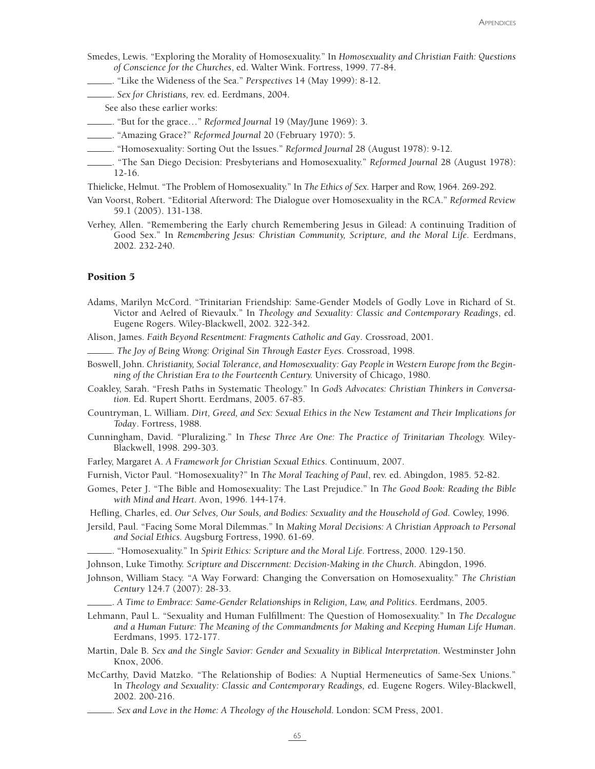Smedes, Lewis. "Exploring the Morality of Homosexuality." In *Homosexuality and Christian Faith: Questions of Conscience for the Churches*, ed. Walter Wink. Fortress, 1999. 77-84.

______. "Like the Wideness of the Sea." *Perspectives* 14 (May 1999): 8-12.

______. *Sex for Christians,* rev. ed. Eerdmans, 2004.

See also these earlier works:

______. "But for the grace…" *Reformed Journal* 19 (May/June 1969): 3.

______. "Amazing Grace?" *Reformed Journal* 20 (February 1970): 5.

______. "Homosexuality: Sorting Out the Issues." *Reformed Journal* 28 (August 1978): 9-12.

______. "The San Diego Decision: Presbyterians and Homosexuality." *Reformed Journal* 28 (August 1978): 12-16.

Thielicke, Helmut. "The Problem of Homosexuality." In *The Ethics of Sex*. Harper and Row, 1964. 269-292.

Van Voorst, Robert. "Editorial Afterword: The Dialogue over Homosexuality in the RCA." *Reformed Review* 59.1 (2005). 131-138.

Verhey, Allen. "Remembering the Early church Remembering Jesus in Gilead: A continuing Tradition of Good Sex." In *Remembering Jesus: Christian Community, Scripture, and the Moral Life*. Eerdmans, 2002. 232-240.

### Position 5

Adams, Marilyn McCord. "Trinitarian Friendship: Same-Gender Models of Godly Love in Richard of St. Victor and Aelred of Rievaulx." In *Theology and Sexuality: Classic and Contemporary Readings*, ed. Eugene Rogers. Wiley-Blackwell, 2002. 322-342.

Alison, James. *Faith Beyond Resentment: Fragments Catholic and Gay*. Crossroad, 2001.

______. *The Joy of Being Wrong: Original Sin Through Easter Eyes*. Crossroad, 1998.

Boswell, John. *Christianity, Social Tolerance, and Homosexuality: Gay People in Western Europe from the Beginning of the Christian Era to the Fourteenth Century.* University of Chicago, 1980.

Coakley, Sarah. "Fresh Paths in Systematic Theology." In *God's Advocates: Christian Thinkers in Conversation.* Ed. Rupert Shortt. Eerdmans, 2005. 67-85.

Countryman, L. William. *Dirt, Greed, and Sex: Sexual Ethics in the New Testament and Their Implications for Today*. Fortress, 1988.

Cunningham, David. "Pluralizing." In *These Three Are One: The Practice of Trinitarian Theology.* Wiley-Blackwell, 1998. 299-303.

Farley, Margaret A. *A Framework for Christian Sexual Ethics.* Continuum, 2007.

Furnish, Victor Paul. "Homosexuality?" In *The Moral Teaching of Paul*, rev. ed. Abingdon, 1985. 52-82.

Gomes, Peter J. "The Bible and Homosexuality: The Last Prejudice." In *The Good Book: Reading the Bible with Mind and Heart*. Avon, 1996. 144-174.

Hefling, Charles, ed. *Our Selves, Our Souls, and Bodies: Sexuality and the Household of God.* Cowley, 1996.

Jersild, Paul. "Facing Some Moral Dilemmas." In *Making Moral Decisions: A Christian Approach to Personal and Social Ethics.* Augsburg Fortress, 1990. 61-69.

______. "Homosexuality." In *Spirit Ethics: Scripture and the Moral Life.* Fortress, 2000. 129-150.

Johnson, Luke Timothy. *Scripture and Discernment: Decision-Making in the Church*. Abingdon, 1996.

Johnson, William Stacy. "A Way Forward: Changing the Conversation on Homosexuality." *The Christian Century* 124.7 (2007): 28-33.

______. *A Time to Embrace: Same-Gender Relationships in Religion, Law, and Politics*. Eerdmans, 2005.

Lehmann, Paul L. "Sexuality and Human Fulfillment: The Question of Homosexuality." In *The Decalogue and a Human Future: The Meaning of the Commandments for Making and Keeping Human Life Human*. Eerdmans, 1995. 172-177.

Martin, Dale B. *Sex and the Single Savior: Gender and Sexuality in Biblical Interpretation*. Westminster John Knox, 2006.

McCarthy, David Matzko. "The Relationship of Bodies: A Nuptial Hermeneutics of Same-Sex Unions." In *Theology and Sexuality: Classic and Contemporary Readings, e*d. Eugene Rogers. Wiley-Blackwell, 2002. 200-216.

______. *Sex and Love in the Home: A Theology of the Household*. London: SCM Press, 2001.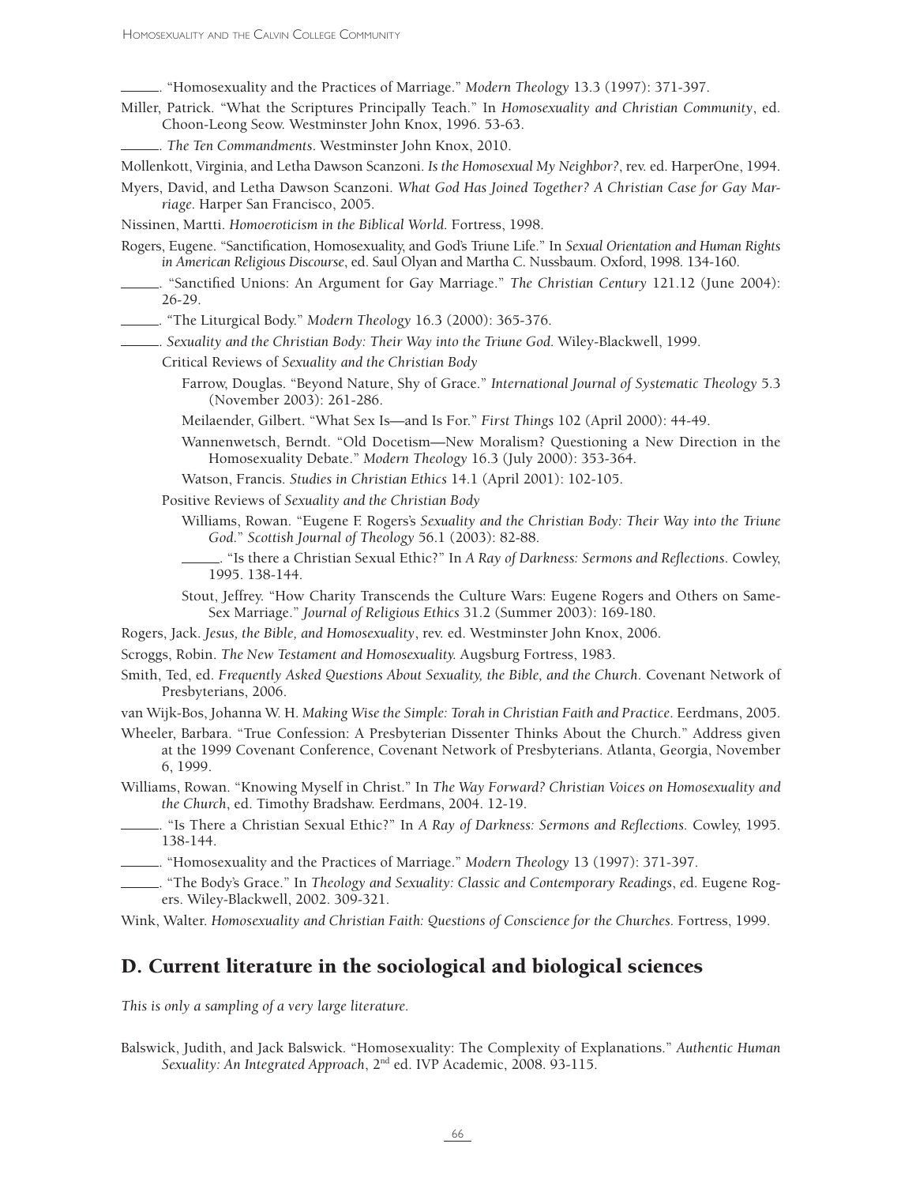______. "Homosexuality and the Practices of Marriage." *Modern Theology* 13.3 (1997): 371-397.

Miller, Patrick. "What the Scriptures Principally Teach." In *Homosexuality and Christian Community*, ed. Choon-Leong Seow. Westminster John Knox, 1996. 53-63.

______. *The Ten Commandments*. Westminster John Knox, 2010.

Mollenkott, Virginia, and Letha Dawson Scanzoni. *Is the Homosexual My Neighbor?*, rev. ed. HarperOne, 1994.

Myers, David, and Letha Dawson Scanzoni. *What God Has Joined Together? A Christian Case for Gay Marriage*. Harper San Francisco, 2005.

Nissinen, Martti. *Homoeroticism in the Biblical World*. Fortress, 1998.

Rogers, Eugene. "Sanctification, Homosexuality, and God's Triune Life." In *Sexual Orientation and Human Rights in American Religious Discourse*, ed. Saul Olyan and Martha C. Nussbaum. Oxford, 1998. 134-160.

______. "Sanctified Unions: An Argument for Gay Marriage." *The Christian Century* 121.12 (June 2004): 26-29.

______. "The Liturgical Body." *Modern Theology* 16.3 (2000): 365-376.

______. *Sexuality and the Christian Body: Their Way into the Triune God*. Wiley-Blackwell, 1999.

Critical Reviews of *Sexuality and the Christian Body*

Farrow, Douglas. "Beyond Nature, Shy of Grace." *International Journal of Systematic Theology* 5.3 (November 2003): 261-286.

Meilaender, Gilbert. "What Sex Is—and Is For." *First Things* 102 (April 2000): 44-49.

Wannenwetsch, Berndt. "Old Docetism—New Moralism? Questioning a New Direction in the Homosexuality Debate." *Modern Theology* 16.3 (July 2000): 353-364.

Watson, Francis. *Studies in Christian Ethics* 14.1 (April 2001): 102-105.

Positive Reviews of *Sexuality and the Christian Body*

Williams, Rowan. "Eugene F. Rogers's *Sexuality and the Christian Body: Their Way into the Triune God*." *Scottish Journal of Theology* 56.1 (2003): 82-88.

______. "Is there a Christian Sexual Ethic?" In *A Ray of Darkness: Sermons and Reflections*. Cowley, 1995. 138-144.

Stout, Jeffrey. "How Charity Transcends the Culture Wars: Eugene Rogers and Others on Same-Sex Marriage." *Journal of Religious Ethics* 31.2 (Summer 2003): 169-180.

Rogers, Jack. *Jesus, the Bible, and Homosexuality*, rev. ed. Westminster John Knox, 2006.

Scroggs, Robin. *The New Testament and Homosexuality*. Augsburg Fortress, 1983.

Smith, Ted, ed. *Frequently Asked Questions About Sexuality, the Bible, and the Church*. Covenant Network of Presbyterians, 2006.

van Wijk-Bos, Johanna W. H. *Making Wise the Simple: Torah in Christian Faith and Practice*. Eerdmans, 2005.

Wheeler, Barbara. "True Confession: A Presbyterian Dissenter Thinks About the Church." Address given at the 1999 Covenant Conference, Covenant Network of Presbyterians. Atlanta, Georgia, November 6, 1999.

Williams, Rowan. "Knowing Myself in Christ." In *The Way Forward? Christian Voices on Homosexuality and the Church*, ed. Timothy Bradshaw. Eerdmans, 2004. 12-19.

______. "Is There a Christian Sexual Ethic?" In *A Ray of Darkness: Sermons and Reflections*. Cowley, 1995. 138-144.

______. "Homosexuality and the Practices of Marriage." *Modern Theology* 13 (1997): 371-397.

______. "The Body's Grace." In *Theology and Sexuality: Classic and Contemporary Readings*, ed. Eugene Rogers. Wiley-Blackwell, 2002. 309-321.

Wink, Walter. *Homosexuality and Christian Faith: Questions of Conscience for the Churches*. Fortress, 1999.

## D. Current literature in the sociological and biological sciences

*This is only a sampling of a very large literature.*

Balswick, Judith, and Jack Balswick. "Homosexuality: The Complexity of Explanations." *Authentic Human Sexuality: An Integrated Approach*, 2nd ed. IVP Academic, 2008. 93-115.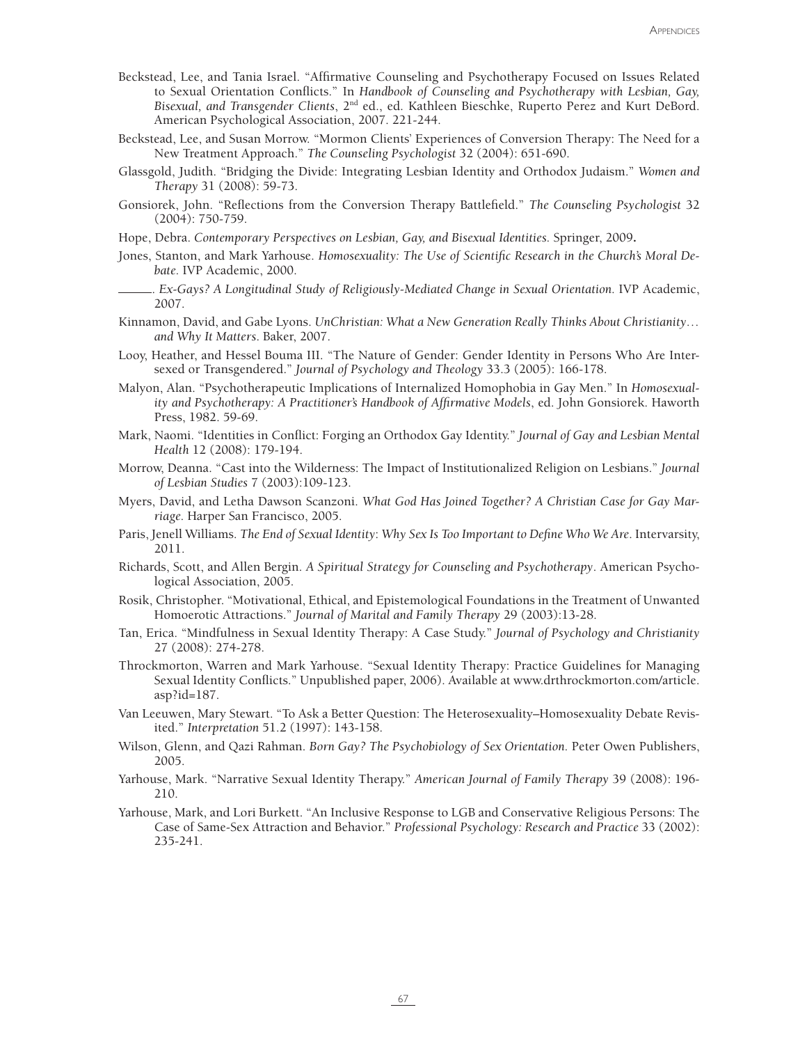Beckstead, Lee, and Tania Israel. "Affirmative Counseling and Psychotherapy Focused on Issues Related to Sexual Orientation Conflicts." In *Handbook of Counseling and Psychotherapy with Lesbian, Gay, Bisexual, and Transgender Clients*, 2nd ed., ed. Kathleen Bieschke, Ruperto Perez and Kurt DeBord. American Psychological Association, 2007. 221-244.

Beckstead, Lee, and Susan Morrow. "Mormon Clients' Experiences of Conversion Therapy: The Need for a New Treatment Approach." *The Counseling Psychologist* 32 (2004): 651-690.

Glassgold, Judith. "Bridging the Divide: Integrating Lesbian Identity and Orthodox Judaism." *Women and Therapy* 31 (2008): 59-73.

Gonsiorek, John. "Reflections from the Conversion Therapy Battlefield." *The Counseling Psychologist* 32 (2004): 750-759.

Hope, Debra. *Contemporary Perspectives on Lesbian, Gay, and Bisexual Identities*. Springer, 2009**.**

Jones, Stanton, and Mark Yarhouse. *Homosexuality: The Use of Scientific Research in the Church's Moral Debate*. IVP Academic, 2000.

______. *Ex-Gays? A Longitudinal Study of Religiously-Mediated Change in Sexual Orientation*. IVP Academic, 2007.

Kinnamon, David, and Gabe Lyons. *UnChristian: What a New Generation Really Thinks About Christianity… and Why It Matters*. Baker, 2007.

Looy, Heather, and Hessel Bouma III. "The Nature of Gender: Gender Identity in Persons Who Are Intersexed or Transgendered." *Journal of Psychology and Theology* 33.3 (2005): 166-178.

Malyon, Alan. "Psychotherapeutic Implications of Internalized Homophobia in Gay Men." In *Homosexuality and Psychotherapy: A Practitioner's Handbook of Affirmative Models*, ed. John Gonsiorek. Haworth Press, 1982. 59-69.

Mark, Naomi. "Identities in Conflict: Forging an Orthodox Gay Identity." *Journal of Gay and Lesbian Mental Health* 12 (2008): 179-194.

Morrow, Deanna. "Cast into the Wilderness: The Impact of Institutionalized Religion on Lesbians." *Journal of Lesbian Studies* 7 (2003):109-123.

Myers, David, and Letha Dawson Scanzoni. *What God Has Joined Together? A Christian Case for Gay Marriage*. Harper San Francisco, 2005.

Paris, Jenell Williams. *The End of Sexual Identity: Why Sex Is Too Important to Define Who We Are*. Intervarsity, 2011.

Richards, Scott, and Allen Bergin. *A Spiritual Strategy for Counseling and Psychotherapy*. American Psychological Association, 2005.

Rosik, Christopher. "Motivational, Ethical, and Epistemological Foundations in the Treatment of Unwanted Homoerotic Attractions." *Journal of Marital and Family Therapy* 29 (2003):13-28.

Tan, Erica. "Mindfulness in Sexual Identity Therapy: A Case Study." *Journal of Psychology and Christianity* 27 (2008): 274-278.

Throckmorton, Warren and Mark Yarhouse. "Sexual Identity Therapy: Practice Guidelines for Managing Sexual Identity Conflicts." Unpublished paper, 2006). Available at www.drthrockmorton.com/article.asp?id=187.

Van Leeuwen, Mary Stewart. "To Ask a Better Question: The Heterosexuality–Homosexuality Debate Revisited." *Interpretation* 51.2 (1997): 143-158.

Wilson, Glenn, and Qazi Rahman. *Born Gay? The Psychobiology of Sex Orientation*. Peter Owen Publishers, 2005.

Yarhouse, Mark. "Narrative Sexual Identity Therapy." *American Journal of Family Therapy* 39 (2008): 196-210.

Yarhouse, Mark, and Lori Burkett. "An Inclusive Response to LGB and Conservative Religious Persons: The Case of Same-Sex Attraction and Behavior." *Professional Psychology: Research and Practice* 33 (2002): 235-241.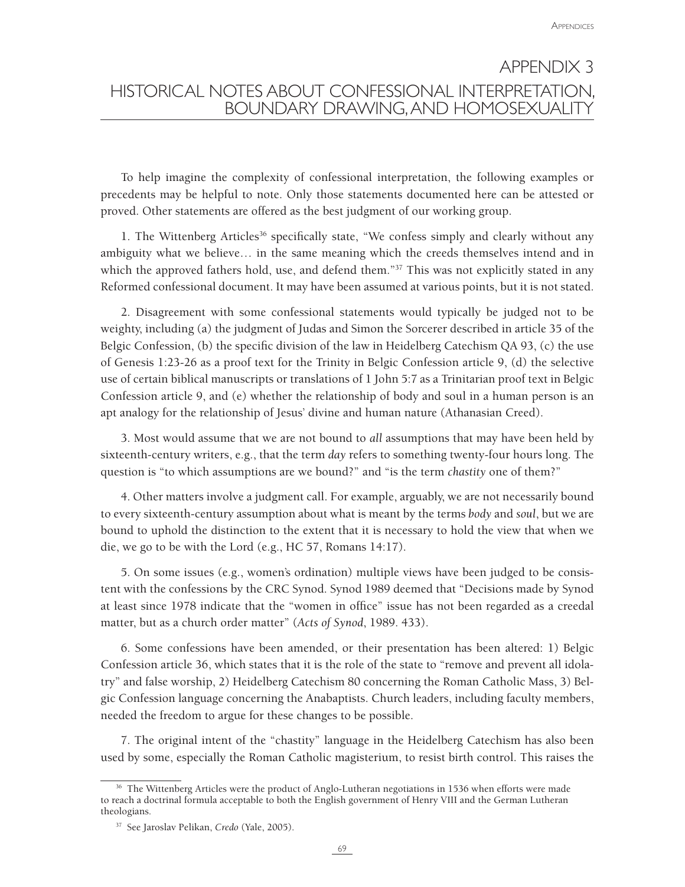# APPENDIX 3
# HISTORICAL NOTES ABOUT CONFESSIONAL INTERPRETATION, BOUNDARY DRAWING, AND HOMOSEXUALITY

To help imagine the complexity of confessional interpretation, the following examples or precedents may be helpful to note. Only those statements documented here can be attested or proved. Other statements are offered as the best judgment of our working group.

1. The Wittenberg Articles[36] specifically state, "We confess simply and clearly without any ambiguity what we believe… in the same meaning which the creeds themselves intend and in which the approved fathers hold, use, and defend them."[37] This was not explicitly stated in any Reformed confessional document. It may have been assumed at various points, but it is not stated.

2. Disagreement with some confessional statements would typically be judged not to be weighty, including (a) the judgment of Judas and Simon the Sorcerer described in article 35 of the Belgic Confession, (b) the specific division of the law in Heidelberg Catechism QA 93, (c) the use of Genesis 1:23-26 as a proof text for the Trinity in Belgic Confession article 9, (d) the selective use of certain biblical manuscripts or translations of 1 John 5:7 as a Trinitarian proof text in Belgic Confession article 9, and (e) whether the relationship of body and soul in a human person is an apt analogy for the relationship of Jesus' divine and human nature (Athanasian Creed).

3. Most would assume that we are not bound to *all* assumptions that may have been held by sixteenth-century writers, e.g., that the term *day* refers to something twenty-four hours long. The question is "to which assumptions are we bound?" and "is the term *chastity* one of them?"

4. Other matters involve a judgment call. For example, arguably, we are not necessarily bound to every sixteenth-century assumption about what is meant by the terms *body* and *soul*, but we are bound to uphold the distinction to the extent that it is necessary to hold the view that when we die, we go to be with the Lord (e.g., HC 57, Romans 14:17).

5. On some issues (e.g., women's ordination) multiple views have been judged to be consistent with the confessions by the CRC Synod. Synod 1989 deemed that "Decisions made by Synod at least since 1978 indicate that the "women in office" issue has not been regarded as a creedal matter, but as a church order matter" (*Acts of Synod*, 1989. 433).

6. Some confessions have been amended, or their presentation has been altered: 1) Belgic Confession article 36, which states that it is the role of the state to "remove and prevent all idolatry" and false worship, 2) Heidelberg Catechism 80 concerning the Roman Catholic Mass, 3) Belgic Confession language concerning the Anabaptists. Church leaders, including faculty members, needed the freedom to argue for these changes to be possible.

7. The original intent of the "chastity" language in the Heidelberg Catechism has also been used by some, especially the Roman Catholic magisterium, to resist birth control. This raises the

---

[36] The Wittenberg Articles were the product of Anglo-Lutheran negotiations in 1536 when efforts were made to reach a doctrinal formula acceptable to both the English government of Henry VIII and the German Lutheran theologians.

[37] See Jaroslav Pelikan, *Credo* (Yale, 2005).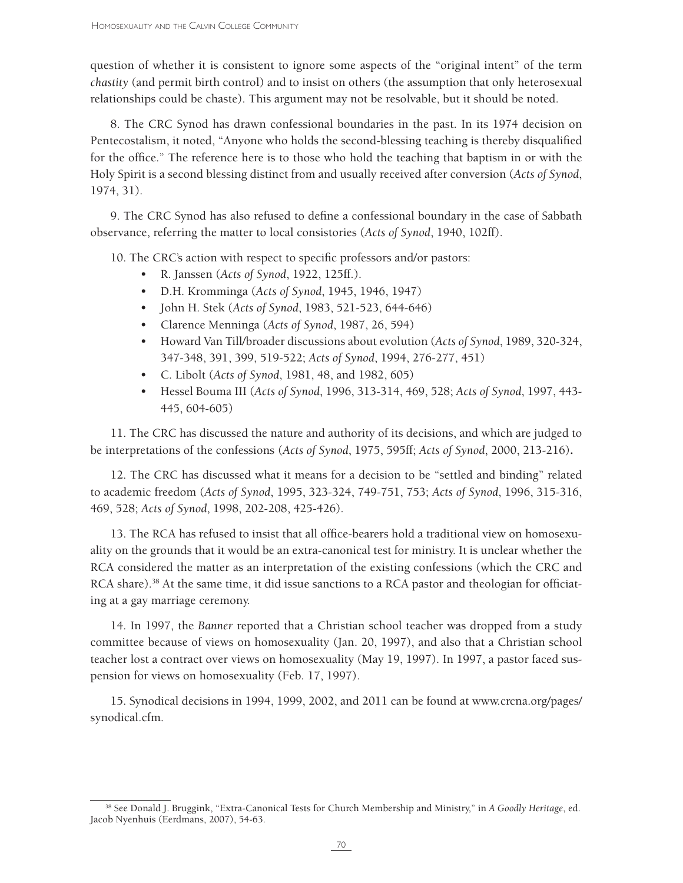question of whether it is consistent to ignore some aspects of the "original intent" of the term *chastity* (and permit birth control) and to insist on others (the assumption that only heterosexual relationships could be chaste). This argument may not be resolvable, but it should be noted.

8. The CRC Synod has drawn confessional boundaries in the past. In its 1974 decision on Pentecostalism, it noted, "Anyone who holds the second-blessing teaching is thereby disqualified for the office." The reference here is to those who hold the teaching that baptism in or with the Holy Spirit is a second blessing distinct from and usually received after conversion (*Acts of Synod*, 1974, 31).

9. The CRC Synod has also refused to define a confessional boundary in the case of Sabbath observance, referring the matter to local consistories (*Acts of Synod*, 1940, 102ff).

10. The CRC's action with respect to specific professors and/or pastors:

- R. Janssen (*Acts of Synod*, 1922, 125ff.).
- D.H. Kromminga (*Acts of Synod*, 1945, 1946, 1947)
- John H. Stek (*Acts of Synod*, 1983, 521-523, 644-646)
- Clarence Menninga (*Acts of Synod*, 1987, 26, 594)
- Howard Van Till/broader discussions about evolution (*Acts of Synod*, 1989, 320-324, 347-348, 391, 399, 519-522; *Acts of Synod*, 1994, 276-277, 451)
- C. Libolt (*Acts of Synod*, 1981, 48, and 1982, 605)
- Hessel Bouma III (*Acts of Synod*, 1996, 313-314, 469, 528; *Acts of Synod*, 1997, 443-445, 604-605)

11. The CRC has discussed the nature and authority of its decisions, and which are judged to be interpretations of the confessions (*Acts of Synod*, 1975, 595ff; *Acts of Synod*, 2000, 213-216).

12. The CRC has discussed what it means for a decision to be "settled and binding" related to academic freedom (*Acts of Synod*, 1995, 323-324, 749-751, 753; *Acts of Synod*, 1996, 315-316, 469, 528; *Acts of Synod*, 1998, 202-208, 425-426).

13. The RCA has refused to insist that all office-bearers hold a traditional view on homosexuality on the grounds that it would be an extra-canonical test for ministry. It is unclear whether the RCA considered the matter as an interpretation of the existing confessions (which the CRC and RCA share).[38] At the same time, it did issue sanctions to a RCA pastor and theologian for officiating at a gay marriage ceremony.

14. In 1997, the *Banner* reported that a Christian school teacher was dropped from a study committee because of views on homosexuality (Jan. 20, 1997), and also that a Christian school teacher lost a contract over views on homosexuality (May 19, 1997). In 1997, a pastor faced suspension for views on homosexuality (Feb. 17, 1997).

15. Synodical decisions in 1994, 1999, 2002, and 2011 can be found at www.crcna.org/pages/synodical.cfm.

---

[38] See Donald J. Bruggink, "Extra-Canonical Tests for Church Membership and Ministry," in *A Goodly Heritage*, ed. Jacob Nyenhuis (Eerdmans, 2007), 54-63.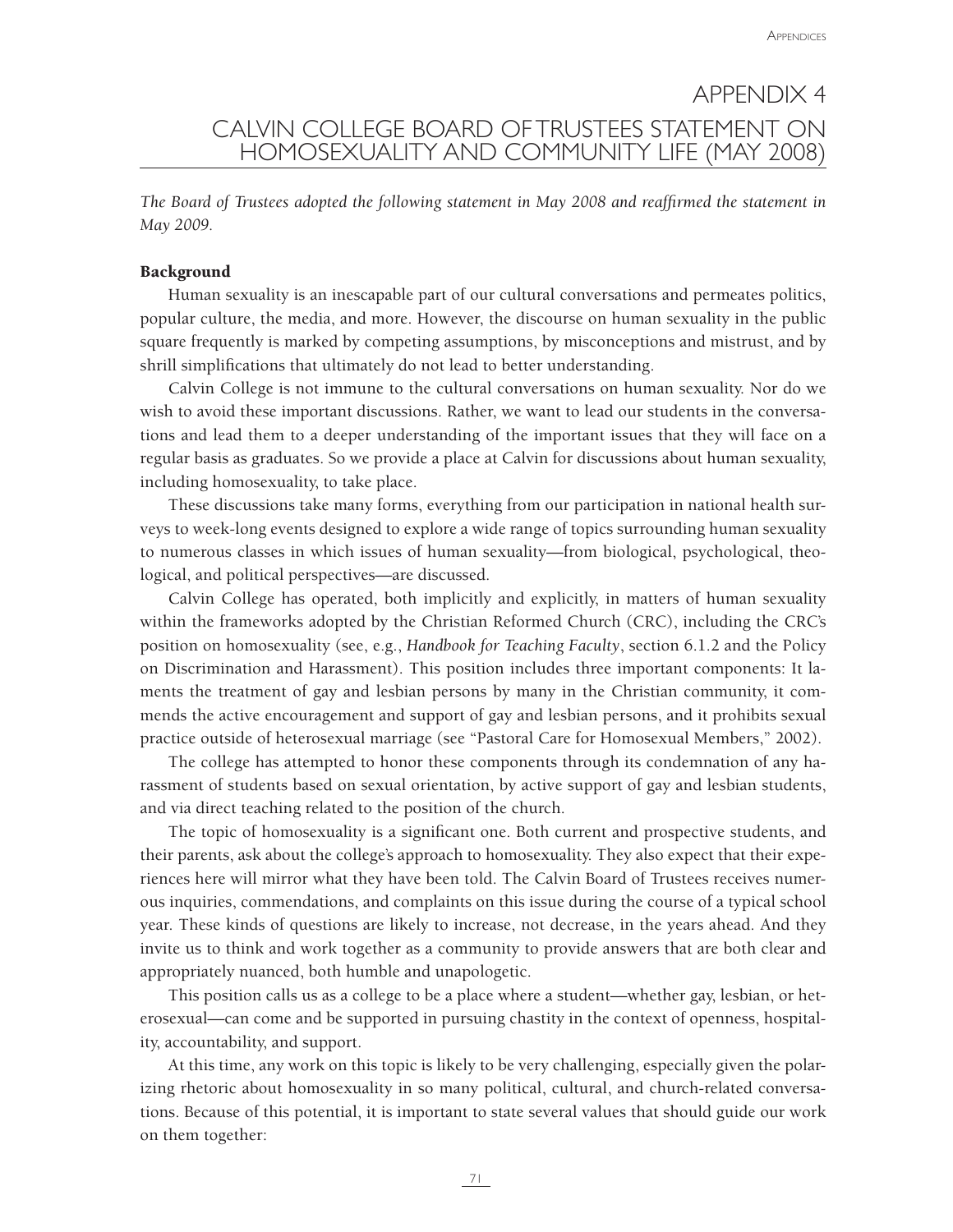# APPENDIX 4

# CALVIN COLLEGE BOARD OF TRUSTEES STATEMENT ON HOMOSEXUALITY AND COMMUNITY LIFE (MAY 2008)

*The Board of Trustees adopted the following statement in May 2008 and reaffirmed the statement in May 2009.*

## Background

Human sexuality is an inescapable part of our cultural conversations and permeates politics, popular culture, the media, and more. However, the discourse on human sexuality in the public square frequently is marked by competing assumptions, by misconceptions and mistrust, and by shrill simplifications that ultimately do not lead to better understanding.

Calvin College is not immune to the cultural conversations on human sexuality. Nor do we wish to avoid these important discussions. Rather, we want to lead our students in the conversations and lead them to a deeper understanding of the important issues that they will face on a regular basis as graduates. So we provide a place at Calvin for discussions about human sexuality, including homosexuality, to take place.

These discussions take many forms, everything from our participation in national health surveys to week-long events designed to explore a wide range of topics surrounding human sexuality to numerous classes in which issues of human sexuality—from biological, psychological, theological, and political perspectives—are discussed.

Calvin College has operated, both implicitly and explicitly, in matters of human sexuality within the frameworks adopted by the Christian Reformed Church (CRC), including the CRC's position on homosexuality (see, e.g., *Handbook for Teaching Faculty*, section 6.1.2 and the Policy on Discrimination and Harassment). This position includes three important components: It laments the treatment of gay and lesbian persons by many in the Christian community, it commends the active encouragement and support of gay and lesbian persons, and it prohibits sexual practice outside of heterosexual marriage (see "Pastoral Care for Homosexual Members," 2002).

The college has attempted to honor these components through its condemnation of any harassment of students based on sexual orientation, by active support of gay and lesbian students, and via direct teaching related to the position of the church.

The topic of homosexuality is a significant one. Both current and prospective students, and their parents, ask about the college's approach to homosexuality. They also expect that their experiences here will mirror what they have been told. The Calvin Board of Trustees receives numerous inquiries, commendations, and complaints on this issue during the course of a typical school year. These kinds of questions are likely to increase, not decrease, in the years ahead. And they invite us to think and work together as a community to provide answers that are both clear and appropriately nuanced, both humble and unapologetic.

This position calls us as a college to be a place where a student—whether gay, lesbian, or heterosexual—can come and be supported in pursuing chastity in the context of openness, hospitality, accountability, and support.

At this time, any work on this topic is likely to be very challenging, especially given the polarizing rhetoric about homosexuality in so many political, cultural, and church-related conversations. Because of this potential, it is important to state several values that should guide our work on them together: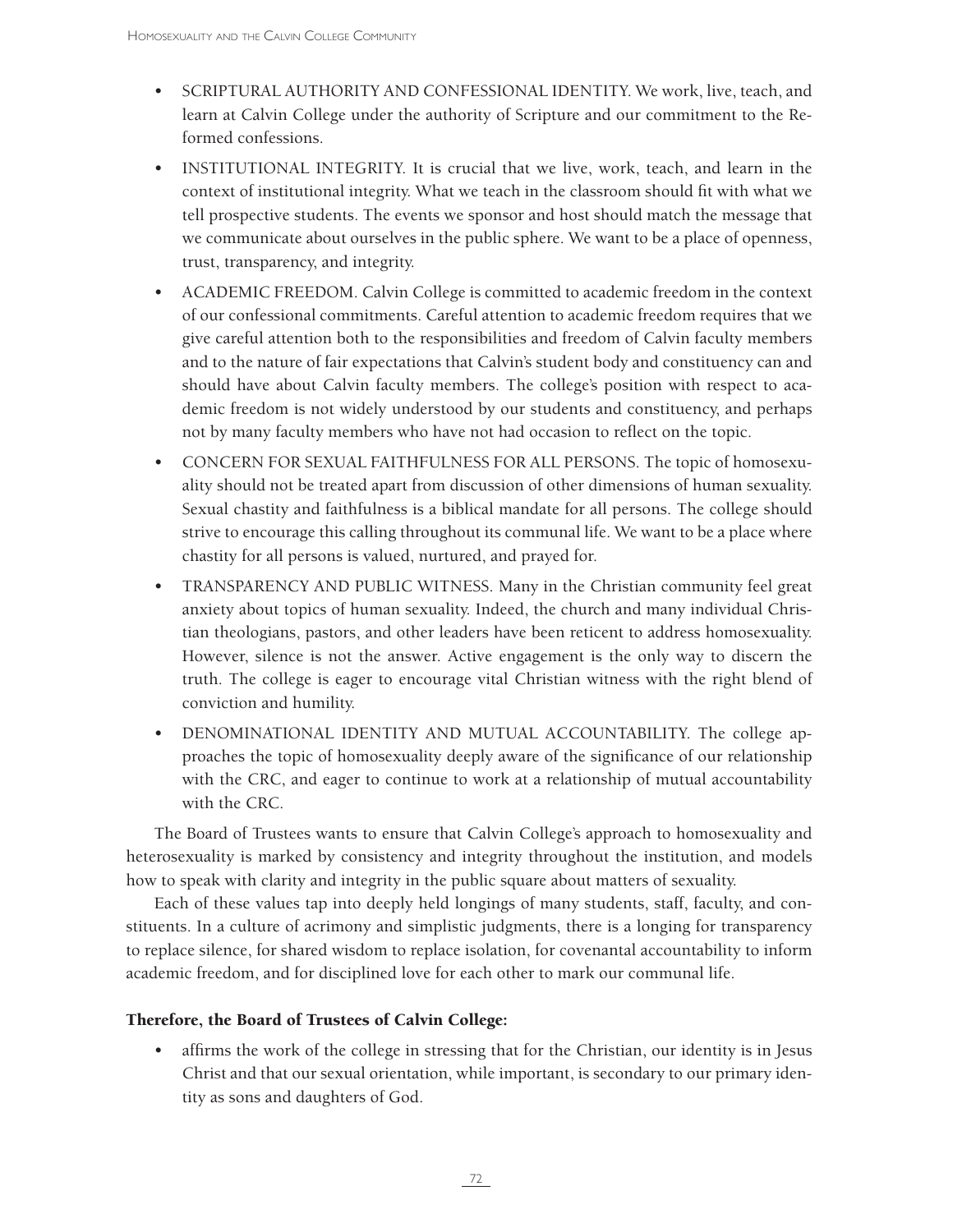- SCRIPTURAL AUTHORITY AND CONFESSIONAL IDENTITY. We work, live, teach, and learn at Calvin College under the authority of Scripture and our commitment to the Reformed confessions.
- INSTITUTIONAL INTEGRITY. It is crucial that we live, work, teach, and learn in the context of institutional integrity. What we teach in the classroom should fit with what we tell prospective students. The events we sponsor and host should match the message that we communicate about ourselves in the public sphere. We want to be a place of openness, trust, transparency, and integrity.
- ACADEMIC FREEDOM. Calvin College is committed to academic freedom in the context of our confessional commitments. Careful attention to academic freedom requires that we give careful attention both to the responsibilities and freedom of Calvin faculty members and to the nature of fair expectations that Calvin's student body and constituency can and should have about Calvin faculty members. The college's position with respect to academic freedom is not widely understood by our students and constituency, and perhaps not by many faculty members who have not had occasion to reflect on the topic.
- CONCERN FOR SEXUAL FAITHFULNESS FOR ALL PERSONS. The topic of homosexuality should not be treated apart from discussion of other dimensions of human sexuality. Sexual chastity and faithfulness is a biblical mandate for all persons. The college should strive to encourage this calling throughout its communal life. We want to be a place where chastity for all persons is valued, nurtured, and prayed for.
- TRANSPARENCY AND PUBLIC WITNESS. Many in the Christian community feel great anxiety about topics of human sexuality. Indeed, the church and many individual Christian theologians, pastors, and other leaders have been reticent to address homosexuality. However, silence is not the answer. Active engagement is the only way to discern the truth. The college is eager to encourage vital Christian witness with the right blend of conviction and humility.
- DENOMINATIONAL IDENTITY AND MUTUAL ACCOUNTABILITY. The college approaches the topic of homosexuality deeply aware of the significance of our relationship with the CRC, and eager to continue to work at a relationship of mutual accountability with the CRC.

The Board of Trustees wants to ensure that Calvin College's approach to homosexuality and heterosexuality is marked by consistency and integrity throughout the institution, and models how to speak with clarity and integrity in the public square about matters of sexuality.

Each of these values tap into deeply held longings of many students, staff, faculty, and constituents. In a culture of acrimony and simplistic judgments, there is a longing for transparency to replace silence, for shared wisdom to replace isolation, for covenantal accountability to inform academic freedom, and for disciplined love for each other to mark our communal life.

**Therefore, the Board of Trustees of Calvin College:**

- affirms the work of the college in stressing that for the Christian, our identity is in Jesus Christ and that our sexual orientation, while important, is secondary to our primary identity as sons and daughters of God.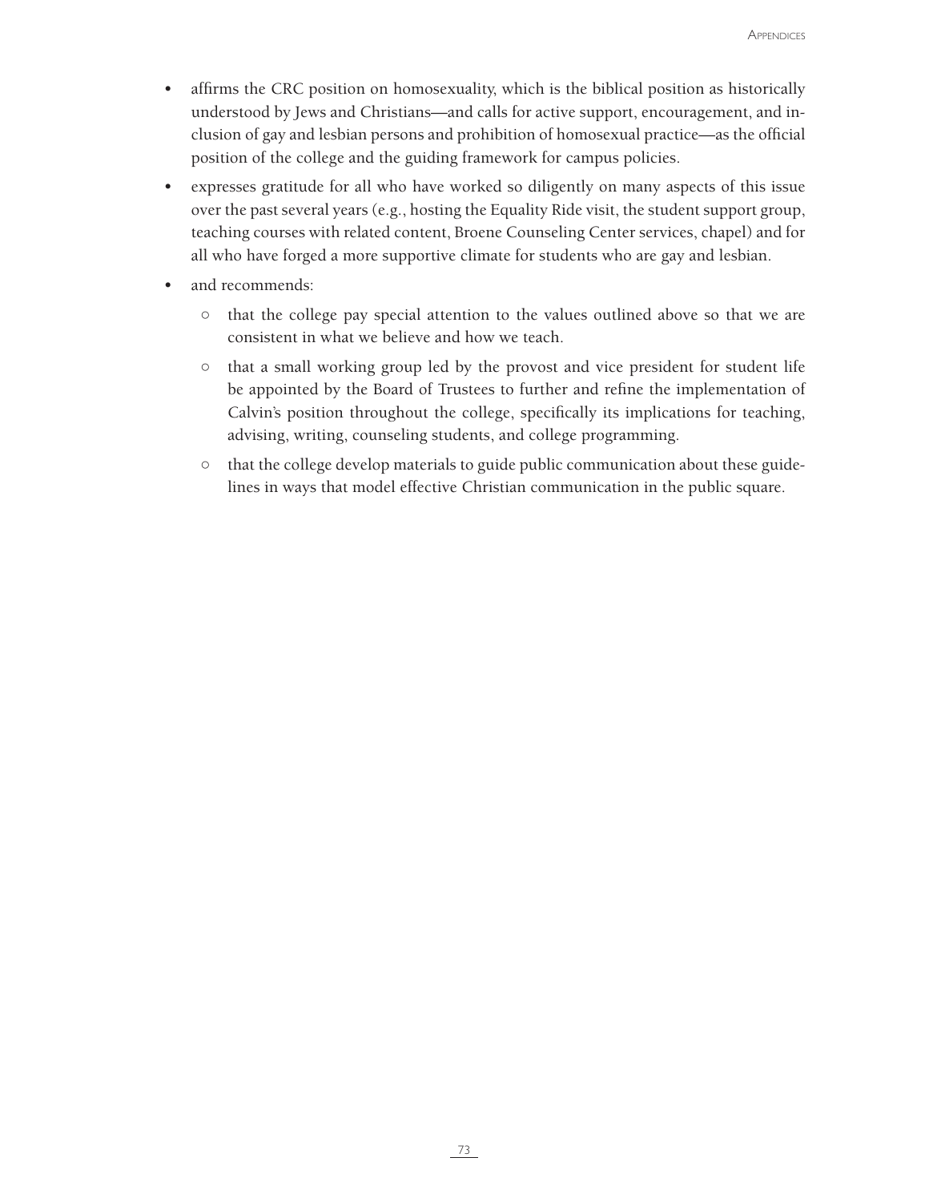- affirms the CRC position on homosexuality, which is the biblical position as historically understood by Jews and Christians—and calls for active support, encouragement, and inclusion of gay and lesbian persons and prohibition of homosexual practice—as the official position of the college and the guiding framework for campus policies.
- expresses gratitude for all who have worked so diligently on many aspects of this issue over the past several years (e.g., hosting the Equality Ride visit, the student support group, teaching courses with related content, Broene Counseling Center services, chapel) and for all who have forged a more supportive climate for students who are gay and lesbian.
- and recommends:
  - that the college pay special attention to the values outlined above so that we are consistent in what we believe and how we teach.
  - that a small working group led by the provost and vice president for student life be appointed by the Board of Trustees to further and refine the implementation of Calvin's position throughout the college, specifically its implications for teaching, advising, writing, counseling students, and college programming.
  - that the college develop materials to guide public communication about these guidelines in ways that model effective Christian communication in the public square.